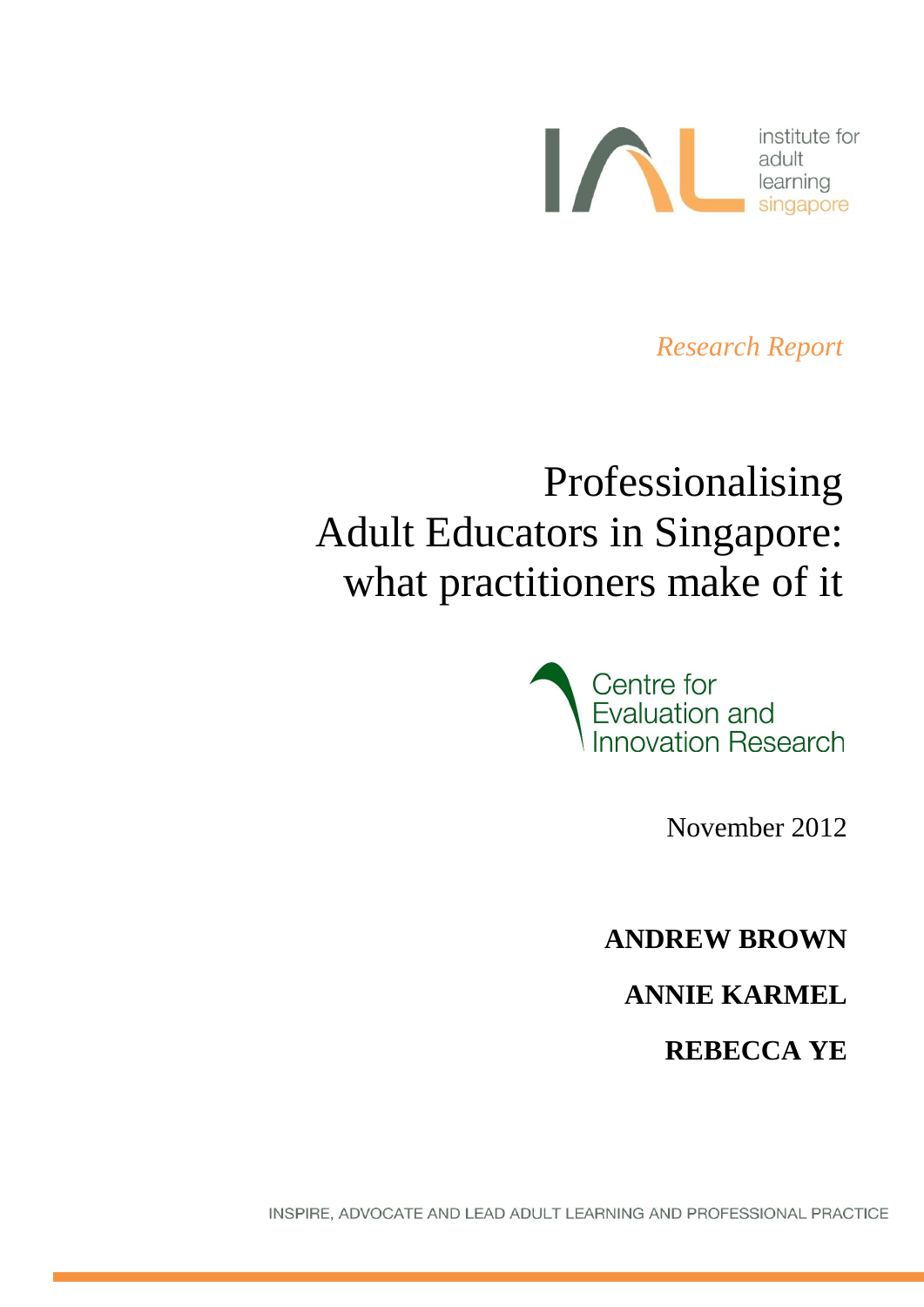institute for adult learning singapore

*Research Report*

# Professionalising Adult Educators in Singapore: what practitioners make of it

Centre for Evaluation and Innovation Research

November 2012

**ANDREW BROWN**

**ANNIE KARMEL**

**REBECCA YE**

INSPIRE, ADVOCATE AND LEAD ADULT LEARNING AND PROFESSIONAL PRACTICE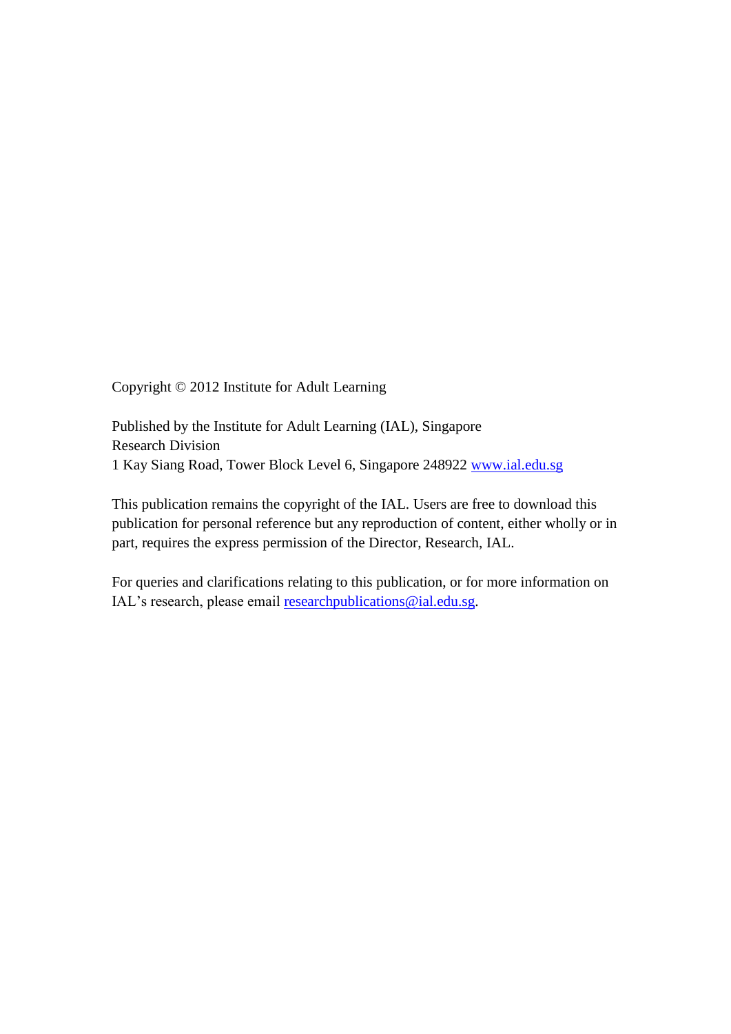Copyright © 2012 Institute for Adult Learning

Published by the Institute for Adult Learning (IAL), Singapore
Research Division
1 Kay Siang Road, Tower Block Level 6, Singapore 248922 www.ial.edu.sg

This publication remains the copyright of the IAL. Users are free to download this publication for personal reference but any reproduction of content, either wholly or in part, requires the express permission of the Director, Research, IAL.

For queries and clarifications relating to this publication, or for more information on IAL's research, please email researchpublications@ial.edu.sg.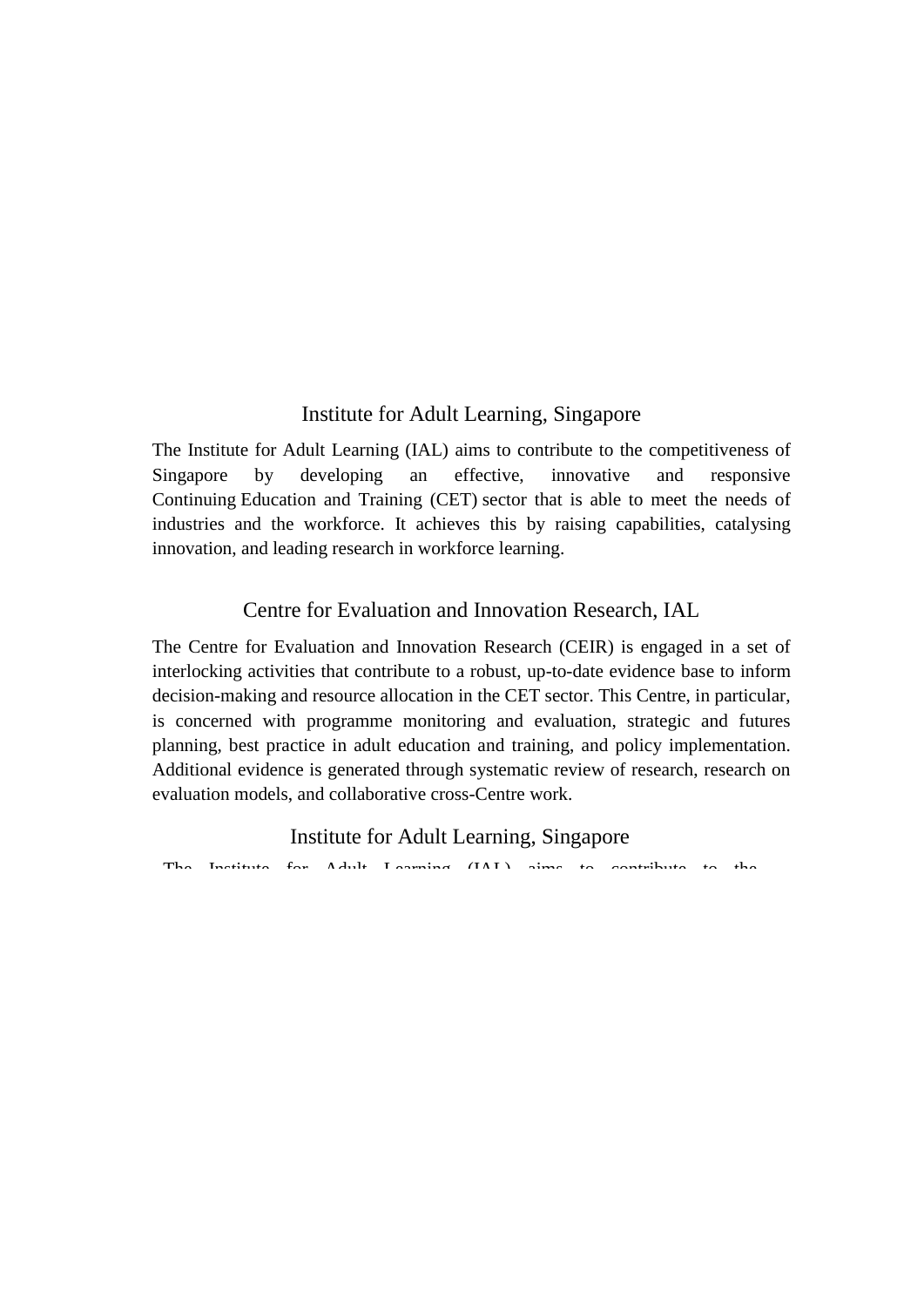## Institute for Adult Learning, Singapore

The Institute for Adult Learning (IAL) aims to contribute to the competitiveness of Singapore by developing an effective, innovative and responsive Continuing Education and Training (CET) sector that is able to meet the needs of industries and the workforce. It achieves this by raising capabilities, catalysing innovation, and leading research in workforce learning.

## Centre for Evaluation and Innovation Research, IAL

The Centre for Evaluation and Innovation Research (CEIR) is engaged in a set of interlocking activities that contribute to a robust, up-to-date evidence base to inform decision-making and resource allocation in the CET sector. This Centre, in particular, is concerned with programme monitoring and evaluation, strategic and futures planning, best practice in adult education and training, and policy implementation. Additional evidence is generated through systematic review of research, research on evaluation models, and collaborative cross-Centre work.

## Institute for Adult Learning, Singapore

The Institute for Adult Learning (IAL) aims to contribute to the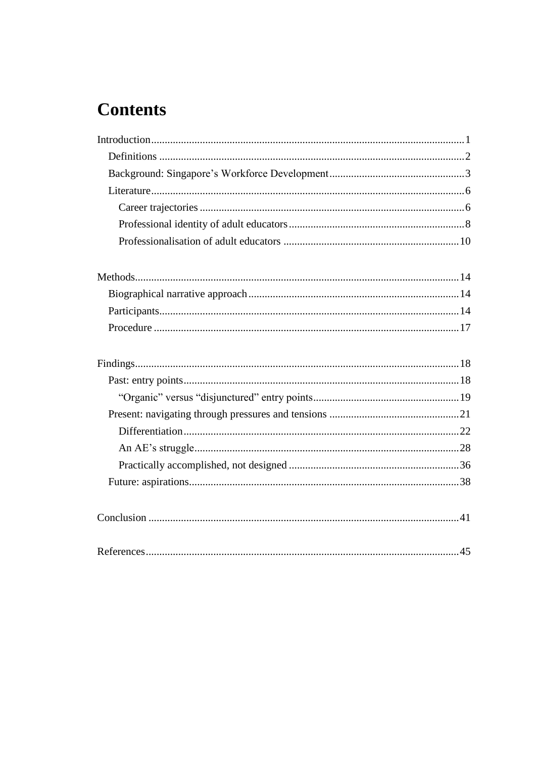# Contents

Introduction.......................................................................................................................1
  Definitions .....................................................................................................................2
  Background: Singapore's Workforce Development..................................................3
  Literature......................................................................................................................6
    Career trajectories .....................................................................................................6
    Professional identity of adult educators ....................................................................8
    Professionalisation of adult educators ....................................................................10

Methods...........................................................................................................................14
  Biographical narrative approach ..............................................................................14
  Participants..................................................................................................................14
  Procedure ....................................................................................................................17

Findings...........................................................................................................................18
  Past: entry points.........................................................................................................18
    "Organic" versus "disjunctured" entry points.........................................................19
  Present: navigating through pressures and tensions ................................................21
    Differentiation...........................................................................................................22
    An AE's struggle........................................................................................................28
    Practically accomplished, not designed ..................................................................36
  Future: aspirations.......................................................................................................38

Conclusion .....................................................................................................................41

References.......................................................................................................................45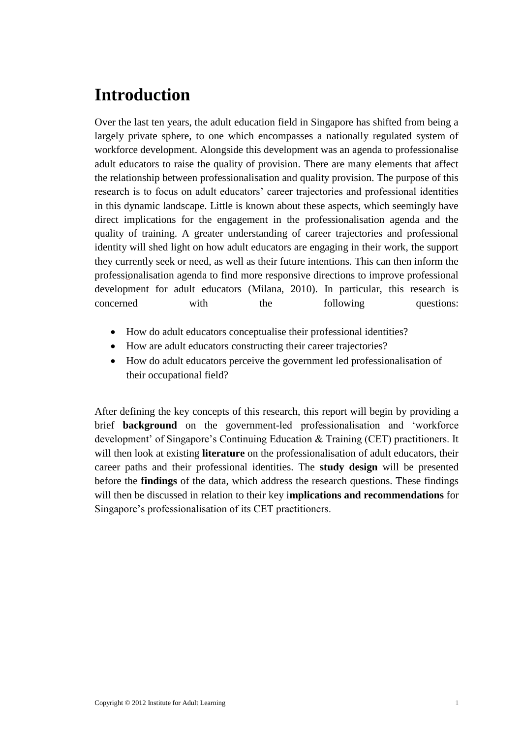# Introduction

Over the last ten years, the adult education field in Singapore has shifted from being a largely private sphere, to one which encompasses a nationally regulated system of workforce development. Alongside this development was an agenda to professionalise adult educators to raise the quality of provision. There are many elements that affect the relationship between professionalisation and quality provision. The purpose of this research is to focus on adult educators' career trajectories and professional identities in this dynamic landscape. Little is known about these aspects, which seemingly have direct implications for the engagement in the professionalisation agenda and the quality of training. A greater understanding of career trajectories and professional identity will shed light on how adult educators are engaging in their work, the support they currently seek or need, as well as their future intentions. This can then inform the professionalisation agenda to find more responsive directions to improve professional development for adult educators (Milana, 2010). In particular, this research is concerned with the following questions:

- How do adult educators conceptualise their professional identities?
- How are adult educators constructing their career trajectories?
- How do adult educators perceive the government led professionalisation of their occupational field?

After defining the key concepts of this research, this report will begin by providing a brief **background** on the government-led professionalisation and 'workforce development' of Singapore's Continuing Education & Training (CET) practitioners. It will then look at existing **literature** on the professionalisation of adult educators, their career paths and their professional identities. The **study design** will be presented before the **findings** of the data, which address the research questions. These findings will then be discussed in relation to their key i**mplications and recommendations** for Singapore's professionalisation of its CET practitioners.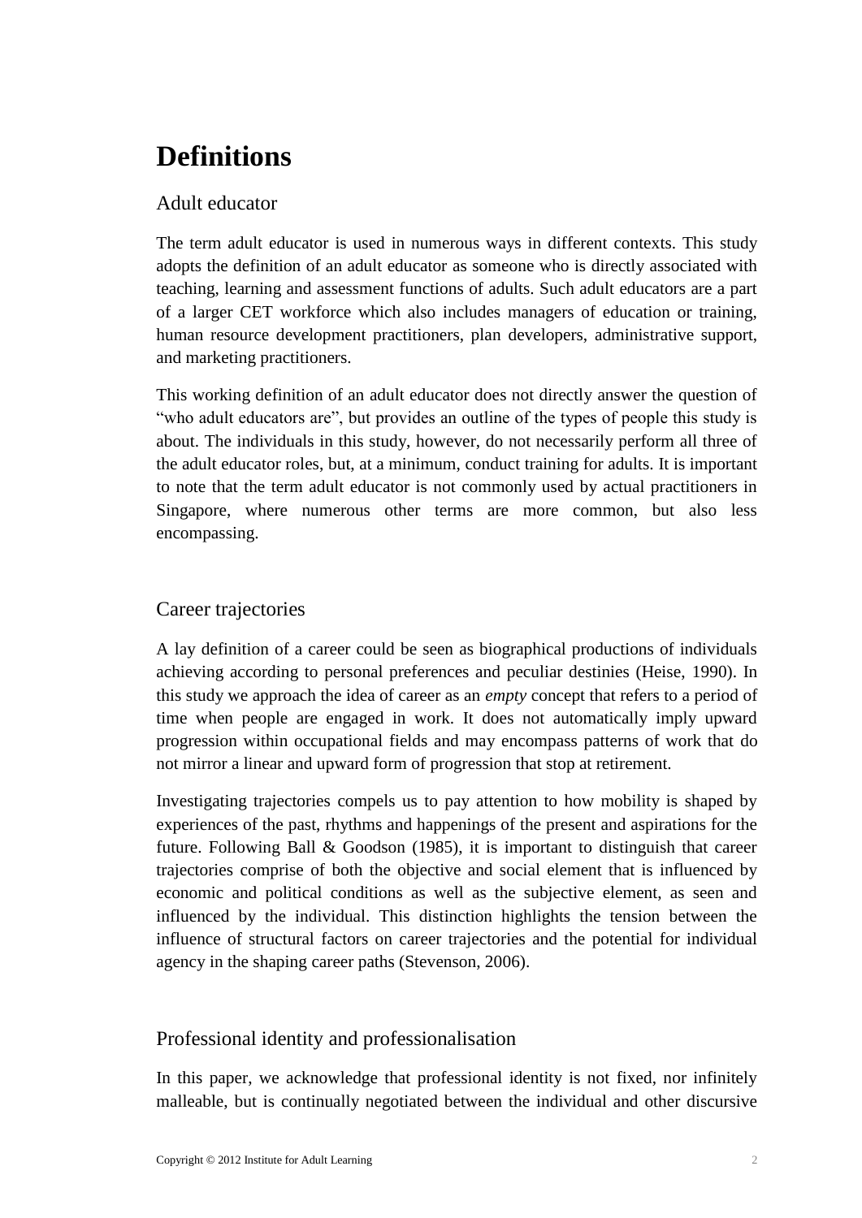# Definitions

## Adult educator

The term adult educator is used in numerous ways in different contexts. This study adopts the definition of an adult educator as someone who is directly associated with teaching, learning and assessment functions of adults. Such adult educators are a part of a larger CET workforce which also includes managers of education or training, human resource development practitioners, plan developers, administrative support, and marketing practitioners.

This working definition of an adult educator does not directly answer the question of "who adult educators are", but provides an outline of the types of people this study is about. The individuals in this study, however, do not necessarily perform all three of the adult educator roles, but, at a minimum, conduct training for adults. It is important to note that the term adult educator is not commonly used by actual practitioners in Singapore, where numerous other terms are more common, but also less encompassing.

## Career trajectories

A lay definition of a career could be seen as biographical productions of individuals achieving according to personal preferences and peculiar destinies (Heise, 1990). In this study we approach the idea of career as an *empty* concept that refers to a period of time when people are engaged in work. It does not automatically imply upward progression within occupational fields and may encompass patterns of work that do not mirror a linear and upward form of progression that stop at retirement.

Investigating trajectories compels us to pay attention to how mobility is shaped by experiences of the past, rhythms and happenings of the present and aspirations for the future. Following Ball & Goodson (1985), it is important to distinguish that career trajectories comprise of both the objective and social element that is influenced by economic and political conditions as well as the subjective element, as seen and influenced by the individual. This distinction highlights the tension between the influence of structural factors on career trajectories and the potential for individual agency in the shaping career paths (Stevenson, 2006).

## Professional identity and professionalisation

In this paper, we acknowledge that professional identity is not fixed, nor infinitely malleable, but is continually negotiated between the individual and other discursive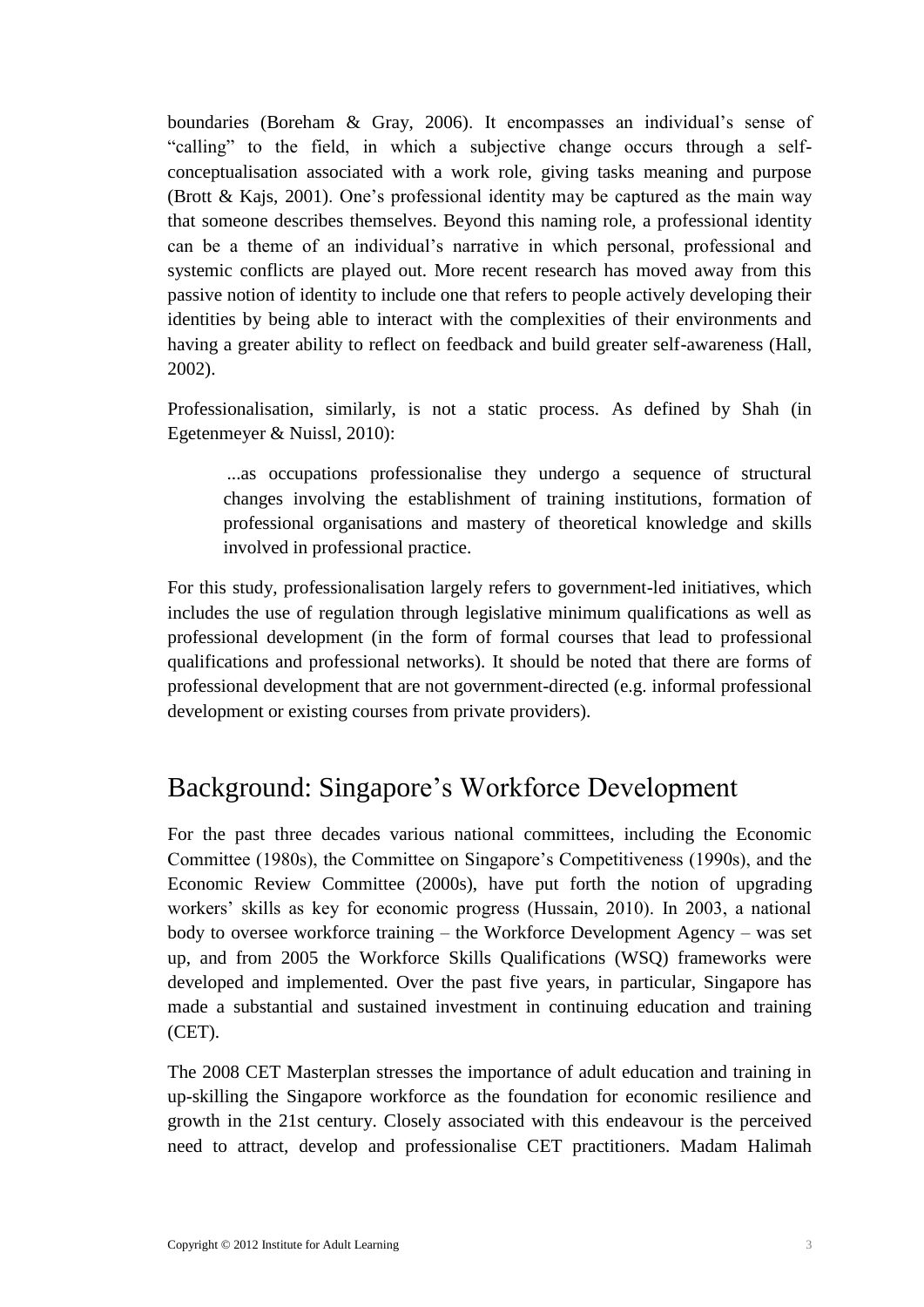boundaries (Boreham & Gray, 2006). It encompasses an individual's sense of "calling" to the field, in which a subjective change occurs through a self-conceptualisation associated with a work role, giving tasks meaning and purpose (Brott & Kajs, 2001). One's professional identity may be captured as the main way that someone describes themselves. Beyond this naming role, a professional identity can be a theme of an individual's narrative in which personal, professional and systemic conflicts are played out. More recent research has moved away from this passive notion of identity to include one that refers to people actively developing their identities by being able to interact with the complexities of their environments and having a greater ability to reflect on feedback and build greater self-awareness (Hall, 2002).

Professionalisation, similarly, is not a static process. As defined by Shah (in Egetenmeyer & Nuissl, 2010):

> ...as occupations professionalise they undergo a sequence of structural changes involving the establishment of training institutions, formation of professional organisations and mastery of theoretical knowledge and skills involved in professional practice.

For this study, professionalisation largely refers to government-led initiatives, which includes the use of regulation through legislative minimum qualifications as well as professional development (in the form of formal courses that lead to professional qualifications and professional networks). It should be noted that there are forms of professional development that are not government-directed (e.g. informal professional development or existing courses from private providers).

## Background: Singapore's Workforce Development

For the past three decades various national committees, including the Economic Committee (1980s), the Committee on Singapore's Competitiveness (1990s), and the Economic Review Committee (2000s), have put forth the notion of upgrading workers' skills as key for economic progress (Hussain, 2010). In 2003, a national body to oversee workforce training – the Workforce Development Agency – was set up, and from 2005 the Workforce Skills Qualifications (WSQ) frameworks were developed and implemented. Over the past five years, in particular, Singapore has made a substantial and sustained investment in continuing education and training (CET).

The 2008 CET Masterplan stresses the importance of adult education and training in up-skilling the Singapore workforce as the foundation for economic resilience and growth in the 21st century. Closely associated with this endeavour is the perceived need to attract, develop and professionalise CET practitioners. Madam Halimah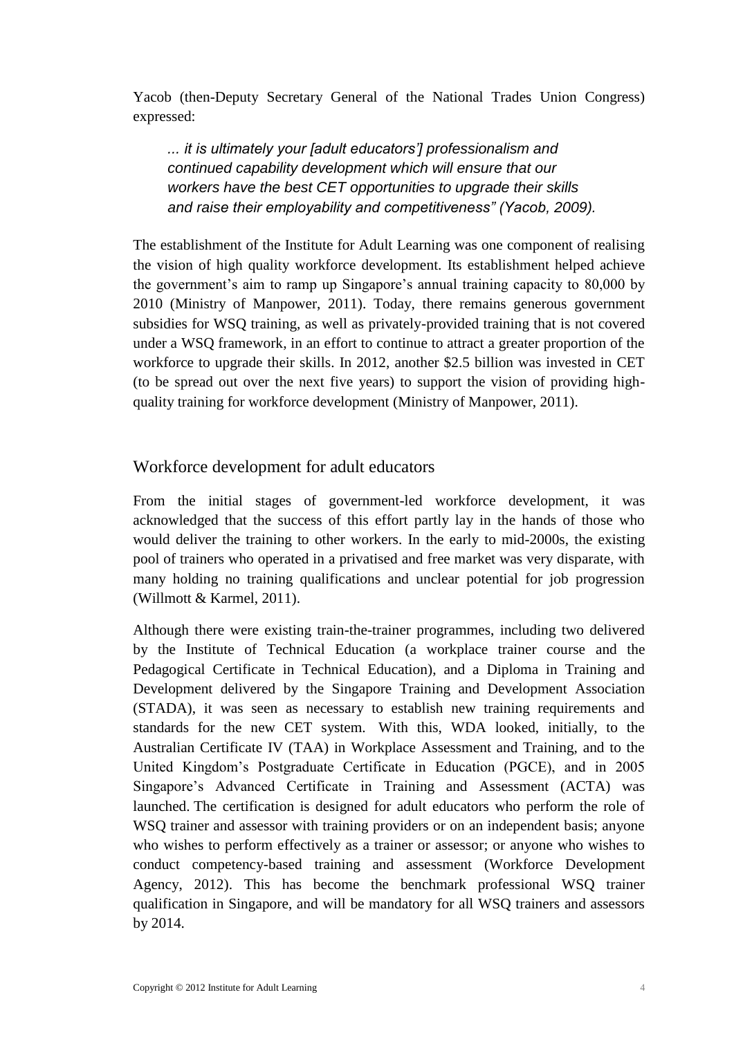Yacob (then-Deputy Secretary General of the National Trades Union Congress) expressed:

> *... it is ultimately your [adult educators'] professionalism and continued capability development which will ensure that our workers have the best CET opportunities to upgrade their skills and raise their employability and competitiveness" (Yacob, 2009).*

The establishment of the Institute for Adult Learning was one component of realising the vision of high quality workforce development. Its establishment helped achieve the government's aim to ramp up Singapore's annual training capacity to 80,000 by 2010 (Ministry of Manpower, 2011). Today, there remains generous government subsidies for WSQ training, as well as privately-provided training that is not covered under a WSQ framework, in an effort to continue to attract a greater proportion of the workforce to upgrade their skills. In 2012, another $2.5 billion was invested in CET (to be spread out over the next five years) to support the vision of providing high-quality training for workforce development (Ministry of Manpower, 2011).

## Workforce development for adult educators

From the initial stages of government-led workforce development, it was acknowledged that the success of this effort partly lay in the hands of those who would deliver the training to other workers. In the early to mid-2000s, the existing pool of trainers who operated in a privatised and free market was very disparate, with many holding no training qualifications and unclear potential for job progression (Willmott & Karmel, 2011).

Although there were existing train-the-trainer programmes, including two delivered by the Institute of Technical Education (a workplace trainer course and the Pedagogical Certificate in Technical Education), and a Diploma in Training and Development delivered by the Singapore Training and Development Association (STADA), it was seen as necessary to establish new training requirements and standards for the new CET system. With this, WDA looked, initially, to the Australian Certificate IV (TAA) in Workplace Assessment and Training, and to the United Kingdom's Postgraduate Certificate in Education (PGCE), and in 2005 Singapore's Advanced Certificate in Training and Assessment (ACTA) was launched. The certification is designed for adult educators who perform the role of WSQ trainer and assessor with training providers or on an independent basis; anyone who wishes to perform effectively as a trainer or assessor; or anyone who wishes to conduct competency-based training and assessment (Workforce Development Agency, 2012). This has become the benchmark professional WSQ trainer qualification in Singapore, and will be mandatory for all WSQ trainers and assessors by 2014.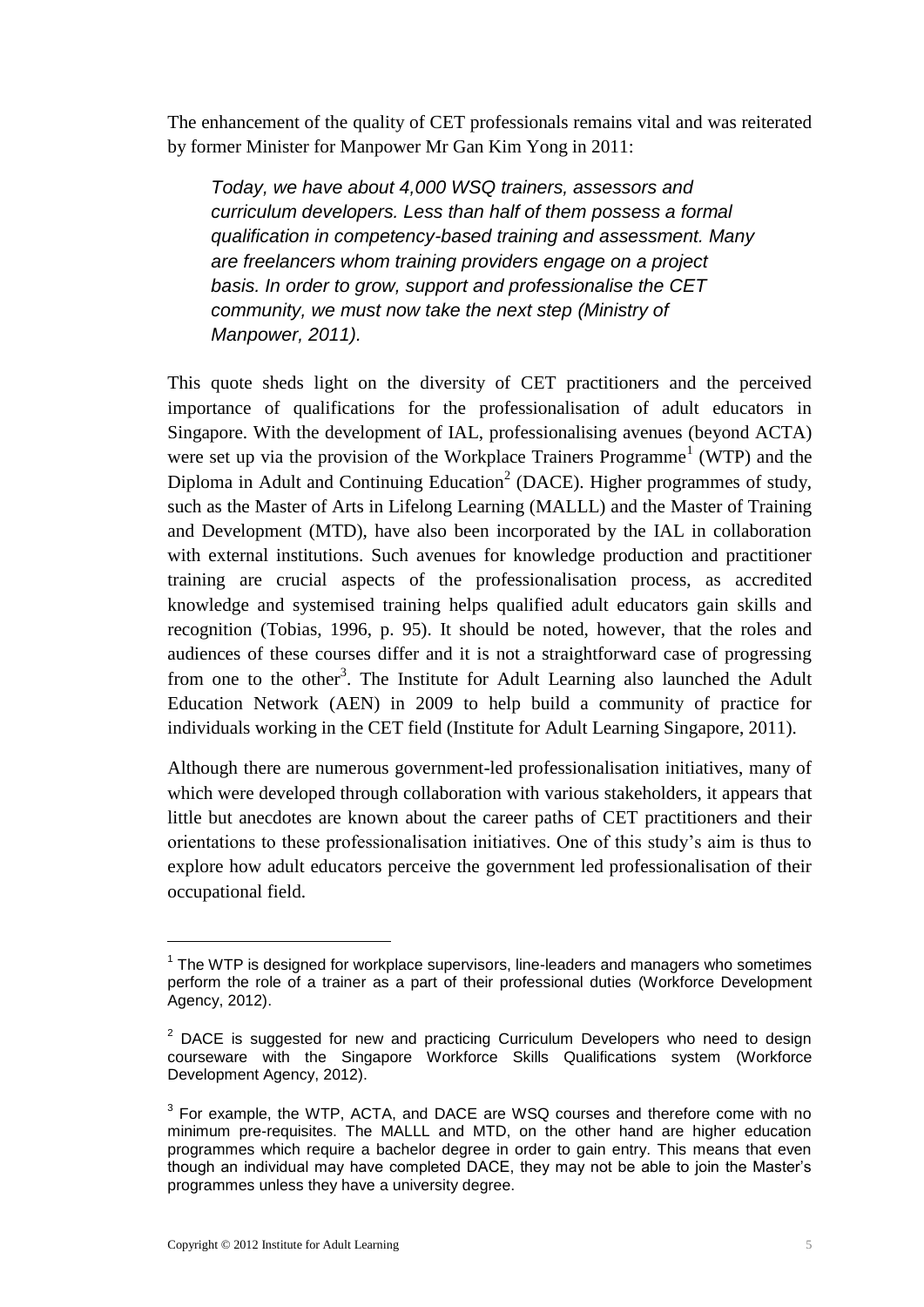The enhancement of the quality of CET professionals remains vital and was reiterated by former Minister for Manpower Mr Gan Kim Yong in 2011:

> *Today, we have about 4,000 WSQ trainers, assessors and curriculum developers. Less than half of them possess a formal qualification in competency-based training and assessment. Many are freelancers whom training providers engage on a project basis. In order to grow, support and professionalise the CET community, we must now take the next step (Ministry of Manpower, 2011).*

This quote sheds light on the diversity of CET practitioners and the perceived importance of qualifications for the professionalisation of adult educators in Singapore. With the development of IAL, professionalising avenues (beyond ACTA) were set up via the provision of the Workplace Trainers Programme[1] (WTP) and the Diploma in Adult and Continuing Education[2] (DACE). Higher programmes of study, such as the Master of Arts in Lifelong Learning (MALLL) and the Master of Training and Development (MTD), have also been incorporated by the IAL in collaboration with external institutions. Such avenues for knowledge production and practitioner training are crucial aspects of the professionalisation process, as accredited knowledge and systemised training helps qualified adult educators gain skills and recognition (Tobias, 1996, p. 95). It should be noted, however, that the roles and audiences of these courses differ and it is not a straightforward case of progressing from one to the other[3]. The Institute for Adult Learning also launched the Adult Education Network (AEN) in 2009 to help build a community of practice for individuals working in the CET field (Institute for Adult Learning Singapore, 2011).

Although there are numerous government-led professionalisation initiatives, many of which were developed through collaboration with various stakeholders, it appears that little but anecdotes are known about the career paths of CET practitioners and their orientations to these professionalisation initiatives. One of this study's aim is thus to explore how adult educators perceive the government led professionalisation of their occupational field.

---

[1] The WTP is designed for workplace supervisors, line-leaders and managers who sometimes perform the role of a trainer as a part of their professional duties (Workforce Development Agency, 2012).

[2] DACE is suggested for new and practicing Curriculum Developers who need to design courseware with the Singapore Workforce Skills Qualifications system (Workforce Development Agency, 2012).

[3] For example, the WTP, ACTA, and DACE are WSQ courses and therefore come with no minimum pre-requisites. The MALLL and MTD, on the other hand are higher education programmes which require a bachelor degree in order to gain entry. This means that even though an individual may have completed DACE, they may not be able to join the Master's programmes unless they have a university degree.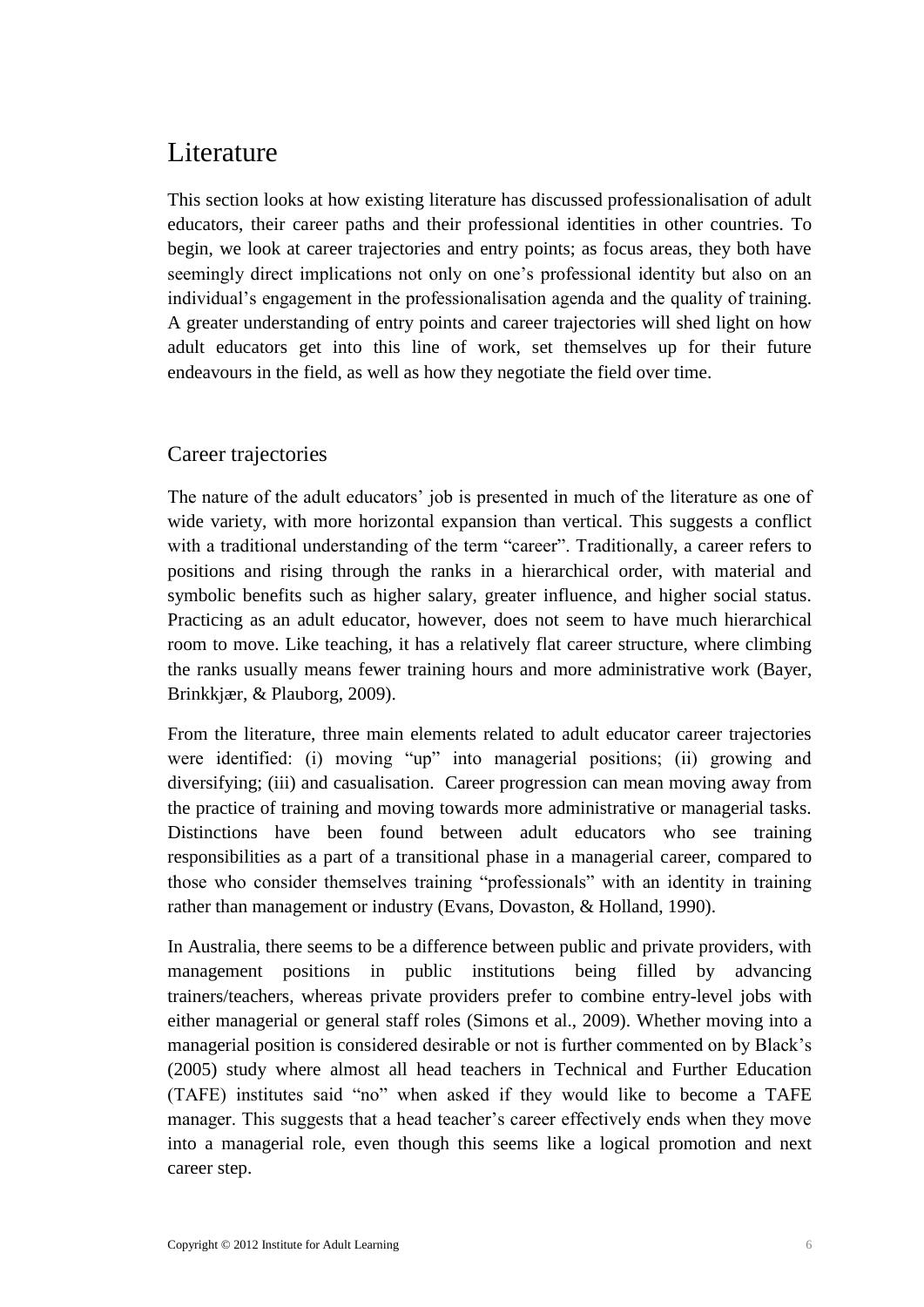# Literature

This section looks at how existing literature has discussed professionalisation of adult educators, their career paths and their professional identities in other countries. To begin, we look at career trajectories and entry points; as focus areas, they both have seemingly direct implications not only on one's professional identity but also on an individual's engagement in the professionalisation agenda and the quality of training. A greater understanding of entry points and career trajectories will shed light on how adult educators get into this line of work, set themselves up for their future endeavours in the field, as well as how they negotiate the field over time.

## Career trajectories

The nature of the adult educators' job is presented in much of the literature as one of wide variety, with more horizontal expansion than vertical. This suggests a conflict with a traditional understanding of the term "career". Traditionally, a career refers to positions and rising through the ranks in a hierarchical order, with material and symbolic benefits such as higher salary, greater influence, and higher social status. Practicing as an adult educator, however, does not seem to have much hierarchical room to move. Like teaching, it has a relatively flat career structure, where climbing the ranks usually means fewer training hours and more administrative work (Bayer, Brinkkjær, & Plauborg, 2009).

From the literature, three main elements related to adult educator career trajectories were identified: (i) moving "up" into managerial positions; (ii) growing and diversifying; (iii) and casualisation. Career progression can mean moving away from the practice of training and moving towards more administrative or managerial tasks. Distinctions have been found between adult educators who see training responsibilities as a part of a transitional phase in a managerial career, compared to those who consider themselves training "professionals" with an identity in training rather than management or industry (Evans, Dovaston, & Holland, 1990).

In Australia, there seems to be a difference between public and private providers, with management positions in public institutions being filled by advancing trainers/teachers, whereas private providers prefer to combine entry-level jobs with either managerial or general staff roles (Simons et al., 2009). Whether moving into a managerial position is considered desirable or not is further commented on by Black's (2005) study where almost all head teachers in Technical and Further Education (TAFE) institutes said "no" when asked if they would like to become a TAFE manager. This suggests that a head teacher's career effectively ends when they move into a managerial role, even though this seems like a logical promotion and next career step.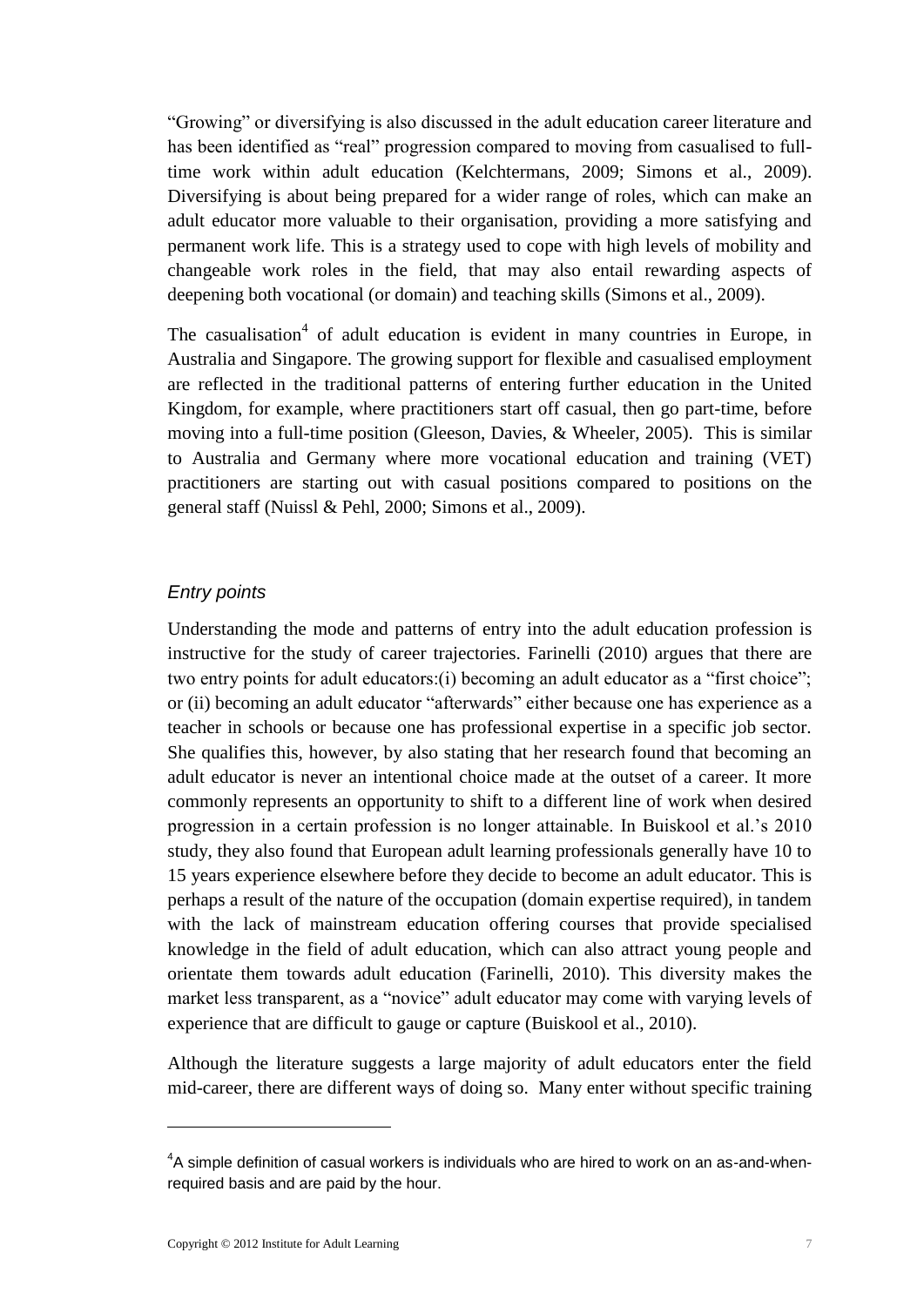"Growing" or diversifying is also discussed in the adult education career literature and has been identified as "real" progression compared to moving from casualised to full-time work within adult education (Kelchtermans, 2009; Simons et al., 2009). Diversifying is about being prepared for a wider range of roles, which can make an adult educator more valuable to their organisation, providing a more satisfying and permanent work life. This is a strategy used to cope with high levels of mobility and changeable work roles in the field, that may also entail rewarding aspects of deepening both vocational (or domain) and teaching skills (Simons et al., 2009).

The casualisation[4] of adult education is evident in many countries in Europe, in Australia and Singapore. The growing support for flexible and casualised employment are reflected in the traditional patterns of entering further education in the United Kingdom, for example, where practitioners start off casual, then go part-time, before moving into a full-time position (Gleeson, Davies, & Wheeler, 2005). This is similar to Australia and Germany where more vocational education and training (VET) practitioners are starting out with casual positions compared to positions on the general staff (Nuissl & Pehl, 2000; Simons et al., 2009).

### *Entry points*

Understanding the mode and patterns of entry into the adult education profession is instructive for the study of career trajectories. Farinelli (2010) argues that there are two entry points for adult educators:(i) becoming an adult educator as a "first choice"; or (ii) becoming an adult educator "afterwards" either because one has experience as a teacher in schools or because one has professional expertise in a specific job sector. She qualifies this, however, by also stating that her research found that becoming an adult educator is never an intentional choice made at the outset of a career. It more commonly represents an opportunity to shift to a different line of work when desired progression in a certain profession is no longer attainable. In Buiskool et al.'s 2010 study, they also found that European adult learning professionals generally have 10 to 15 years experience elsewhere before they decide to become an adult educator. This is perhaps a result of the nature of the occupation (domain expertise required), in tandem with the lack of mainstream education offering courses that provide specialised knowledge in the field of adult education, which can also attract young people and orientate them towards adult education (Farinelli, 2010). This diversity makes the market less transparent, as a "novice" adult educator may come with varying levels of experience that are difficult to gauge or capture (Buiskool et al., 2010).

Although the literature suggests a large majority of adult educators enter the field mid-career, there are different ways of doing so. Many enter without specific training

---

[4] A simple definition of casual workers is individuals who are hired to work on an as-and-when-required basis and are paid by the hour.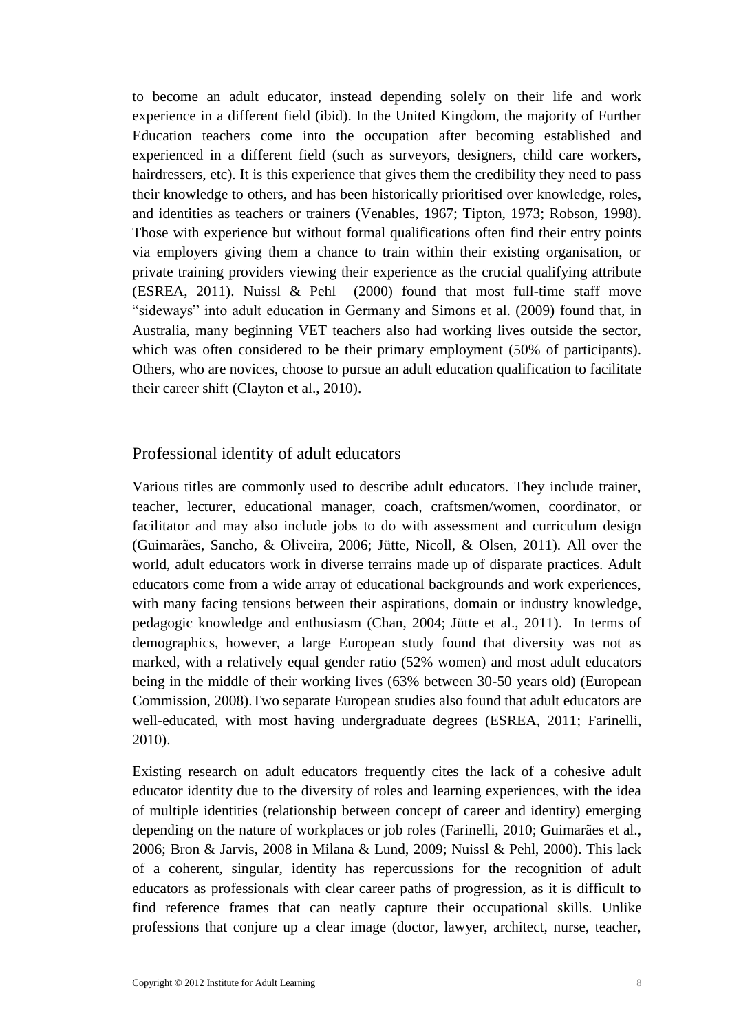to become an adult educator, instead depending solely on their life and work experience in a different field (ibid). In the United Kingdom, the majority of Further Education teachers come into the occupation after becoming established and experienced in a different field (such as surveyors, designers, child care workers, hairdressers, etc). It is this experience that gives them the credibility they need to pass their knowledge to others, and has been historically prioritised over knowledge, roles, and identities as teachers or trainers (Venables, 1967; Tipton, 1973; Robson, 1998). Those with experience but without formal qualifications often find their entry points via employers giving them a chance to train within their existing organisation, or private training providers viewing their experience as the crucial qualifying attribute (ESREA, 2011). Nuissl & Pehl (2000) found that most full-time staff move "sideways" into adult education in Germany and Simons et al. (2009) found that, in Australia, many beginning VET teachers also had working lives outside the sector, which was often considered to be their primary employment (50% of participants). Others, who are novices, choose to pursue an adult education qualification to facilitate their career shift (Clayton et al., 2010).

## Professional identity of adult educators

Various titles are commonly used to describe adult educators. They include trainer, teacher, lecturer, educational manager, coach, craftsmen/women, coordinator, or facilitator and may also include jobs to do with assessment and curriculum design (Guimarães, Sancho, & Oliveira, 2006; Jütte, Nicoll, & Olsen, 2011). All over the world, adult educators work in diverse terrains made up of disparate practices. Adult educators come from a wide array of educational backgrounds and work experiences, with many facing tensions between their aspirations, domain or industry knowledge, pedagogic knowledge and enthusiasm (Chan, 2004; Jütte et al., 2011). In terms of demographics, however, a large European study found that diversity was not as marked, with a relatively equal gender ratio (52% women) and most adult educators being in the middle of their working lives (63% between 30-50 years old) (European Commission, 2008).Two separate European studies also found that adult educators are well-educated, with most having undergraduate degrees (ESREA, 2011; Farinelli, 2010).

Existing research on adult educators frequently cites the lack of a cohesive adult educator identity due to the diversity of roles and learning experiences, with the idea of multiple identities (relationship between concept of career and identity) emerging depending on the nature of workplaces or job roles (Farinelli, 2010; Guimarães et al., 2006; Bron & Jarvis, 2008 in Milana & Lund, 2009; Nuissl & Pehl, 2000). This lack of a coherent, singular, identity has repercussions for the recognition of adult educators as professionals with clear career paths of progression, as it is difficult to find reference frames that can neatly capture their occupational skills. Unlike professions that conjure up a clear image (doctor, lawyer, architect, nurse, teacher,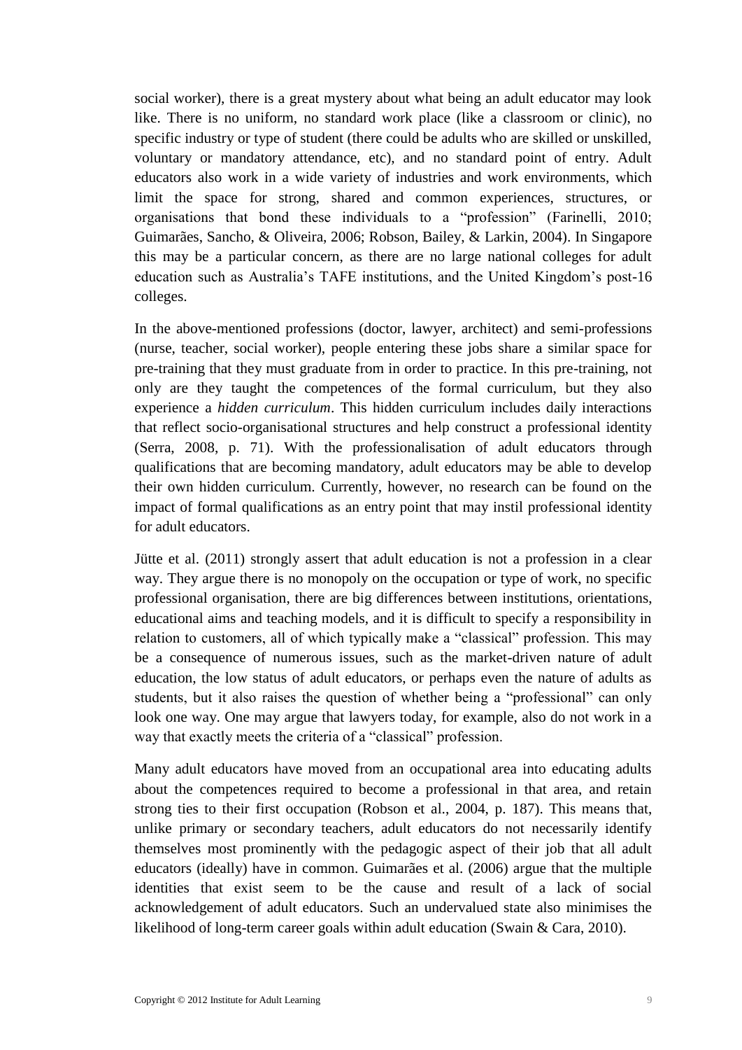social worker), there is a great mystery about what being an adult educator may look like. There is no uniform, no standard work place (like a classroom or clinic), no specific industry or type of student (there could be adults who are skilled or unskilled, voluntary or mandatory attendance, etc), and no standard point of entry. Adult educators also work in a wide variety of industries and work environments, which limit the space for strong, shared and common experiences, structures, or organisations that bond these individuals to a "profession" (Farinelli, 2010; Guimarães, Sancho, & Oliveira, 2006; Robson, Bailey, & Larkin, 2004). In Singapore this may be a particular concern, as there are no large national colleges for adult education such as Australia's TAFE institutions, and the United Kingdom's post-16 colleges.

In the above-mentioned professions (doctor, lawyer, architect) and semi-professions (nurse, teacher, social worker), people entering these jobs share a similar space for pre-training that they must graduate from in order to practice. In this pre-training, not only are they taught the competences of the formal curriculum, but they also experience a *hidden curriculum*. This hidden curriculum includes daily interactions that reflect socio-organisational structures and help construct a professional identity (Serra, 2008, p. 71). With the professionalisation of adult educators through qualifications that are becoming mandatory, adult educators may be able to develop their own hidden curriculum. Currently, however, no research can be found on the impact of formal qualifications as an entry point that may instil professional identity for adult educators.

Jütte et al. (2011) strongly assert that adult education is not a profession in a clear way. They argue there is no monopoly on the occupation or type of work, no specific professional organisation, there are big differences between institutions, orientations, educational aims and teaching models, and it is difficult to specify a responsibility in relation to customers, all of which typically make a "classical" profession. This may be a consequence of numerous issues, such as the market-driven nature of adult education, the low status of adult educators, or perhaps even the nature of adults as students, but it also raises the question of whether being a "professional" can only look one way. One may argue that lawyers today, for example, also do not work in a way that exactly meets the criteria of a "classical" profession.

Many adult educators have moved from an occupational area into educating adults about the competences required to become a professional in that area, and retain strong ties to their first occupation (Robson et al., 2004, p. 187). This means that, unlike primary or secondary teachers, adult educators do not necessarily identify themselves most prominently with the pedagogic aspect of their job that all adult educators (ideally) have in common. Guimarães et al. (2006) argue that the multiple identities that exist seem to be the cause and result of a lack of social acknowledgement of adult educators. Such an undervalued state also minimises the likelihood of long-term career goals within adult education (Swain & Cara, 2010).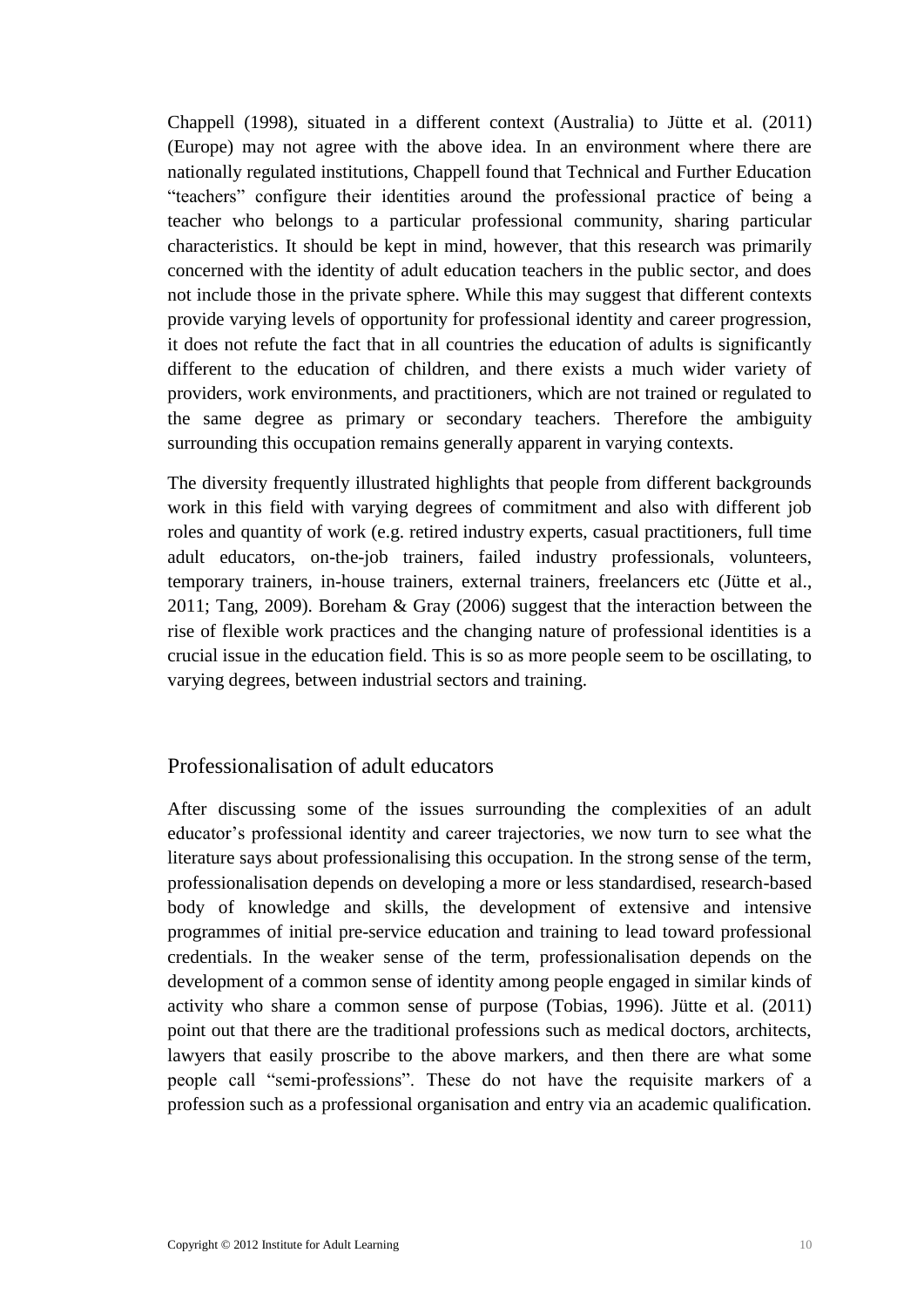Chappell (1998), situated in a different context (Australia) to Jütte et al. (2011) (Europe) may not agree with the above idea. In an environment where there are nationally regulated institutions, Chappell found that Technical and Further Education "teachers" configure their identities around the professional practice of being a teacher who belongs to a particular professional community, sharing particular characteristics. It should be kept in mind, however, that this research was primarily concerned with the identity of adult education teachers in the public sector, and does not include those in the private sphere. While this may suggest that different contexts provide varying levels of opportunity for professional identity and career progression, it does not refute the fact that in all countries the education of adults is significantly different to the education of children, and there exists a much wider variety of providers, work environments, and practitioners, which are not trained or regulated to the same degree as primary or secondary teachers. Therefore the ambiguity surrounding this occupation remains generally apparent in varying contexts.

The diversity frequently illustrated highlights that people from different backgrounds work in this field with varying degrees of commitment and also with different job roles and quantity of work (e.g. retired industry experts, casual practitioners, full time adult educators, on-the-job trainers, failed industry professionals, volunteers, temporary trainers, in-house trainers, external trainers, freelancers etc (Jütte et al., 2011; Tang, 2009). Boreham & Gray (2006) suggest that the interaction between the rise of flexible work practices and the changing nature of professional identities is a crucial issue in the education field. This is so as more people seem to be oscillating, to varying degrees, between industrial sectors and training.

## Professionalisation of adult educators

After discussing some of the issues surrounding the complexities of an adult educator's professional identity and career trajectories, we now turn to see what the literature says about professionalising this occupation. In the strong sense of the term, professionalisation depends on developing a more or less standardised, research-based body of knowledge and skills, the development of extensive and intensive programmes of initial pre-service education and training to lead toward professional credentials. In the weaker sense of the term, professionalisation depends on the development of a common sense of identity among people engaged in similar kinds of activity who share a common sense of purpose (Tobias, 1996). Jütte et al. (2011) point out that there are the traditional professions such as medical doctors, architects, lawyers that easily proscribe to the above markers, and then there are what some people call "semi-professions". These do not have the requisite markers of a profession such as a professional organisation and entry via an academic qualification.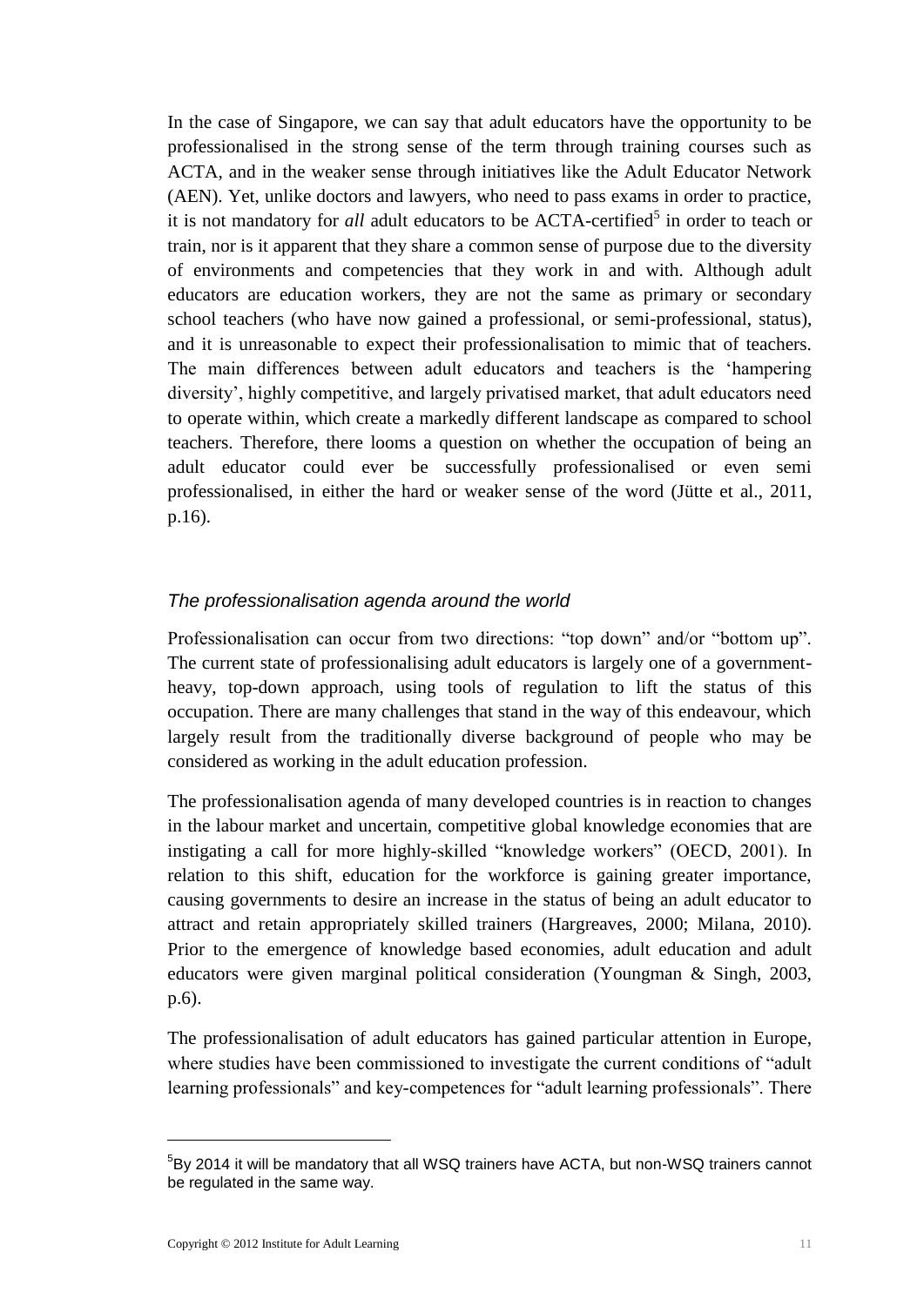In the case of Singapore, we can say that adult educators have the opportunity to be professionalised in the strong sense of the term through training courses such as ACTA, and in the weaker sense through initiatives like the Adult Educator Network (AEN). Yet, unlike doctors and lawyers, who need to pass exams in order to practice, it is not mandatory for *all* adult educators to be ACTA-certified[5] in order to teach or train, nor is it apparent that they share a common sense of purpose due to the diversity of environments and competencies that they work in and with. Although adult educators are education workers, they are not the same as primary or secondary school teachers (who have now gained a professional, or semi-professional, status), and it is unreasonable to expect their professionalisation to mimic that of teachers. The main differences between adult educators and teachers is the 'hampering diversity', highly competitive, and largely privatised market, that adult educators need to operate within, which create a markedly different landscape as compared to school teachers. Therefore, there looms a question on whether the occupation of being an adult educator could ever be successfully professionalised or even semi professionalised, in either the hard or weaker sense of the word (Jütte et al., 2011, p.16).

### *The professionalisation agenda around the world*

Professionalisation can occur from two directions: "top down" and/or "bottom up". The current state of professionalising adult educators is largely one of a government-heavy, top-down approach, using tools of regulation to lift the status of this occupation. There are many challenges that stand in the way of this endeavour, which largely result from the traditionally diverse background of people who may be considered as working in the adult education profession.

The professionalisation agenda of many developed countries is in reaction to changes in the labour market and uncertain, competitive global knowledge economies that are instigating a call for more highly-skilled "knowledge workers" (OECD, 2001). In relation to this shift, education for the workforce is gaining greater importance, causing governments to desire an increase in the status of being an adult educator to attract and retain appropriately skilled trainers (Hargreaves, 2000; Milana, 2010). Prior to the emergence of knowledge based economies, adult education and adult educators were given marginal political consideration (Youngman & Singh, 2003, p.6).

The professionalisation of adult educators has gained particular attention in Europe, where studies have been commissioned to investigate the current conditions of "adult learning professionals" and key-competences for "adult learning professionals". There

[5] By 2014 it will be mandatory that all WSQ trainers have ACTA, but non-WSQ trainers cannot be regulated in the same way.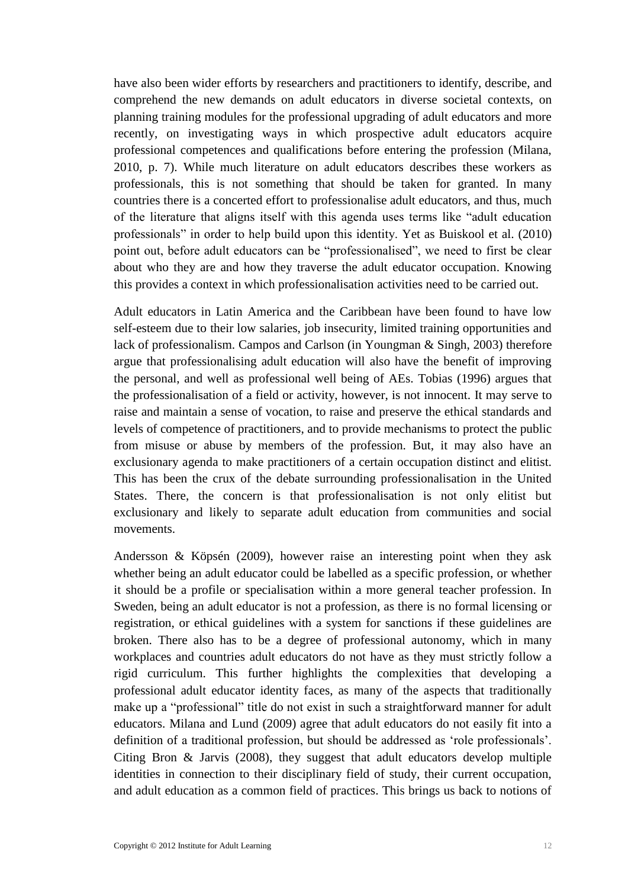have also been wider efforts by researchers and practitioners to identify, describe, and comprehend the new demands on adult educators in diverse societal contexts, on planning training modules for the professional upgrading of adult educators and more recently, on investigating ways in which prospective adult educators acquire professional competences and qualifications before entering the profession (Milana, 2010, p. 7). While much literature on adult educators describes these workers as professionals, this is not something that should be taken for granted. In many countries there is a concerted effort to professionalise adult educators, and thus, much of the literature that aligns itself with this agenda uses terms like "adult education professionals" in order to help build upon this identity. Yet as Buiskool et al. (2010) point out, before adult educators can be "professionalised", we need to first be clear about who they are and how they traverse the adult educator occupation. Knowing this provides a context in which professionalisation activities need to be carried out.

Adult educators in Latin America and the Caribbean have been found to have low self-esteem due to their low salaries, job insecurity, limited training opportunities and lack of professionalism. Campos and Carlson (in Youngman & Singh, 2003) therefore argue that professionalising adult education will also have the benefit of improving the personal, and well as professional well being of AEs. Tobias (1996) argues that the professionalisation of a field or activity, however, is not innocent. It may serve to raise and maintain a sense of vocation, to raise and preserve the ethical standards and levels of competence of practitioners, and to provide mechanisms to protect the public from misuse or abuse by members of the profession. But, it may also have an exclusionary agenda to make practitioners of a certain occupation distinct and elitist. This has been the crux of the debate surrounding professionalisation in the United States. There, the concern is that professionalisation is not only elitist but exclusionary and likely to separate adult education from communities and social movements.

Andersson & Köpsén (2009), however raise an interesting point when they ask whether being an adult educator could be labelled as a specific profession, or whether it should be a profile or specialisation within a more general teacher profession. In Sweden, being an adult educator is not a profession, as there is no formal licensing or registration, or ethical guidelines with a system for sanctions if these guidelines are broken. There also has to be a degree of professional autonomy, which in many workplaces and countries adult educators do not have as they must strictly follow a rigid curriculum. This further highlights the complexities that developing a professional adult educator identity faces, as many of the aspects that traditionally make up a "professional" title do not exist in such a straightforward manner for adult educators. Milana and Lund (2009) agree that adult educators do not easily fit into a definition of a traditional profession, but should be addressed as 'role professionals'. Citing Bron & Jarvis (2008), they suggest that adult educators develop multiple identities in connection to their disciplinary field of study, their current occupation, and adult education as a common field of practices. This brings us back to notions of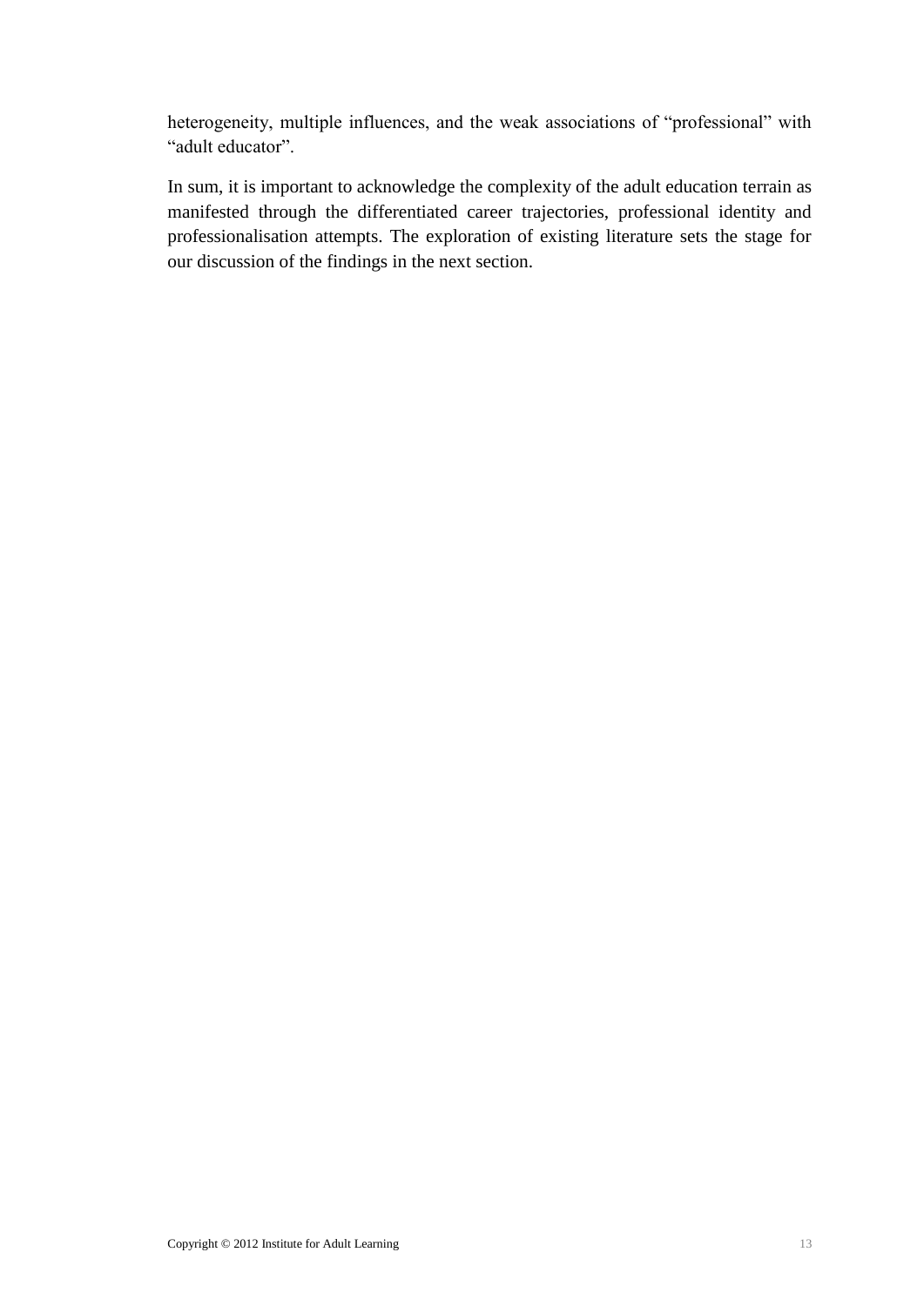heterogeneity, multiple influences, and the weak associations of "professional" with "adult educator".

In sum, it is important to acknowledge the complexity of the adult education terrain as manifested through the differentiated career trajectories, professional identity and professionalisation attempts. The exploration of existing literature sets the stage for our discussion of the findings in the next section.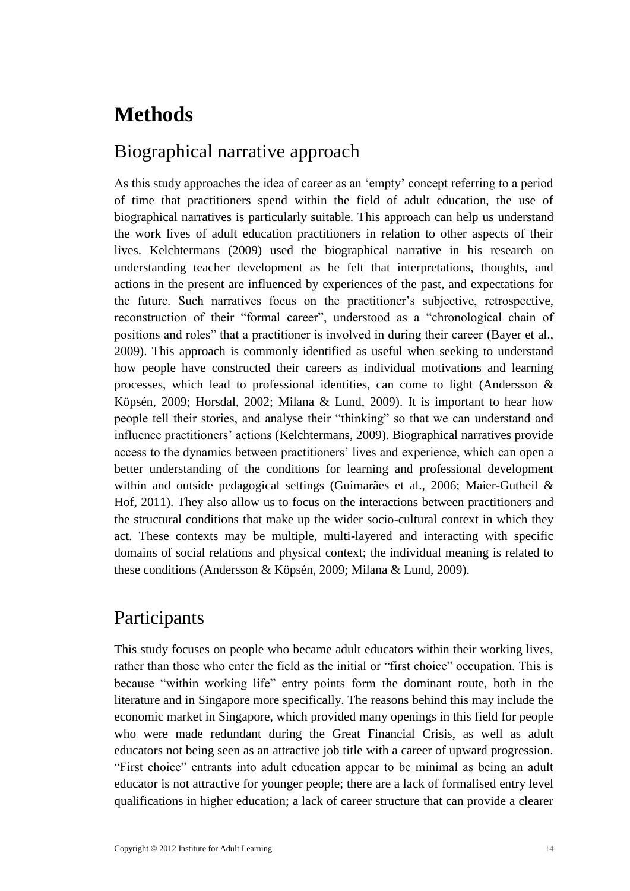# Methods

## Biographical narrative approach

As this study approaches the idea of career as an 'empty' concept referring to a period of time that practitioners spend within the field of adult education, the use of biographical narratives is particularly suitable. This approach can help us understand the work lives of adult education practitioners in relation to other aspects of their lives. Kelchtermans (2009) used the biographical narrative in his research on understanding teacher development as he felt that interpretations, thoughts, and actions in the present are influenced by experiences of the past, and expectations for the future. Such narratives focus on the practitioner's subjective, retrospective, reconstruction of their "formal career", understood as a "chronological chain of positions and roles" that a practitioner is involved in during their career (Bayer et al., 2009). This approach is commonly identified as useful when seeking to understand how people have constructed their careers as individual motivations and learning processes, which lead to professional identities, can come to light (Andersson & Köpsén, 2009; Horsdal, 2002; Milana & Lund, 2009). It is important to hear how people tell their stories, and analyse their "thinking" so that we can understand and influence practitioners' actions (Kelchtermans, 2009). Biographical narratives provide access to the dynamics between practitioners' lives and experience, which can open a better understanding of the conditions for learning and professional development within and outside pedagogical settings (Guimarães et al., 2006; Maier-Gutheil & Hof, 2011). They also allow us to focus on the interactions between practitioners and the structural conditions that make up the wider socio-cultural context in which they act. These contexts may be multiple, multi-layered and interacting with specific domains of social relations and physical context; the individual meaning is related to these conditions (Andersson & Köpsén, 2009; Milana & Lund, 2009).

## Participants

This study focuses on people who became adult educators within their working lives, rather than those who enter the field as the initial or "first choice" occupation. This is because "within working life" entry points form the dominant route, both in the literature and in Singapore more specifically. The reasons behind this may include the economic market in Singapore, which provided many openings in this field for people who were made redundant during the Great Financial Crisis, as well as adult educators not being seen as an attractive job title with a career of upward progression. "First choice" entrants into adult education appear to be minimal as being an adult educator is not attractive for younger people; there are a lack of formalised entry level qualifications in higher education; a lack of career structure that can provide a clearer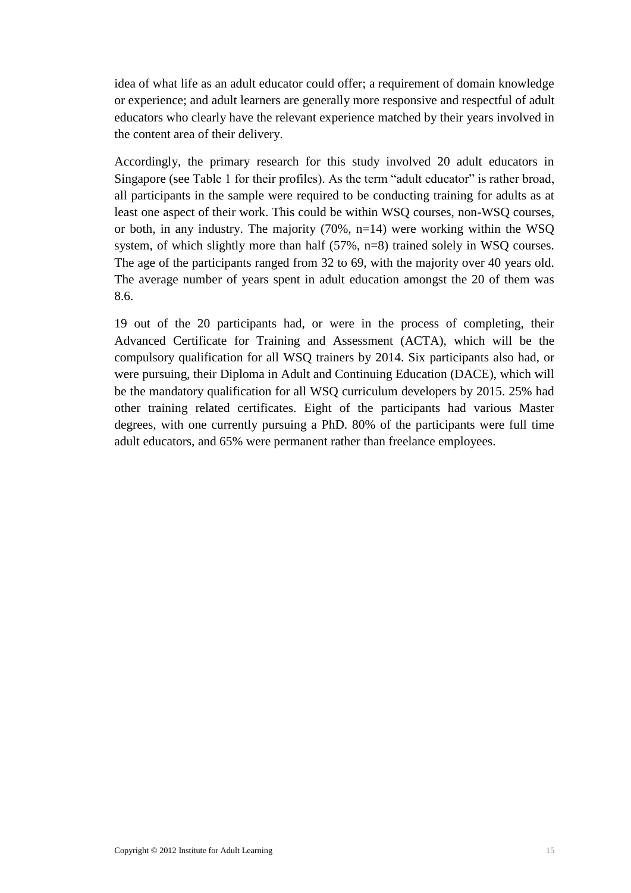idea of what life as an adult educator could offer; a requirement of domain knowledge or experience; and adult learners are generally more responsive and respectful of adult educators who clearly have the relevant experience matched by their years involved in the content area of their delivery.

Accordingly, the primary research for this study involved 20 adult educators in Singapore (see Table 1 for their profiles). As the term "adult educator" is rather broad, all participants in the sample were required to be conducting training for adults as at least one aspect of their work. This could be within WSQ courses, non-WSQ courses, or both, in any industry. The majority (70%, n=14) were working within the WSQ system, of which slightly more than half (57%, n=8) trained solely in WSQ courses. The age of the participants ranged from 32 to 69, with the majority over 40 years old. The average number of years spent in adult education amongst the 20 of them was 8.6.

19 out of the 20 participants had, or were in the process of completing, their Advanced Certificate for Training and Assessment (ACTA), which will be the compulsory qualification for all WSQ trainers by 2014. Six participants also had, or were pursuing, their Diploma in Adult and Continuing Education (DACE), which will be the mandatory qualification for all WSQ curriculum developers by 2015. 25% had other training related certificates. Eight of the participants had various Master degrees, with one currently pursuing a PhD. 80% of the participants were full time adult educators, and 65% were permanent rather than freelance employees.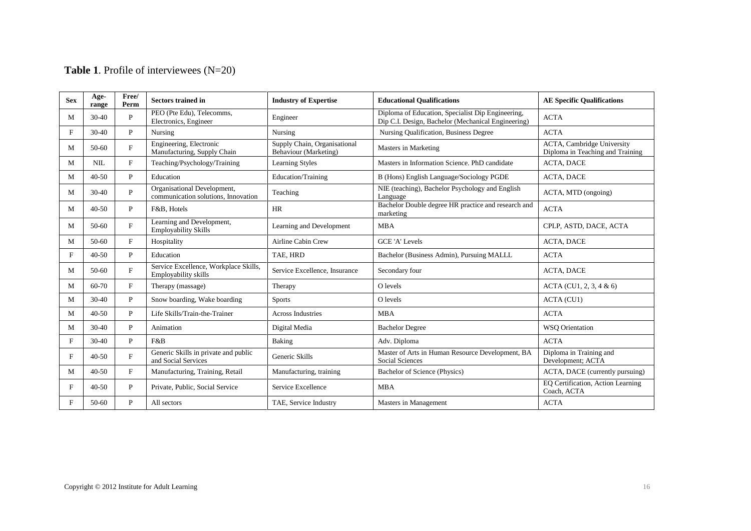**Table 1**. Profile of interviewees (N=20)

| Sex | Age-range | Free/ Perm | Sectors trained in | Industry of Expertise | Educational Qualifications | AE Specific Qualifications |
|---|---|---|---|---|---|---|
| M | 30-40 | P | PEO (Pte Edu), Telecomms, Electronics, Engineer | Engineer | Diploma of Education, Specialist Dip Engineering, Dip C.I. Design, Bachelor (Mechanical Engineering) | ACTA |
| F | 30-40 | P | Nursing | Nursing | Nursing Qualification, Business Degree | ACTA |
| M | 50-60 | F | Engineering, Electronic Manufacturing, Supply Chain | Supply Chain, Organisational Behaviour (Marketing) | Masters in Marketing | ACTA, Cambridge University Diploma in Teaching and Training |
| M | NIL | F | Teaching/Psychology/Training | Learning Styles | Masters in Information Science. PhD candidate | ACTA, DACE |
| M | 40-50 | P | Education | Education/Training | B (Hons) English Language/Sociology PGDE | ACTA, DACE |
| M | 30-40 | P | Organisational Development, communication solutions, Innovation | Teaching | NIE (teaching), Bachelor Psychology and English Language | ACTA, MTD (ongoing) |
| M | 40-50 | P | F&B, Hotels | HR | Bachelor Double degree HR practice and research and marketing | ACTA |
| M | 50-60 | F | Learning and Development, Employability Skills | Learning and Development | MBA | CPLP, ASTD, DACE, ACTA |
| M | 50-60 | F | Hospitality | Airline Cabin Crew | GCE 'A' Levels | ACTA, DACE |
| F | 40-50 | P | Education | TAE, HRD | Bachelor (Business Admin), Pursuing MALLL | ACTA |
| M | 50-60 | F | Service Excellence, Workplace Skills, Employability skills | Service Excellence, Insurance | Secondary four | ACTA, DACE |
| M | 60-70 | F | Therapy (massage) | Therapy | O levels | ACTA (CU1, 2, 3, 4 & 6) |
| M | 30-40 | P | Snow boarding, Wake boarding | Sports | O levels | ACTA (CU1) |
| M | 40-50 | P | Life Skills/Train-the-Trainer | Across Industries | MBA | ACTA |
| M | 30-40 | P | Animation | Digital Media | Bachelor Degree | WSQ Orientation |
| F | 30-40 | P | F&B | Baking | Adv. Diploma | ACTA |
| F | 40-50 | F | Generic Skills in private and public and Social Services | Generic Skills | Master of Arts in Human Resource Development, BA Social Sciences | Diploma in Training and Development; ACTA |
| M | 40-50 | F | Manufacturing, Training, Retail | Manufacturing, training | Bachelor of Science (Physics) | ACTA, DACE (currently pursuing) |
| F | 40-50 | P | Private, Public, Social Service | Service Excellence | MBA | EQ Certification, Action Learning Coach, ACTA |
| F | 50-60 | P | All sectors | TAE, Service Industry | Masters in Management | ACTA |

Copyright © 2012 Institute for Adult Learning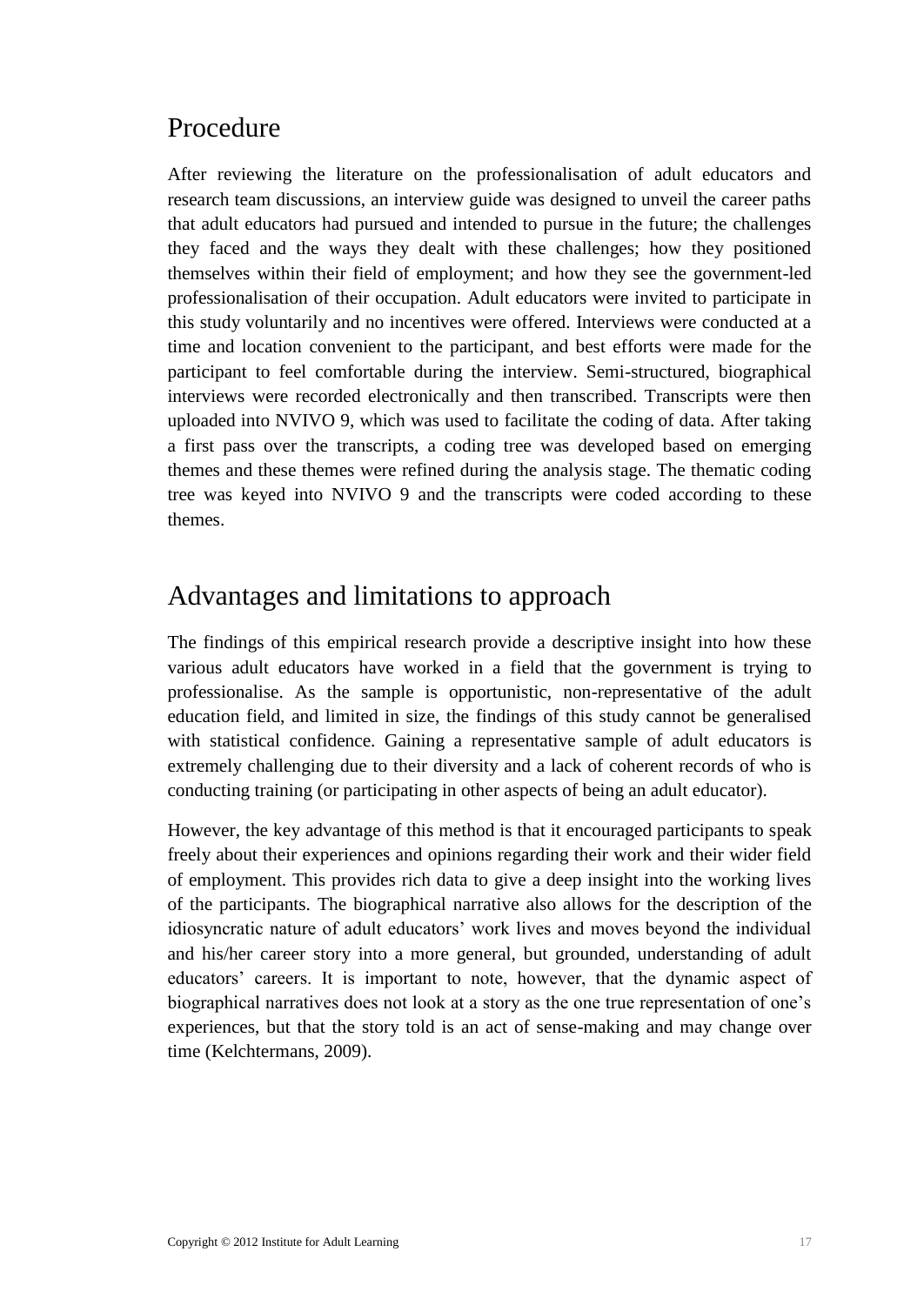## Procedure

After reviewing the literature on the professionalisation of adult educators and research team discussions, an interview guide was designed to unveil the career paths that adult educators had pursued and intended to pursue in the future; the challenges they faced and the ways they dealt with these challenges; how they positioned themselves within their field of employment; and how they see the government-led professionalisation of their occupation. Adult educators were invited to participate in this study voluntarily and no incentives were offered. Interviews were conducted at a time and location convenient to the participant, and best efforts were made for the participant to feel comfortable during the interview. Semi-structured, biographical interviews were recorded electronically and then transcribed. Transcripts were then uploaded into NVIVO 9, which was used to facilitate the coding of data. After taking a first pass over the transcripts, a coding tree was developed based on emerging themes and these themes were refined during the analysis stage. The thematic coding tree was keyed into NVIVO 9 and the transcripts were coded according to these themes.

## Advantages and limitations to approach

The findings of this empirical research provide a descriptive insight into how these various adult educators have worked in a field that the government is trying to professionalise. As the sample is opportunistic, non-representative of the adult education field, and limited in size, the findings of this study cannot be generalised with statistical confidence. Gaining a representative sample of adult educators is extremely challenging due to their diversity and a lack of coherent records of who is conducting training (or participating in other aspects of being an adult educator).

However, the key advantage of this method is that it encouraged participants to speak freely about their experiences and opinions regarding their work and their wider field of employment. This provides rich data to give a deep insight into the working lives of the participants. The biographical narrative also allows for the description of the idiosyncratic nature of adult educators' work lives and moves beyond the individual and his/her career story into a more general, but grounded, understanding of adult educators' careers. It is important to note, however, that the dynamic aspect of biographical narratives does not look at a story as the one true representation of one's experiences, but that the story told is an act of sense-making and may change over time (Kelchtermans, 2009).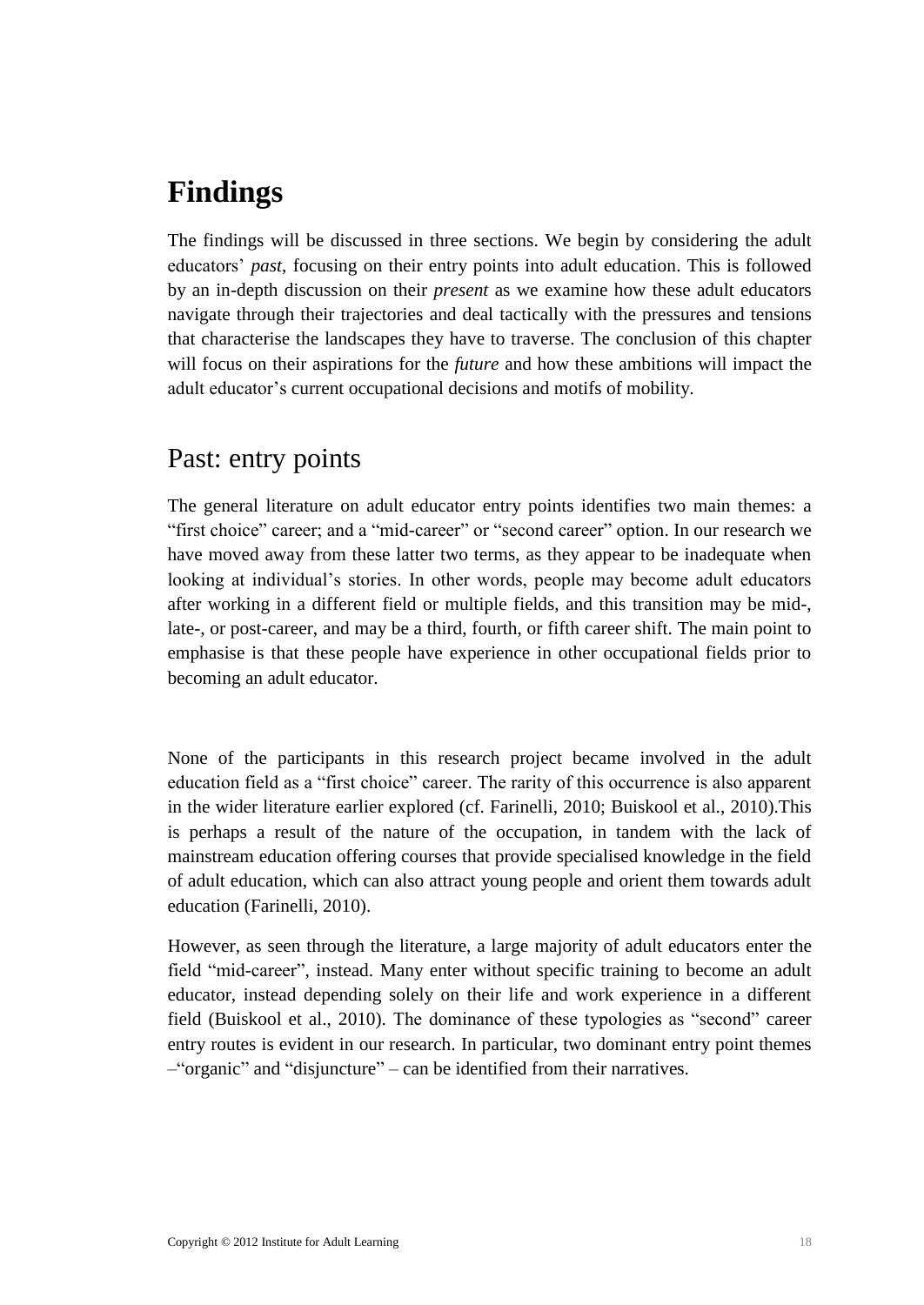# Findings

The findings will be discussed in three sections. We begin by considering the adult educators' *past*, focusing on their entry points into adult education. This is followed by an in-depth discussion on their *present* as we examine how these adult educators navigate through their trajectories and deal tactically with the pressures and tensions that characterise the landscapes they have to traverse. The conclusion of this chapter will focus on their aspirations for the *future* and how these ambitions will impact the adult educator's current occupational decisions and motifs of mobility.

## Past: entry points

The general literature on adult educator entry points identifies two main themes: a "first choice" career; and a "mid-career" or "second career" option. In our research we have moved away from these latter two terms, as they appear to be inadequate when looking at individual's stories. In other words, people may become adult educators after working in a different field or multiple fields, and this transition may be mid-, late-, or post-career, and may be a third, fourth, or fifth career shift. The main point to emphasise is that these people have experience in other occupational fields prior to becoming an adult educator.

None of the participants in this research project became involved in the adult education field as a "first choice" career. The rarity of this occurrence is also apparent in the wider literature earlier explored (cf. Farinelli, 2010; Buiskool et al., 2010).This is perhaps a result of the nature of the occupation, in tandem with the lack of mainstream education offering courses that provide specialised knowledge in the field of adult education, which can also attract young people and orient them towards adult education (Farinelli, 2010).

However, as seen through the literature, a large majority of adult educators enter the field "mid-career", instead. Many enter without specific training to become an adult educator, instead depending solely on their life and work experience in a different field (Buiskool et al., 2010). The dominance of these typologies as "second" career entry routes is evident in our research. In particular, two dominant entry point themes –"organic" and "disjuncture" – can be identified from their narratives.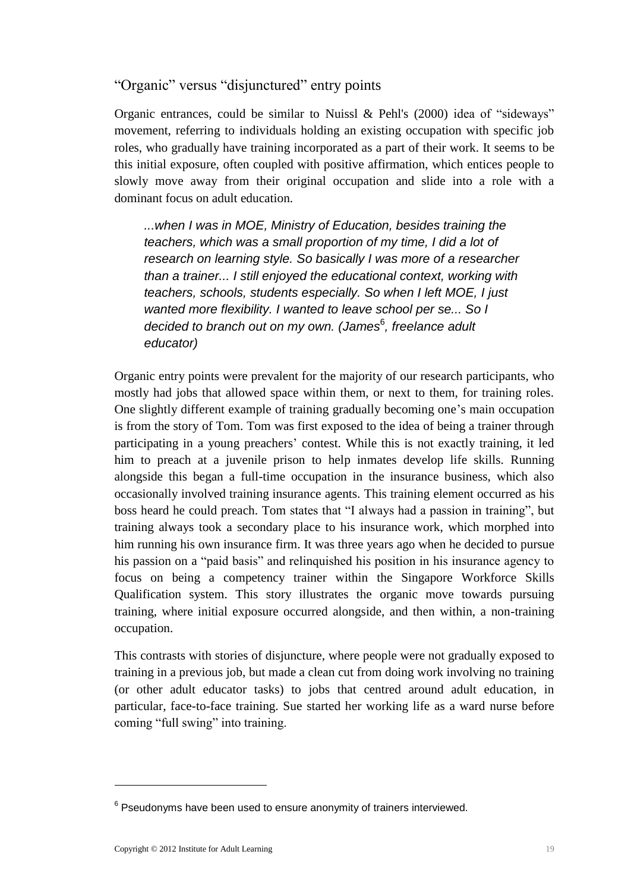## "Organic" versus "disjunctured" entry points

Organic entrances, could be similar to Nuissl & Pehl's (2000) idea of "sideways" movement, referring to individuals holding an existing occupation with specific job roles, who gradually have training incorporated as a part of their work. It seems to be this initial exposure, often coupled with positive affirmation, which entices people to slowly move away from their original occupation and slide into a role with a dominant focus on adult education.

> *...when I was in MOE, Ministry of Education, besides training the teachers, which was a small proportion of my time, I did a lot of research on learning style. So basically I was more of a researcher than a trainer... I still enjoyed the educational context, working with teachers, schools, students especially. So when I left MOE, I just wanted more flexibility. I wanted to leave school per se... So I decided to branch out on my own. (James[6], freelance adult educator)*

Organic entry points were prevalent for the majority of our research participants, who mostly had jobs that allowed space within them, or next to them, for training roles. One slightly different example of training gradually becoming one's main occupation is from the story of Tom. Tom was first exposed to the idea of being a trainer through participating in a young preachers' contest. While this is not exactly training, it led him to preach at a juvenile prison to help inmates develop life skills. Running alongside this began a full-time occupation in the insurance business, which also occasionally involved training insurance agents. This training element occurred as his boss heard he could preach. Tom states that "I always had a passion in training", but training always took a secondary place to his insurance work, which morphed into him running his own insurance firm. It was three years ago when he decided to pursue his passion on a "paid basis" and relinquished his position in his insurance agency to focus on being a competency trainer within the Singapore Workforce Skills Qualification system. This story illustrates the organic move towards pursuing training, where initial exposure occurred alongside, and then within, a non-training occupation.

This contrasts with stories of disjuncture, where people were not gradually exposed to training in a previous job, but made a clean cut from doing work involving no training (or other adult educator tasks) to jobs that centred around adult education, in particular, face-to-face training. Sue started her working life as a ward nurse before coming "full swing" into training.

---

[6] Pseudonyms have been used to ensure anonymity of trainers interviewed.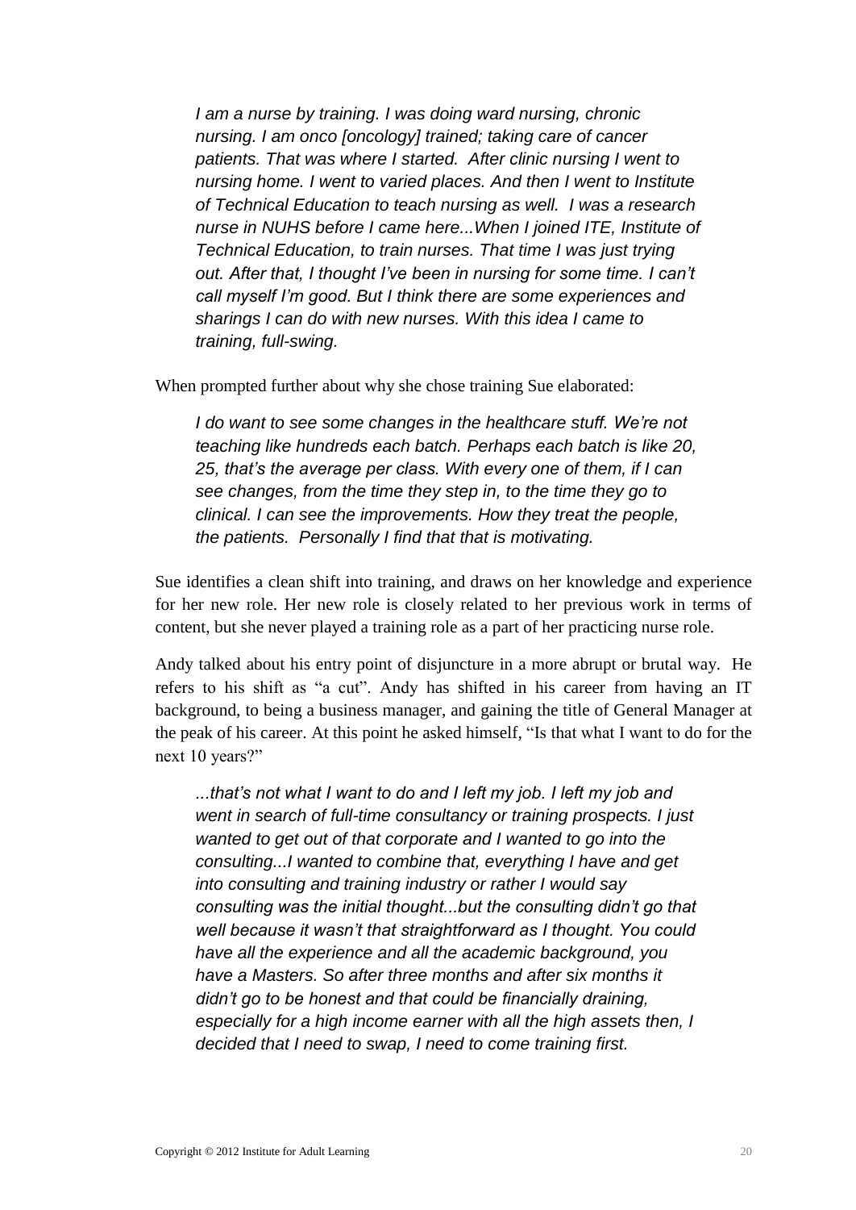*I am a nurse by training. I was doing ward nursing, chronic nursing. I am onco [oncology] trained; taking care of cancer patients. That was where I started. After clinic nursing I went to nursing home. I went to varied places. And then I went to Institute of Technical Education to teach nursing as well. I was a research nurse in NUHS before I came here...When I joined ITE, Institute of Technical Education, to train nurses. That time I was just trying out. After that, I thought I've been in nursing for some time. I can't call myself I'm good. But I think there are some experiences and sharings I can do with new nurses. With this idea I came to training, full-swing.*

When prompted further about why she chose training Sue elaborated:

*I do want to see some changes in the healthcare stuff. We're not teaching like hundreds each batch. Perhaps each batch is like 20, 25, that's the average per class. With every one of them, if I can see changes, from the time they step in, to the time they go to clinical. I can see the improvements. How they treat the people, the patients. Personally I find that that is motivating.*

Sue identifies a clean shift into training, and draws on her knowledge and experience for her new role. Her new role is closely related to her previous work in terms of content, but she never played a training role as a part of her practicing nurse role.

Andy talked about his entry point of disjuncture in a more abrupt or brutal way. He refers to his shift as "a cut". Andy has shifted in his career from having an IT background, to being a business manager, and gaining the title of General Manager at the peak of his career. At this point he asked himself, "Is that what I want to do for the next 10 years?"

*...that's not what I want to do and I left my job. I left my job and went in search of full-time consultancy or training prospects. I just wanted to get out of that corporate and I wanted to go into the consulting...I wanted to combine that, everything I have and get into consulting and training industry or rather I would say consulting was the initial thought...but the consulting didn't go that well because it wasn't that straightforward as I thought. You could have all the experience and all the academic background, you have a Masters. So after three months and after six months it didn't go to be honest and that could be financially draining, especially for a high income earner with all the high assets then, I decided that I need to swap, I need to come training first.*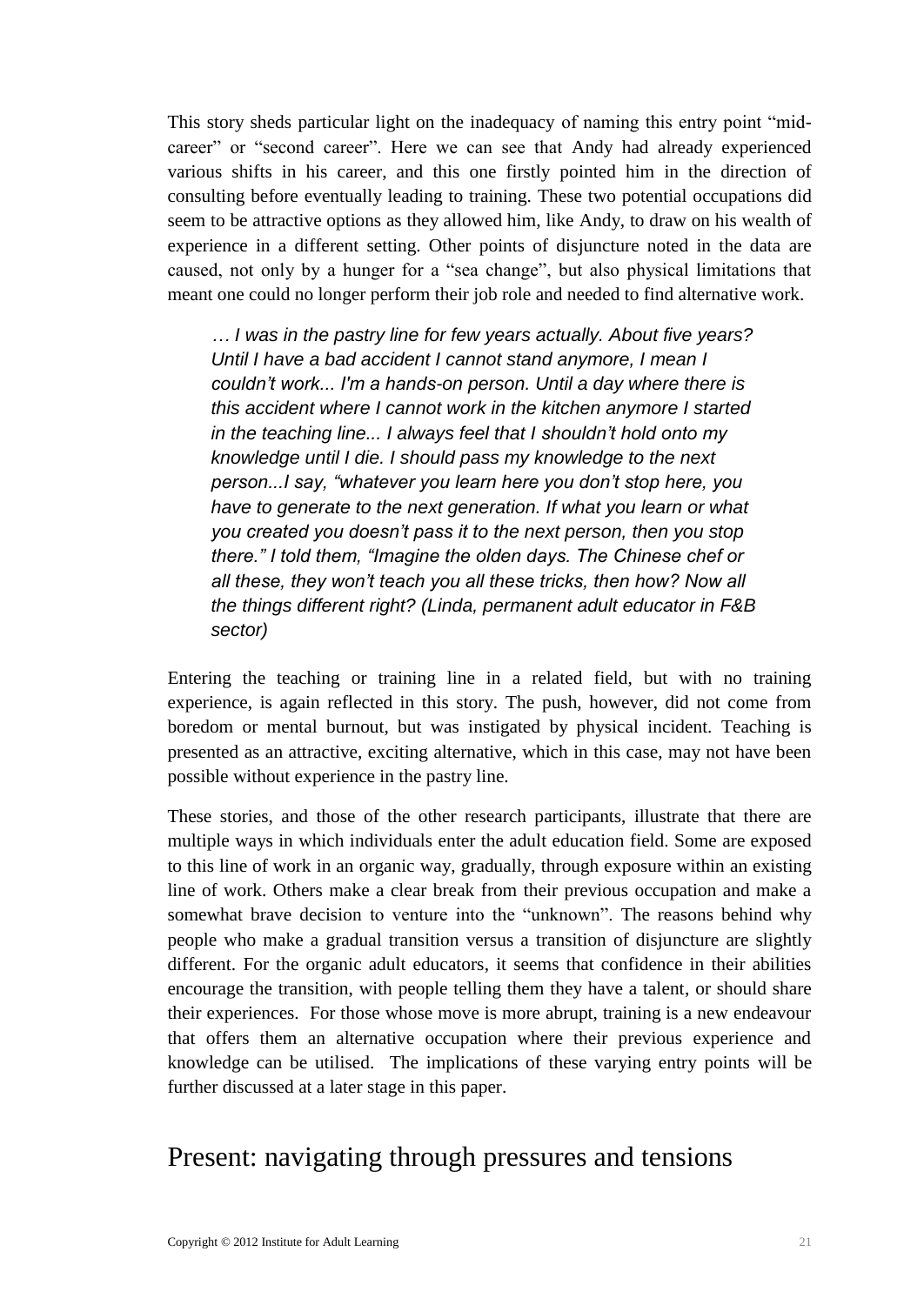This story sheds particular light on the inadequacy of naming this entry point "mid-career" or "second career". Here we can see that Andy had already experienced various shifts in his career, and this one firstly pointed him in the direction of consulting before eventually leading to training. These two potential occupations did seem to be attractive options as they allowed him, like Andy, to draw on his wealth of experience in a different setting. Other points of disjuncture noted in the data are caused, not only by a hunger for a "sea change", but also physical limitations that meant one could no longer perform their job role and needed to find alternative work.

> *… I was in the pastry line for few years actually. About five years? Until I have a bad accident I cannot stand anymore, I mean I couldn't work... I'm a hands-on person. Until a day where there is this accident where I cannot work in the kitchen anymore I started in the teaching line... I always feel that I shouldn't hold onto my knowledge until I die. I should pass my knowledge to the next person...I say, "whatever you learn here you don't stop here, you have to generate to the next generation. If what you learn or what you created you doesn't pass it to the next person, then you stop there." I told them, "Imagine the olden days. The Chinese chef or all these, they won't teach you all these tricks, then how? Now all the things different right? (Linda, permanent adult educator in F&B sector)*

Entering the teaching or training line in a related field, but with no training experience, is again reflected in this story. The push, however, did not come from boredom or mental burnout, but was instigated by physical incident. Teaching is presented as an attractive, exciting alternative, which in this case, may not have been possible without experience in the pastry line.

These stories, and those of the other research participants, illustrate that there are multiple ways in which individuals enter the adult education field. Some are exposed to this line of work in an organic way, gradually, through exposure within an existing line of work. Others make a clear break from their previous occupation and make a somewhat brave decision to venture into the "unknown". The reasons behind why people who make a gradual transition versus a transition of disjuncture are slightly different. For the organic adult educators, it seems that confidence in their abilities encourage the transition, with people telling them they have a talent, or should share their experiences. For those whose move is more abrupt, training is a new endeavour that offers them an alternative occupation where their previous experience and knowledge can be utilised. The implications of these varying entry points will be further discussed at a later stage in this paper.

## Present: navigating through pressures and tensions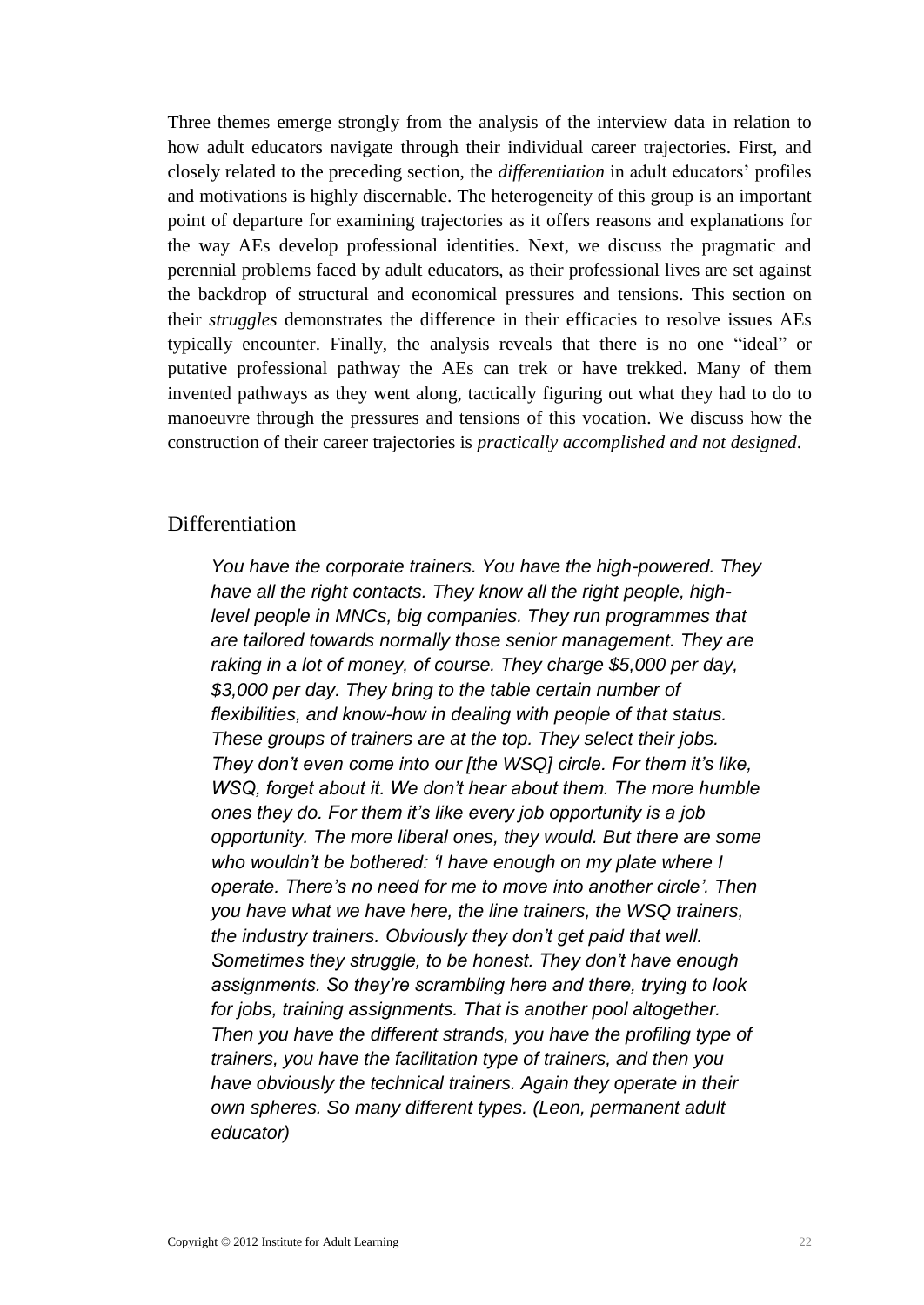Three themes emerge strongly from the analysis of the interview data in relation to how adult educators navigate through their individual career trajectories. First, and closely related to the preceding section, the *differentiation* in adult educators' profiles and motivations is highly discernable. The heterogeneity of this group is an important point of departure for examining trajectories as it offers reasons and explanations for the way AEs develop professional identities. Next, we discuss the pragmatic and perennial problems faced by adult educators, as their professional lives are set against the backdrop of structural and economical pressures and tensions. This section on their *struggles* demonstrates the difference in their efficacies to resolve issues AEs typically encounter. Finally, the analysis reveals that there is no one "ideal" or putative professional pathway the AEs can trek or have trekked. Many of them invented pathways as they went along, tactically figuring out what they had to do to manoeuvre through the pressures and tensions of this vocation. We discuss how the construction of their career trajectories is *practically accomplished and not designed*.

## Differentiation

> *You have the corporate trainers. You have the high-powered. They have all the right contacts. They know all the right people, high-level people in MNCs, big companies. They run programmes that are tailored towards normally those senior management. They are raking in a lot of money, of course. They charge $5,000 per day, $3,000 per day. They bring to the table certain number of flexibilities, and know-how in dealing with people of that status. These groups of trainers are at the top. They select their jobs. They don't even come into our [the WSQ] circle. For them it's like, WSQ, forget about it. We don't hear about them. The more humble ones they do. For them it's like every job opportunity is a job opportunity. The more liberal ones, they would. But there are some who wouldn't be bothered: 'I have enough on my plate where I operate. There's no need for me to move into another circle'. Then you have what we have here, the line trainers, the WSQ trainers, the industry trainers. Obviously they don't get paid that well. Sometimes they struggle, to be honest. They don't have enough assignments. So they're scrambling here and there, trying to look for jobs, training assignments. That is another pool altogether. Then you have the different strands, you have the profiling type of trainers, you have the facilitation type of trainers, and then you have obviously the technical trainers. Again they operate in their own spheres. So many different types. (Leon, permanent adult educator)*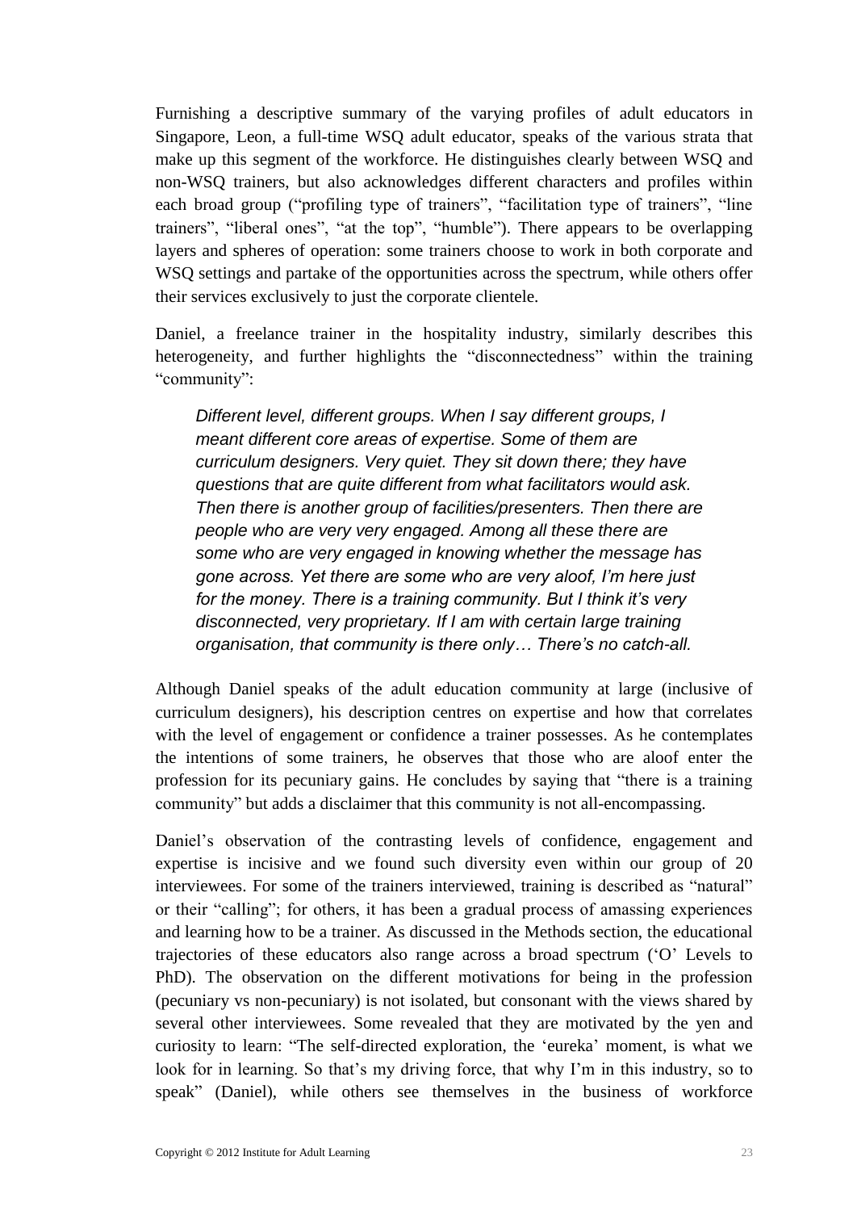Furnishing a descriptive summary of the varying profiles of adult educators in Singapore, Leon, a full-time WSQ adult educator, speaks of the various strata that make up this segment of the workforce. He distinguishes clearly between WSQ and non-WSQ trainers, but also acknowledges different characters and profiles within each broad group ("profiling type of trainers", "facilitation type of trainers", "line trainers", "liberal ones", "at the top", "humble"). There appears to be overlapping layers and spheres of operation: some trainers choose to work in both corporate and WSQ settings and partake of the opportunities across the spectrum, while others offer their services exclusively to just the corporate clientele.

Daniel, a freelance trainer in the hospitality industry, similarly describes this heterogeneity, and further highlights the "disconnectedness" within the training "community":

> *Different level, different groups. When I say different groups, I meant different core areas of expertise. Some of them are curriculum designers. Very quiet. They sit down there; they have questions that are quite different from what facilitators would ask. Then there is another group of facilities/presenters. Then there are people who are very very engaged. Among all these there are some who are very engaged in knowing whether the message has gone across. Yet there are some who are very aloof, I'm here just for the money. There is a training community. But I think it's very disconnected, very proprietary. If I am with certain large training organisation, that community is there only… There's no catch-all.*

Although Daniel speaks of the adult education community at large (inclusive of curriculum designers), his description centres on expertise and how that correlates with the level of engagement or confidence a trainer possesses. As he contemplates the intentions of some trainers, he observes that those who are aloof enter the profession for its pecuniary gains. He concludes by saying that "there is a training community" but adds a disclaimer that this community is not all-encompassing.

Daniel's observation of the contrasting levels of confidence, engagement and expertise is incisive and we found such diversity even within our group of 20 interviewees. For some of the trainers interviewed, training is described as "natural" or their "calling"; for others, it has been a gradual process of amassing experiences and learning how to be a trainer. As discussed in the Methods section, the educational trajectories of these educators also range across a broad spectrum ('O' Levels to PhD). The observation on the different motivations for being in the profession (pecuniary vs non-pecuniary) is not isolated, but consonant with the views shared by several other interviewees. Some revealed that they are motivated by the yen and curiosity to learn: "The self-directed exploration, the 'eureka' moment, is what we look for in learning. So that's my driving force, that why I'm in this industry, so to speak" (Daniel), while others see themselves in the business of workforce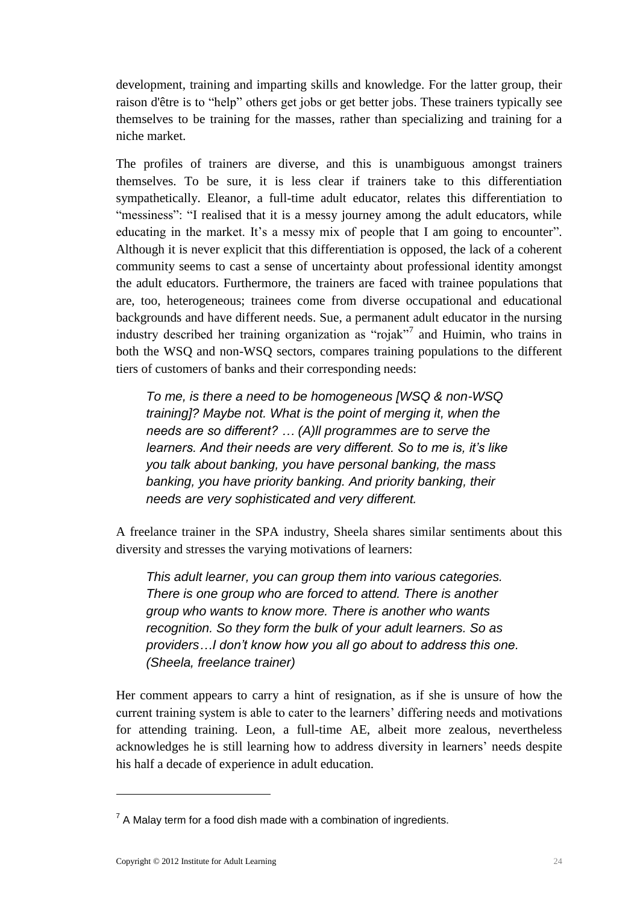development, training and imparting skills and knowledge. For the latter group, their raison d'être is to "help" others get jobs or get better jobs. These trainers typically see themselves to be training for the masses, rather than specializing and training for a niche market.

The profiles of trainers are diverse, and this is unambiguous amongst trainers themselves. To be sure, it is less clear if trainers take to this differentiation sympathetically. Eleanor, a full-time adult educator, relates this differentiation to "messiness": "I realised that it is a messy journey among the adult educators, while educating in the market. It's a messy mix of people that I am going to encounter". Although it is never explicit that this differentiation is opposed, the lack of a coherent community seems to cast a sense of uncertainty about professional identity amongst the adult educators. Furthermore, the trainers are faced with trainee populations that are, too, heterogeneous; trainees come from diverse occupational and educational backgrounds and have different needs. Sue, a permanent adult educator in the nursing industry described her training organization as "rojak"[7] and Huimin, who trains in both the WSQ and non-WSQ sectors, compares training populations to the different tiers of customers of banks and their corresponding needs:

> *To me, is there a need to be homogeneous [WSQ & non-WSQ training]? Maybe not. What is the point of merging it, when the needs are so different? … (A)ll programmes are to serve the learners. And their needs are very different. So to me is, it's like you talk about banking, you have personal banking, the mass banking, you have priority banking. And priority banking, their needs are very sophisticated and very different.*

A freelance trainer in the SPA industry, Sheela shares similar sentiments about this diversity and stresses the varying motivations of learners:

> *This adult learner, you can group them into various categories. There is one group who are forced to attend. There is another group who wants to know more. There is another who wants recognition. So they form the bulk of your adult learners. So as providers…I don't know how you all go about to address this one. (Sheela, freelance trainer)*

Her comment appears to carry a hint of resignation, as if she is unsure of how the current training system is able to cater to the learners' differing needs and motivations for attending training. Leon, a full-time AE, albeit more zealous, nevertheless acknowledges he is still learning how to address diversity in learners' needs despite his half a decade of experience in adult education.

---

[7] A Malay term for a food dish made with a combination of ingredients.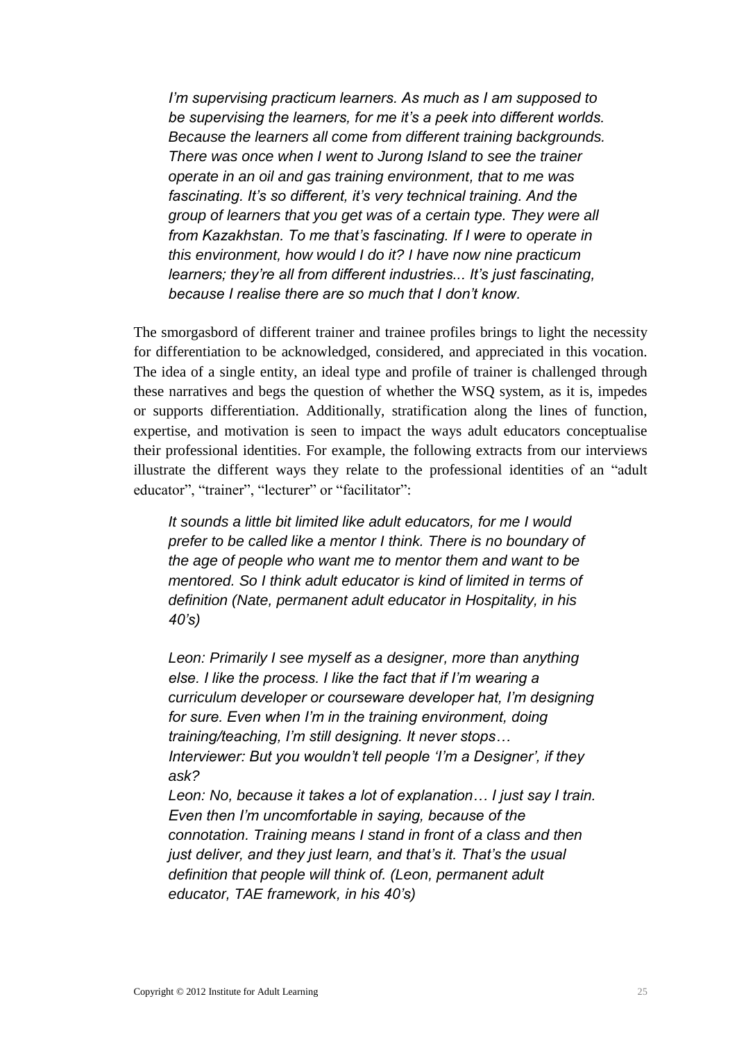> *I'm supervising practicum learners. As much as I am supposed to be supervising the learners, for me it's a peek into different worlds. Because the learners all come from different training backgrounds. There was once when I went to Jurong Island to see the trainer operate in an oil and gas training environment, that to me was fascinating. It's so different, it's very technical training. And the group of learners that you get was of a certain type. They were all from Kazakhstan. To me that's fascinating. If I were to operate in this environment, how would I do it? I have now nine practicum learners; they're all from different industries... It's just fascinating, because I realise there are so much that I don't know.*

The smorgasbord of different trainer and trainee profiles brings to light the necessity for differentiation to be acknowledged, considered, and appreciated in this vocation. The idea of a single entity, an ideal type and profile of trainer is challenged through these narratives and begs the question of whether the WSQ system, as it is, impedes or supports differentiation. Additionally, stratification along the lines of function, expertise, and motivation is seen to impact the ways adult educators conceptualise their professional identities. For example, the following extracts from our interviews illustrate the different ways they relate to the professional identities of an "adult educator", "trainer", "lecturer" or "facilitator":

> *It sounds a little bit limited like adult educators, for me I would prefer to be called like a mentor I think. There is no boundary of the age of people who want me to mentor them and want to be mentored. So I think adult educator is kind of limited in terms of definition (Nate, permanent adult educator in Hospitality, in his 40's)*

> *Leon: Primarily I see myself as a designer, more than anything else. I like the process. I like the fact that if I'm wearing a curriculum developer or courseware developer hat, I'm designing for sure. Even when I'm in the training environment, doing training/teaching, I'm still designing. It never stops…*
> *Interviewer: But you wouldn't tell people 'I'm a Designer', if they ask?*
> *Leon: No, because it takes a lot of explanation… I just say I train. Even then I'm uncomfortable in saying, because of the connotation. Training means I stand in front of a class and then just deliver, and they just learn, and that's it. That's the usual definition that people will think of. (Leon, permanent adult educator, TAE framework, in his 40's)*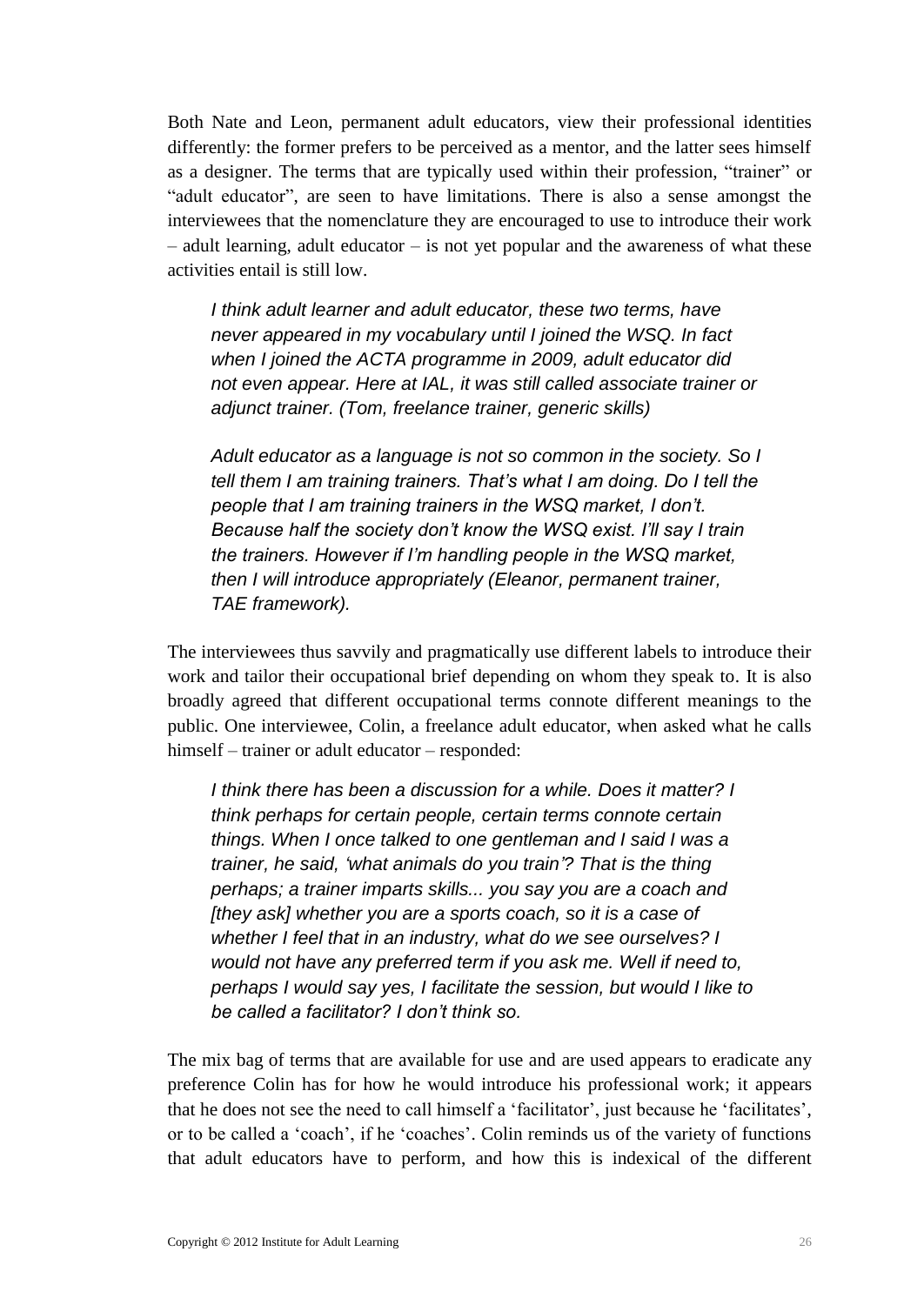Both Nate and Leon, permanent adult educators, view their professional identities differently: the former prefers to be perceived as a mentor, and the latter sees himself as a designer. The terms that are typically used within their profession, "trainer" or "adult educator", are seen to have limitations. There is also a sense amongst the interviewees that the nomenclature they are encouraged to use to introduce their work – adult learning, adult educator – is not yet popular and the awareness of what these activities entail is still low.

> *I think adult learner and adult educator, these two terms, have never appeared in my vocabulary until I joined the WSQ. In fact when I joined the ACTA programme in 2009, adult educator did not even appear. Here at IAL, it was still called associate trainer or adjunct trainer. (Tom, freelance trainer, generic skills)*

> *Adult educator as a language is not so common in the society. So I tell them I am training trainers. That's what I am doing. Do I tell the people that I am training trainers in the WSQ market, I don't. Because half the society don't know the WSQ exist. I'll say I train the trainers. However if I'm handling people in the WSQ market, then I will introduce appropriately (Eleanor, permanent trainer, TAE framework).*

The interviewees thus savvily and pragmatically use different labels to introduce their work and tailor their occupational brief depending on whom they speak to. It is also broadly agreed that different occupational terms connote different meanings to the public. One interviewee, Colin, a freelance adult educator, when asked what he calls himself – trainer or adult educator – responded:

> *I think there has been a discussion for a while. Does it matter? I think perhaps for certain people, certain terms connote certain things. When I once talked to one gentleman and I said I was a trainer, he said, 'what animals do you train'? That is the thing perhaps; a trainer imparts skills... you say you are a coach and [they ask] whether you are a sports coach, so it is a case of whether I feel that in an industry, what do we see ourselves? I would not have any preferred term if you ask me. Well if need to, perhaps I would say yes, I facilitate the session, but would I like to be called a facilitator? I don't think so.*

The mix bag of terms that are available for use and are used appears to eradicate any preference Colin has for how he would introduce his professional work; it appears that he does not see the need to call himself a 'facilitator', just because he 'facilitates', or to be called a 'coach', if he 'coaches'. Colin reminds us of the variety of functions that adult educators have to perform, and how this is indexical of the different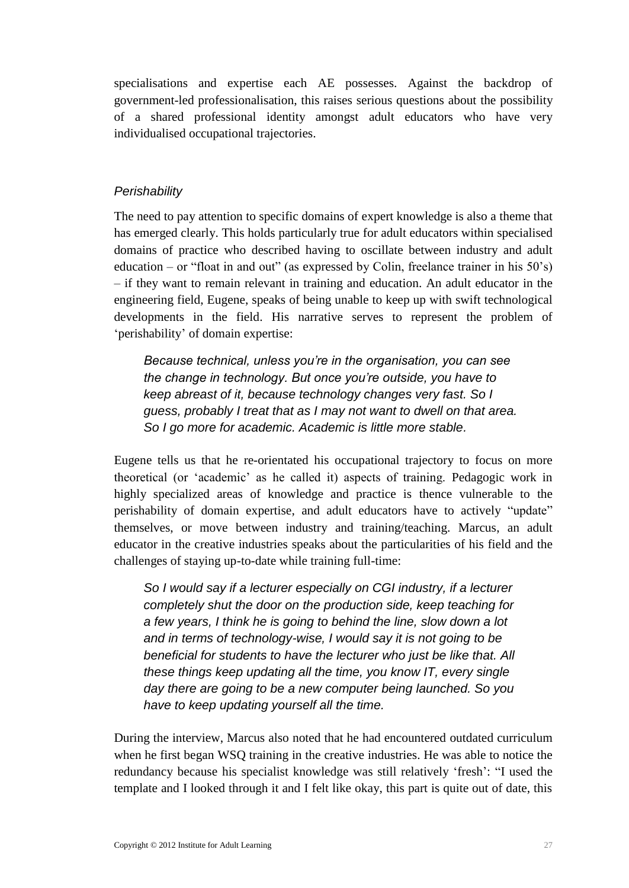specialisations and expertise each AE possesses. Against the backdrop of government-led professionalisation, this raises serious questions about the possibility of a shared professional identity amongst adult educators who have very individualised occupational trajectories.

### *Perishability*

The need to pay attention to specific domains of expert knowledge is also a theme that has emerged clearly. This holds particularly true for adult educators within specialised domains of practice who described having to oscillate between industry and adult education – or "float in and out" (as expressed by Colin, freelance trainer in his 50's) – if they want to remain relevant in training and education. An adult educator in the engineering field, Eugene, speaks of being unable to keep up with swift technological developments in the field. His narrative serves to represent the problem of 'perishability' of domain expertise:

> *Because technical, unless you're in the organisation, you can see the change in technology. But once you're outside, you have to keep abreast of it, because technology changes very fast. So I guess, probably I treat that as I may not want to dwell on that area. So I go more for academic. Academic is little more stable.*

Eugene tells us that he re-orientated his occupational trajectory to focus on more theoretical (or 'academic' as he called it) aspects of training. Pedagogic work in highly specialized areas of knowledge and practice is thence vulnerable to the perishability of domain expertise, and adult educators have to actively "update" themselves, or move between industry and training/teaching. Marcus, an adult educator in the creative industries speaks about the particularities of his field and the challenges of staying up-to-date while training full-time:

> *So I would say if a lecturer especially on CGI industry, if a lecturer completely shut the door on the production side, keep teaching for a few years, I think he is going to behind the line, slow down a lot and in terms of technology-wise, I would say it is not going to be beneficial for students to have the lecturer who just be like that. All these things keep updating all the time, you know IT, every single day there are going to be a new computer being launched. So you have to keep updating yourself all the time.*

During the interview, Marcus also noted that he had encountered outdated curriculum when he first began WSQ training in the creative industries. He was able to notice the redundancy because his specialist knowledge was still relatively 'fresh': "I used the template and I looked through it and I felt like okay, this part is quite out of date, this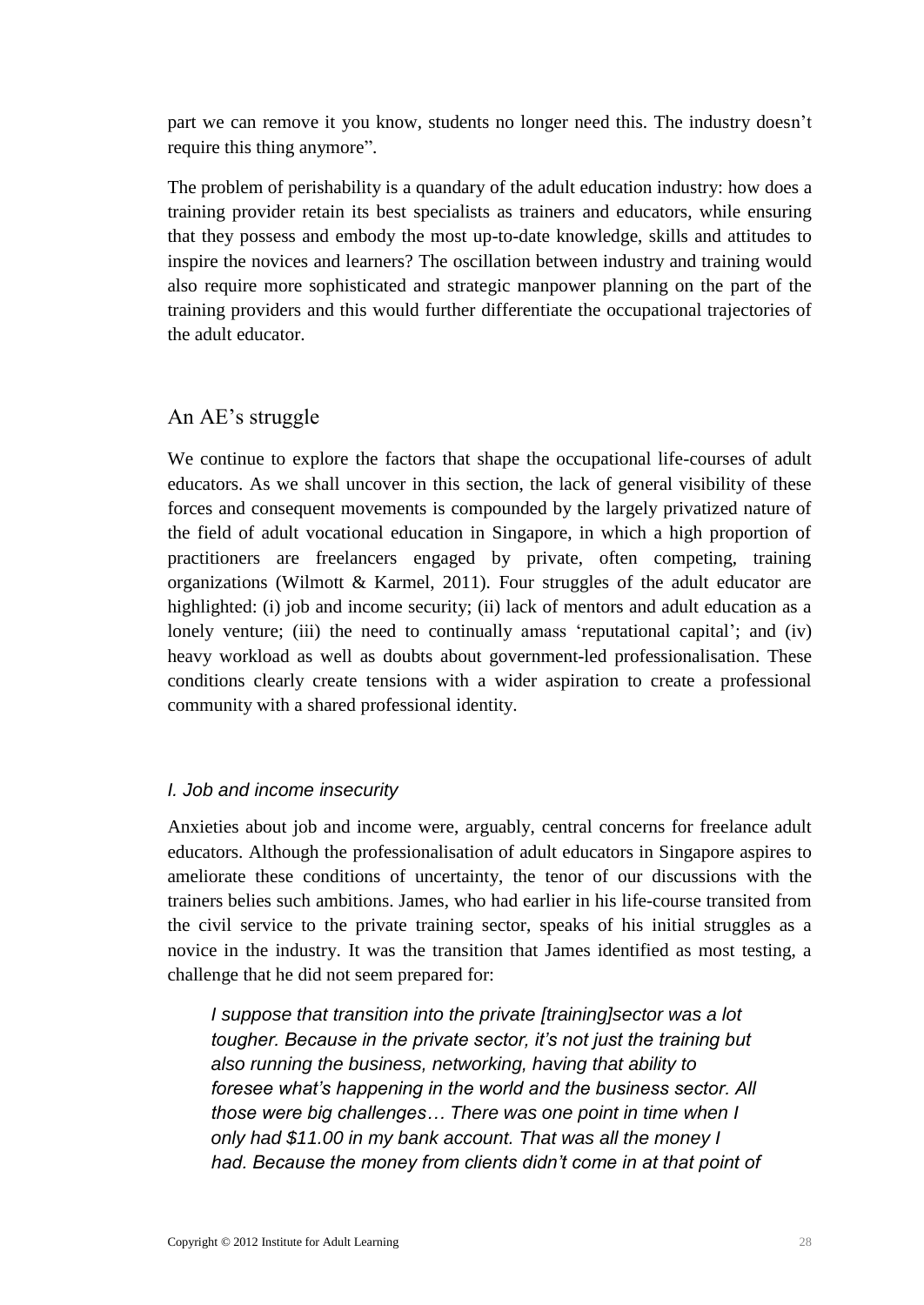part we can remove it you know, students no longer need this. The industry doesn't require this thing anymore".

The problem of perishability is a quandary of the adult education industry: how does a training provider retain its best specialists as trainers and educators, while ensuring that they possess and embody the most up-to-date knowledge, skills and attitudes to inspire the novices and learners? The oscillation between industry and training would also require more sophisticated and strategic manpower planning on the part of the training providers and this would further differentiate the occupational trajectories of the adult educator.

## An AE's struggle

We continue to explore the factors that shape the occupational life-courses of adult educators. As we shall uncover in this section, the lack of general visibility of these forces and consequent movements is compounded by the largely privatized nature of the field of adult vocational education in Singapore, in which a high proportion of practitioners are freelancers engaged by private, often competing, training organizations (Wilmott & Karmel, 2011). Four struggles of the adult educator are highlighted: (i) job and income security; (ii) lack of mentors and adult education as a lonely venture; (iii) the need to continually amass 'reputational capital'; and (iv) heavy workload as well as doubts about government-led professionalisation. These conditions clearly create tensions with a wider aspiration to create a professional community with a shared professional identity.

### *I. Job and income insecurity*

Anxieties about job and income were, arguably, central concerns for freelance adult educators. Although the professionalisation of adult educators in Singapore aspires to ameliorate these conditions of uncertainty, the tenor of our discussions with the trainers belies such ambitions. James, who had earlier in his life-course transited from the civil service to the private training sector, speaks of his initial struggles as a novice in the industry. It was the transition that James identified as most testing, a challenge that he did not seem prepared for:

> *I suppose that transition into the private [training]sector was a lot tougher. Because in the private sector, it's not just the training but also running the business, networking, having that ability to foresee what's happening in the world and the business sector. All those were big challenges… There was one point in time when I only had $11.00 in my bank account. That was all the money I had. Because the money from clients didn't come in at that point of*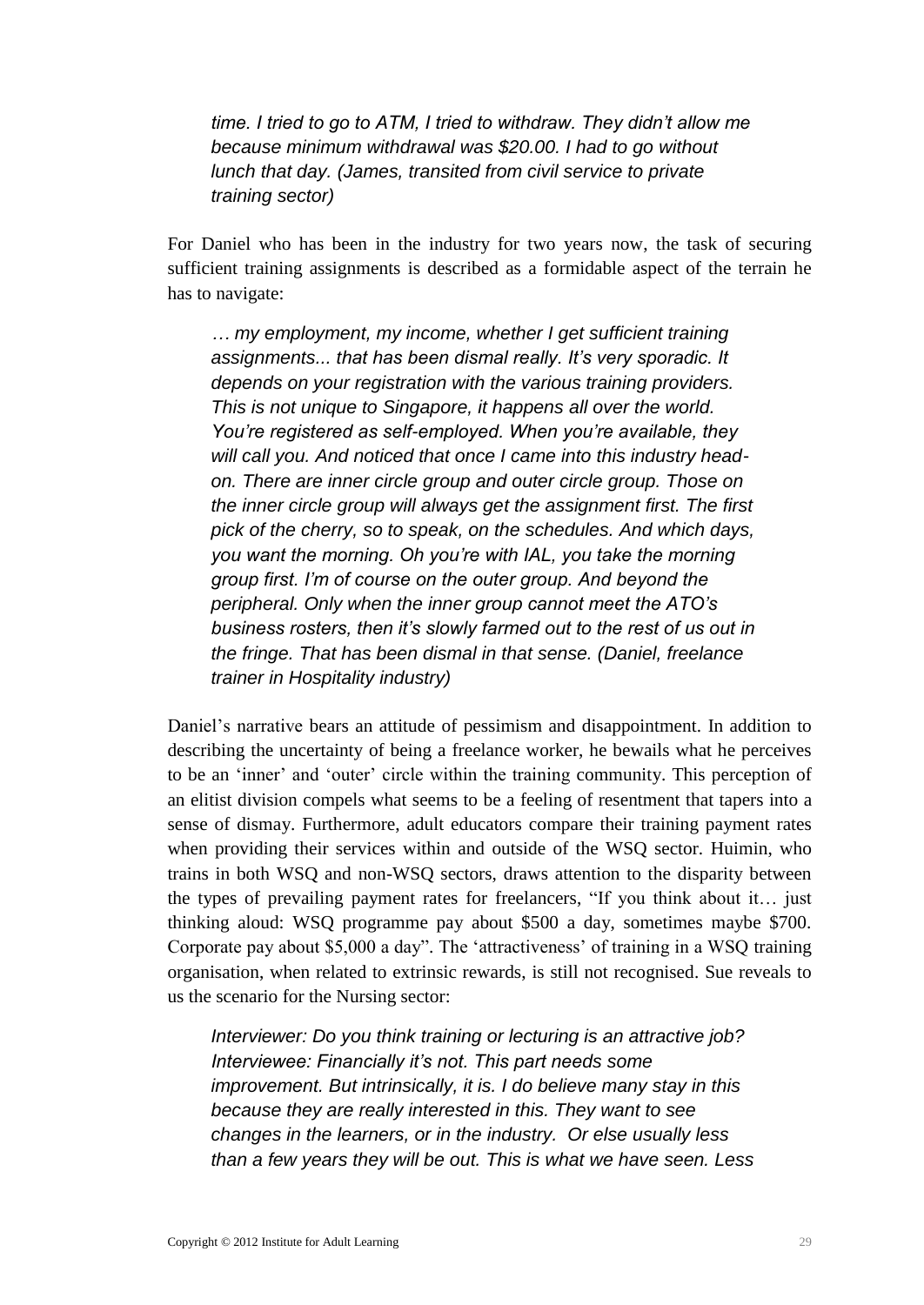*time. I tried to go to ATM, I tried to withdraw. They didn't allow me because minimum withdrawal was $20.00. I had to go without lunch that day. (James, transited from civil service to private training sector)*

For Daniel who has been in the industry for two years now, the task of securing sufficient training assignments is described as a formidable aspect of the terrain he has to navigate:

*… my employment, my income, whether I get sufficient training assignments... that has been dismal really. It's very sporadic. It depends on your registration with the various training providers. This is not unique to Singapore, it happens all over the world. You're registered as self-employed. When you're available, they will call you. And noticed that once I came into this industry head-on. There are inner circle group and outer circle group. Those on the inner circle group will always get the assignment first. The first pick of the cherry, so to speak, on the schedules. And which days, you want the morning. Oh you're with IAL, you take the morning group first. I'm of course on the outer group. And beyond the peripheral. Only when the inner group cannot meet the ATO's business rosters, then it's slowly farmed out to the rest of us out in the fringe. That has been dismal in that sense. (Daniel, freelance trainer in Hospitality industry)*

Daniel's narrative bears an attitude of pessimism and disappointment. In addition to describing the uncertainty of being a freelance worker, he bewails what he perceives to be an 'inner' and 'outer' circle within the training community. This perception of an elitist division compels what seems to be a feeling of resentment that tapers into a sense of dismay. Furthermore, adult educators compare their training payment rates when providing their services within and outside of the WSQ sector. Huimin, who trains in both WSQ and non-WSQ sectors, draws attention to the disparity between the types of prevailing payment rates for freelancers, "If you think about it… just thinking aloud: WSQ programme pay about $500 a day, sometimes maybe $700. Corporate pay about $5,000 a day". The 'attractiveness' of training in a WSQ training organisation, when related to extrinsic rewards, is still not recognised. Sue reveals to us the scenario for the Nursing sector:

*Interviewer: Do you think training or lecturing is an attractive job?*
*Interviewee: Financially it's not. This part needs some improvement. But intrinsically, it is. I do believe many stay in this because they are really interested in this. They want to see changes in the learners, or in the industry. Or else usually less than a few years they will be out. This is what we have seen. Less*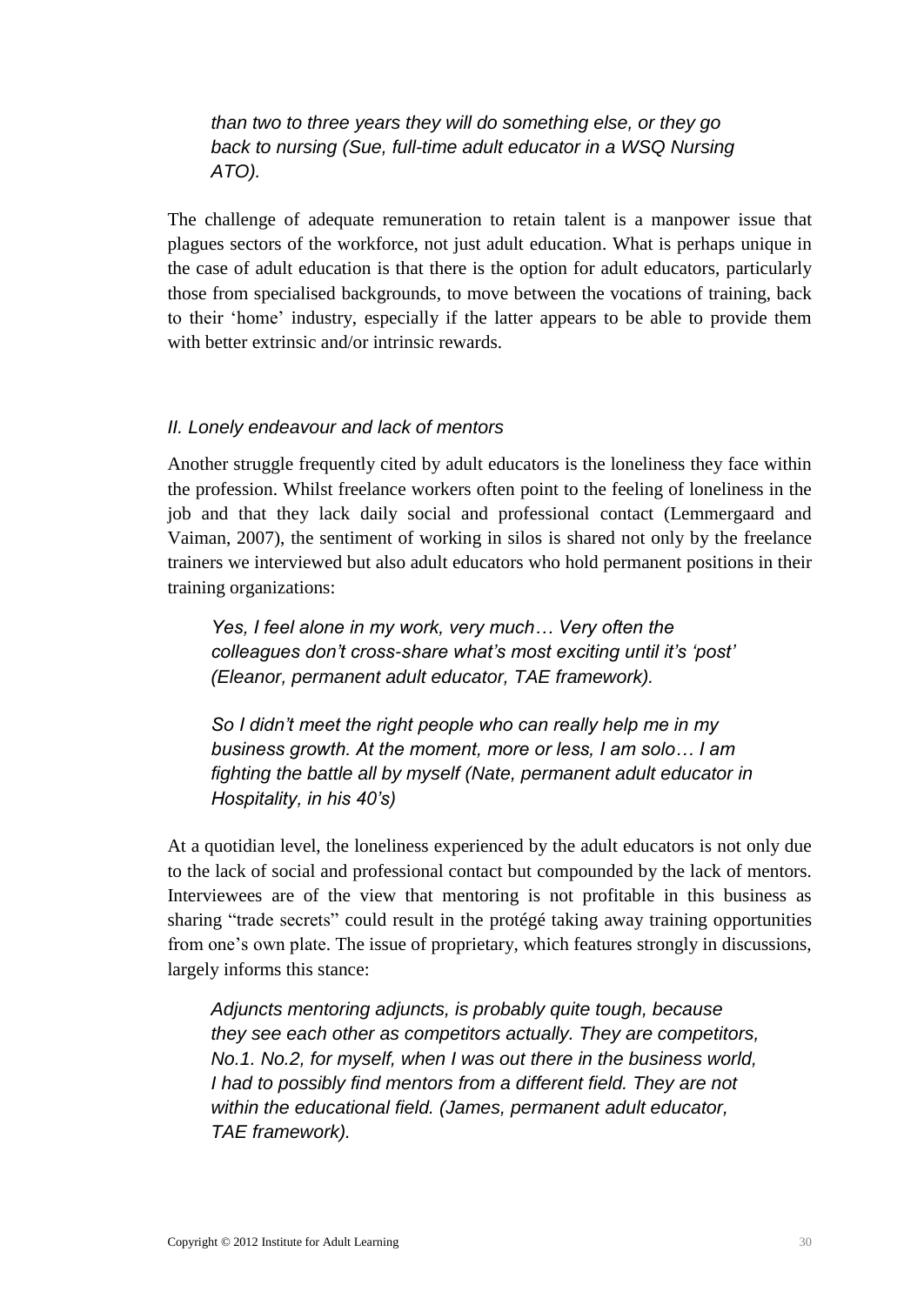*than two to three years they will do something else, or they go back to nursing (Sue, full-time adult educator in a WSQ Nursing ATO).*

The challenge of adequate remuneration to retain talent is a manpower issue that plagues sectors of the workforce, not just adult education. What is perhaps unique in the case of adult education is that there is the option for adult educators, particularly those from specialised backgrounds, to move between the vocations of training, back to their 'home' industry, especially if the latter appears to be able to provide them with better extrinsic and/or intrinsic rewards.

### *II. Lonely endeavour and lack of mentors*

Another struggle frequently cited by adult educators is the loneliness they face within the profession. Whilst freelance workers often point to the feeling of loneliness in the job and that they lack daily social and professional contact (Lemmergaard and Vaiman, 2007), the sentiment of working in silos is shared not only by the freelance trainers we interviewed but also adult educators who hold permanent positions in their training organizations:

> *Yes, I feel alone in my work, very much… Very often the colleagues don't cross-share what's most exciting until it's 'post' (Eleanor, permanent adult educator, TAE framework).*

> *So I didn't meet the right people who can really help me in my business growth. At the moment, more or less, I am solo… I am fighting the battle all by myself (Nate, permanent adult educator in Hospitality, in his 40's)*

At a quotidian level, the loneliness experienced by the adult educators is not only due to the lack of social and professional contact but compounded by the lack of mentors. Interviewees are of the view that mentoring is not profitable in this business as sharing "trade secrets" could result in the protégé taking away training opportunities from one's own plate. The issue of proprietary, which features strongly in discussions, largely informs this stance:

> *Adjuncts mentoring adjuncts, is probably quite tough, because they see each other as competitors actually. They are competitors, No.1. No.2, for myself, when I was out there in the business world, I had to possibly find mentors from a different field. They are not within the educational field. (James, permanent adult educator, TAE framework).*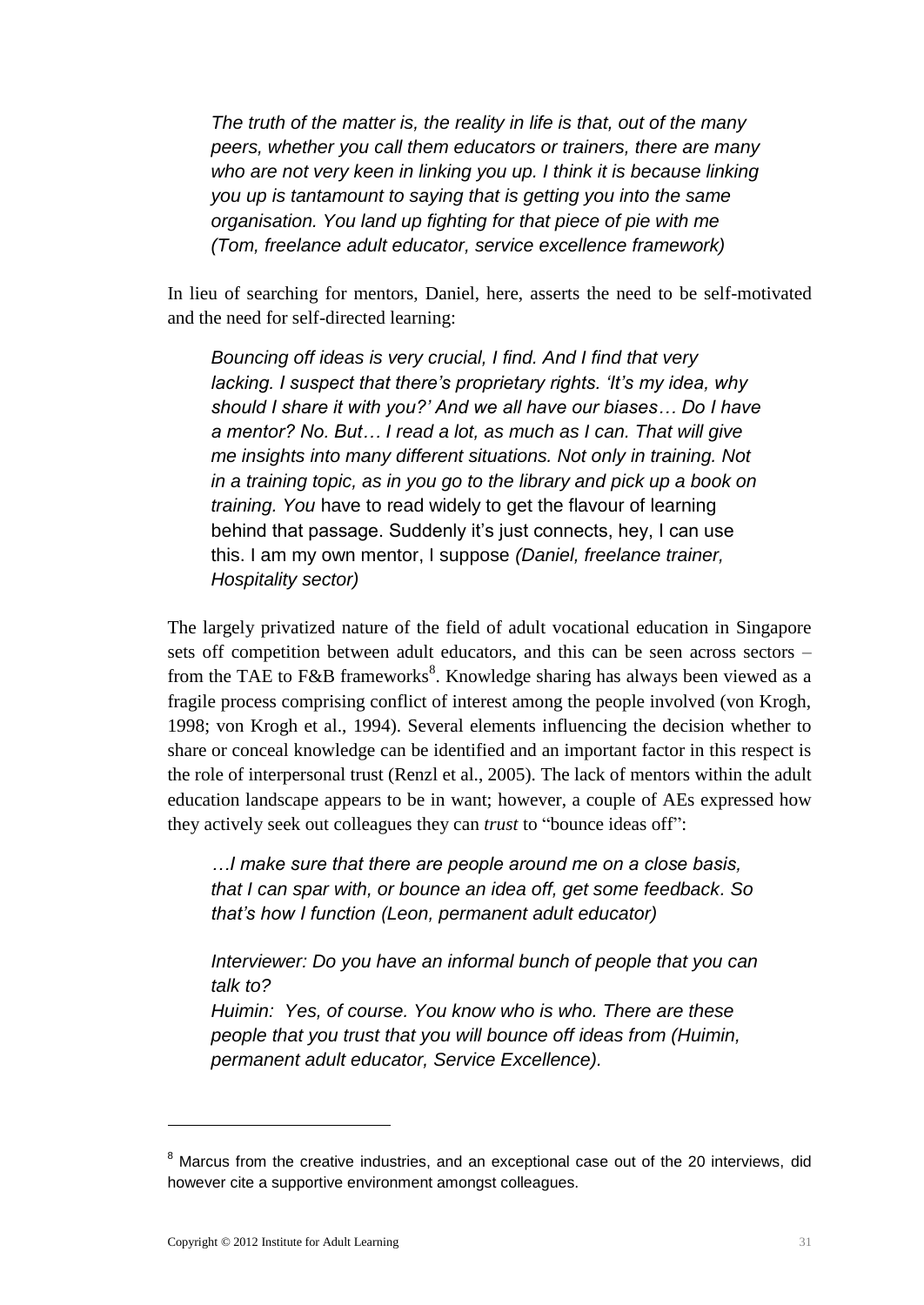*The truth of the matter is, the reality in life is that, out of the many peers, whether you call them educators or trainers, there are many who are not very keen in linking you up. I think it is because linking you up is tantamount to saying that is getting you into the same organisation. You land up fighting for that piece of pie with me (Tom, freelance adult educator, service excellence framework)*

In lieu of searching for mentors, Daniel, here, asserts the need to be self-motivated and the need for self-directed learning:

*Bouncing off ideas is very crucial, I find. And I find that very lacking. I suspect that there's proprietary rights. 'It's my idea, why should I share it with you?' And we all have our biases… Do I have a mentor? No. But… I read a lot, as much as I can. That will give me insights into many different situations. Not only in training. Not in a training topic, as in you go to the library and pick up a book on training. You* have to read widely to get the flavour of learning behind that passage. Suddenly it's just connects, hey, I can use this. I am my own mentor, I suppose *(Daniel, freelance trainer, Hospitality sector)*

The largely privatized nature of the field of adult vocational education in Singapore sets off competition between adult educators, and this can be seen across sectors – from the TAE to F&B frameworks[8]. Knowledge sharing has always been viewed as a fragile process comprising conflict of interest among the people involved (von Krogh, 1998; von Krogh et al., 1994). Several elements influencing the decision whether to share or conceal knowledge can be identified and an important factor in this respect is the role of interpersonal trust (Renzl et al., 2005). The lack of mentors within the adult education landscape appears to be in want; however, a couple of AEs expressed how they actively seek out colleagues they can *trust* to "bounce ideas off":

*…I make sure that there are people around me on a close basis, that I can spar with, or bounce an idea off, get some feedback. So that's how I function (Leon, permanent adult educator)*

*Interviewer: Do you have an informal bunch of people that you can talk to?*
*Huimin: Yes, of course. You know who is who. There are these people that you trust that you will bounce off ideas from (Huimin, permanent adult educator, Service Excellence).*

---

[8] Marcus from the creative industries, and an exceptional case out of the 20 interviews, did however cite a supportive environment amongst colleagues.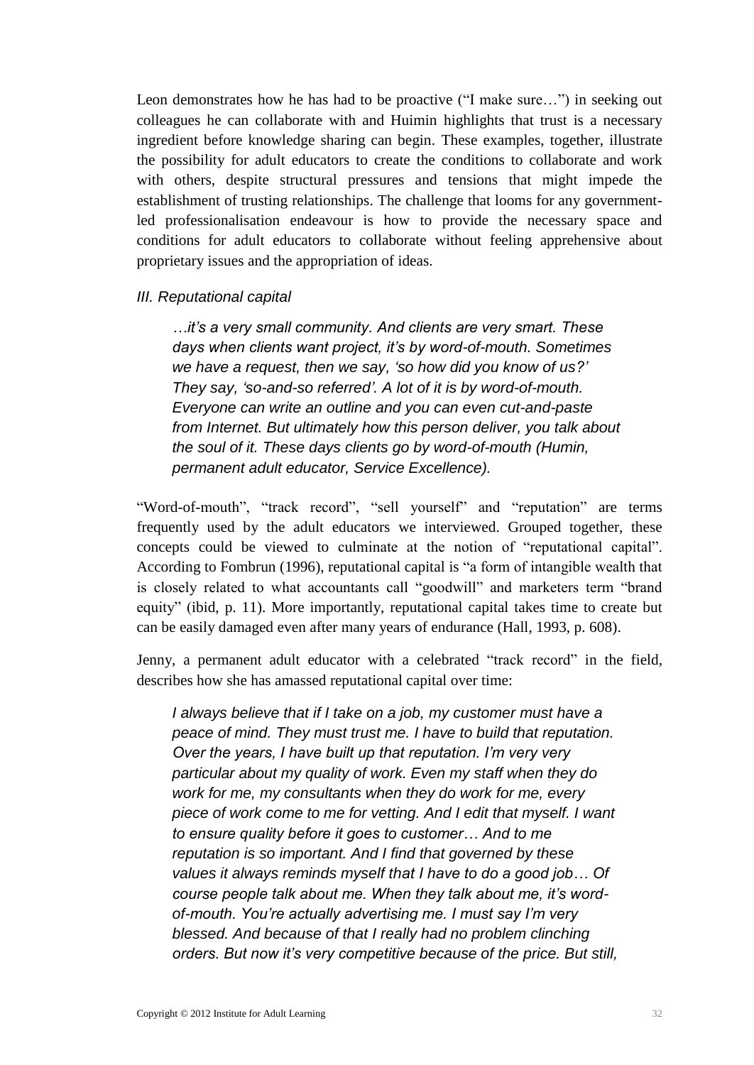Leon demonstrates how he has had to be proactive ("I make sure…") in seeking out colleagues he can collaborate with and Huimin highlights that trust is a necessary ingredient before knowledge sharing can begin. These examples, together, illustrate the possibility for adult educators to create the conditions to collaborate and work with others, despite structural pressures and tensions that might impede the establishment of trusting relationships. The challenge that looms for any government-led professionalisation endeavour is how to provide the necessary space and conditions for adult educators to collaborate without feeling apprehensive about proprietary issues and the appropriation of ideas.

### *III. Reputational capital*

> *…it's a very small community. And clients are very smart. These days when clients want project, it's by word-of-mouth. Sometimes we have a request, then we say, 'so how did you know of us?' They say, 'so-and-so referred'. A lot of it is by word-of-mouth. Everyone can write an outline and you can even cut-and-paste from Internet. But ultimately how this person deliver, you talk about the soul of it. These days clients go by word-of-mouth (Humin, permanent adult educator, Service Excellence).*

"Word-of-mouth", "track record", "sell yourself" and "reputation" are terms frequently used by the adult educators we interviewed. Grouped together, these concepts could be viewed to culminate at the notion of "reputational capital". According to Fombrun (1996), reputational capital is "a form of intangible wealth that is closely related to what accountants call "goodwill" and marketers term "brand equity" (ibid, p. 11). More importantly, reputational capital takes time to create but can be easily damaged even after many years of endurance (Hall, 1993, p. 608).

Jenny, a permanent adult educator with a celebrated "track record" in the field, describes how she has amassed reputational capital over time:

> *I always believe that if I take on a job, my customer must have a peace of mind. They must trust me. I have to build that reputation. Over the years, I have built up that reputation. I'm very very particular about my quality of work. Even my staff when they do work for me, my consultants when they do work for me, every piece of work come to me for vetting. And I edit that myself. I want to ensure quality before it goes to customer… And to me reputation is so important. And I find that governed by these values it always reminds myself that I have to do a good job… Of course people talk about me. When they talk about me, it's word-of-mouth. You're actually advertising me. I must say I'm very blessed. And because of that I really had no problem clinching orders. But now it's very competitive because of the price. But still,*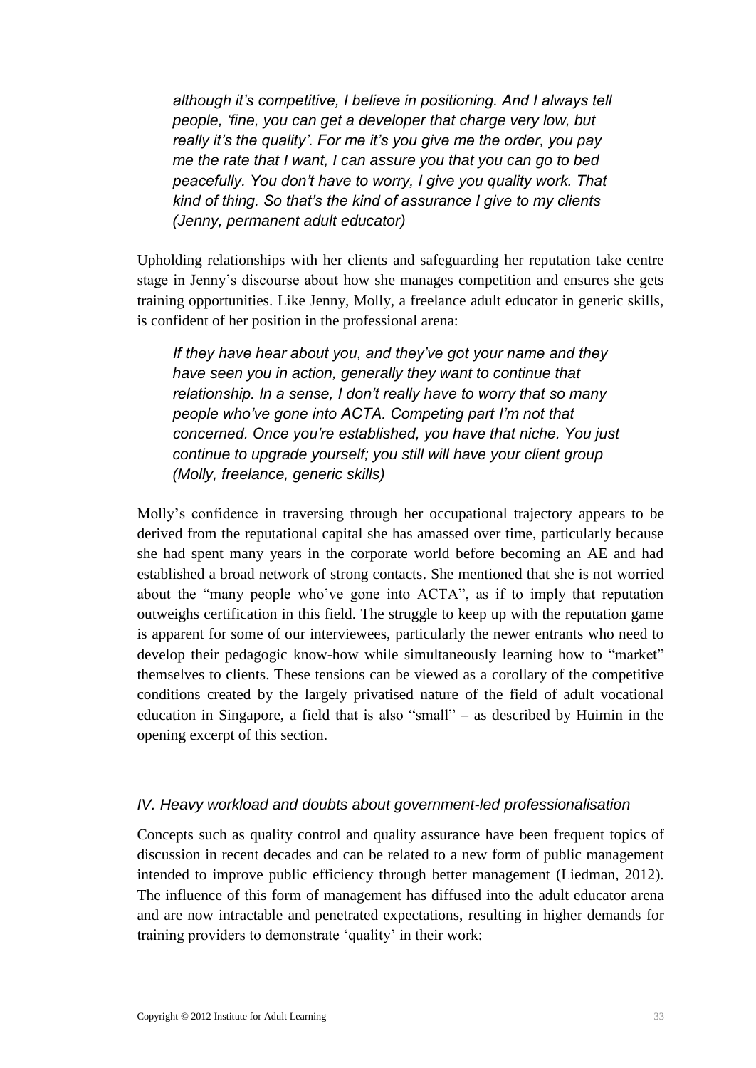> *although it's competitive, I believe in positioning. And I always tell people, 'fine, you can get a developer that charge very low, but really it's the quality'. For me it's you give me the order, you pay me the rate that I want, I can assure you that you can go to bed peacefully. You don't have to worry, I give you quality work. That kind of thing. So that's the kind of assurance I give to my clients (Jenny, permanent adult educator)*

Upholding relationships with her clients and safeguarding her reputation take centre stage in Jenny's discourse about how she manages competition and ensures she gets training opportunities. Like Jenny, Molly, a freelance adult educator in generic skills, is confident of her position in the professional arena:

> *If they have hear about you, and they've got your name and they have seen you in action, generally they want to continue that relationship. In a sense, I don't really have to worry that so many people who've gone into ACTA. Competing part I'm not that concerned. Once you're established, you have that niche. You just continue to upgrade yourself; you still will have your client group (Molly, freelance, generic skills)*

Molly's confidence in traversing through her occupational trajectory appears to be derived from the reputational capital she has amassed over time, particularly because she had spent many years in the corporate world before becoming an AE and had established a broad network of strong contacts. She mentioned that she is not worried about the "many people who've gone into ACTA", as if to imply that reputation outweighs certification in this field. The struggle to keep up with the reputation game is apparent for some of our interviewees, particularly the newer entrants who need to develop their pedagogic know-how while simultaneously learning how to "market" themselves to clients. These tensions can be viewed as a corollary of the competitive conditions created by the largely privatised nature of the field of adult vocational education in Singapore, a field that is also "small" – as described by Huimin in the opening excerpt of this section.

### *IV. Heavy workload and doubts about government-led professionalisation*

Concepts such as quality control and quality assurance have been frequent topics of discussion in recent decades and can be related to a new form of public management intended to improve public efficiency through better management (Liedman, 2012). The influence of this form of management has diffused into the adult educator arena and are now intractable and penetrated expectations, resulting in higher demands for training providers to demonstrate 'quality' in their work: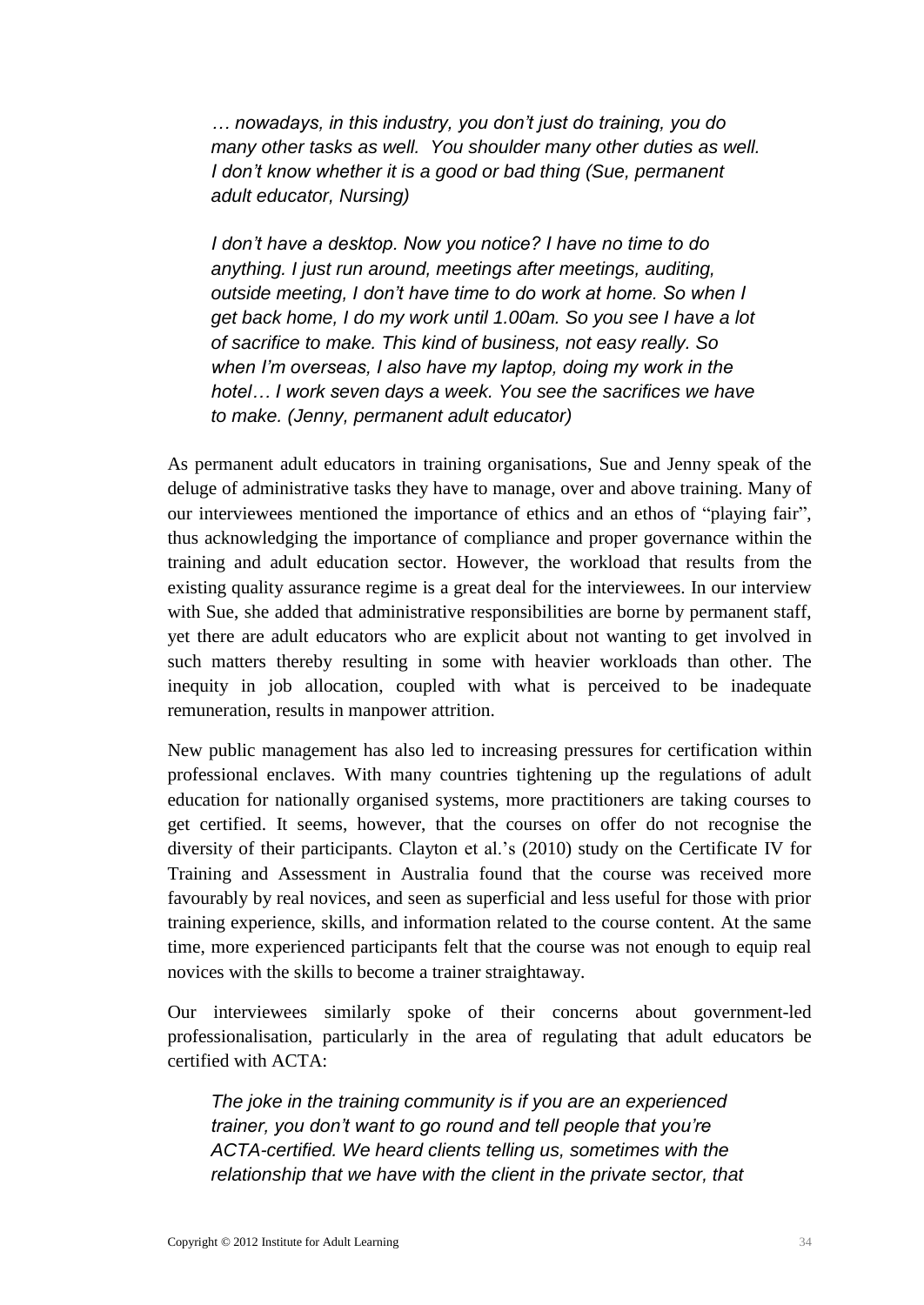*… nowadays, in this industry, you don't just do training, you do many other tasks as well. You shoulder many other duties as well. I don't know whether it is a good or bad thing (Sue, permanent adult educator, Nursing)*

*I don't have a desktop. Now you notice? I have no time to do anything. I just run around, meetings after meetings, auditing, outside meeting, I don't have time to do work at home. So when I get back home, I do my work until 1.00am. So you see I have a lot of sacrifice to make. This kind of business, not easy really. So when I'm overseas, I also have my laptop, doing my work in the hotel… I work seven days a week. You see the sacrifices we have to make. (Jenny, permanent adult educator)*

As permanent adult educators in training organisations, Sue and Jenny speak of the deluge of administrative tasks they have to manage, over and above training. Many of our interviewees mentioned the importance of ethics and an ethos of "playing fair", thus acknowledging the importance of compliance and proper governance within the training and adult education sector. However, the workload that results from the existing quality assurance regime is a great deal for the interviewees. In our interview with Sue, she added that administrative responsibilities are borne by permanent staff, yet there are adult educators who are explicit about not wanting to get involved in such matters thereby resulting in some with heavier workloads than other. The inequity in job allocation, coupled with what is perceived to be inadequate remuneration, results in manpower attrition.

New public management has also led to increasing pressures for certification within professional enclaves. With many countries tightening up the regulations of adult education for nationally organised systems, more practitioners are taking courses to get certified. It seems, however, that the courses on offer do not recognise the diversity of their participants. Clayton et al.'s (2010) study on the Certificate IV for Training and Assessment in Australia found that the course was received more favourably by real novices, and seen as superficial and less useful for those with prior training experience, skills, and information related to the course content. At the same time, more experienced participants felt that the course was not enough to equip real novices with the skills to become a trainer straightaway.

Our interviewees similarly spoke of their concerns about government-led professionalisation, particularly in the area of regulating that adult educators be certified with ACTA:

*The joke in the training community is if you are an experienced trainer, you don't want to go round and tell people that you're ACTA-certified. We heard clients telling us, sometimes with the relationship that we have with the client in the private sector, that*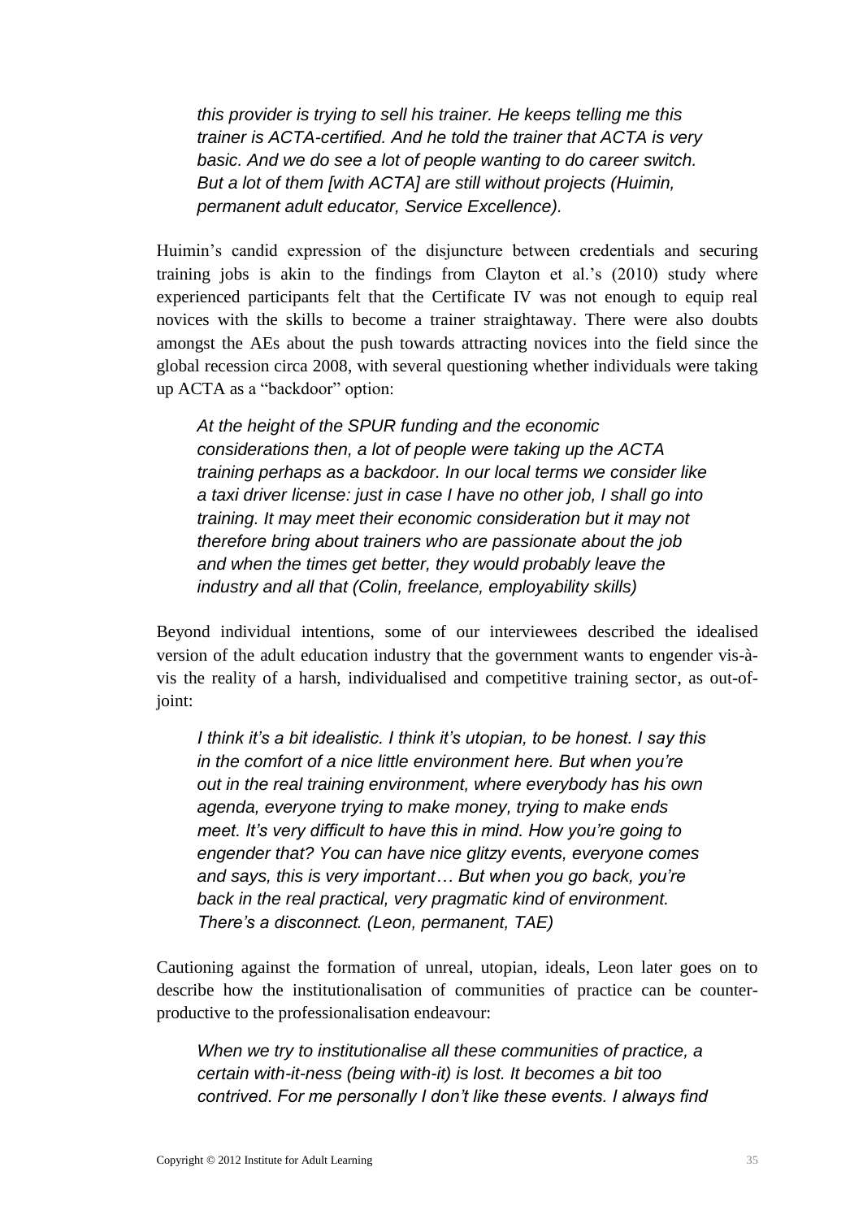*this provider is trying to sell his trainer. He keeps telling me this trainer is ACTA-certified. And he told the trainer that ACTA is very basic. And we do see a lot of people wanting to do career switch. But a lot of them [with ACTA] are still without projects (Huimin, permanent adult educator, Service Excellence).*

Huimin's candid expression of the disjuncture between credentials and securing training jobs is akin to the findings from Clayton et al.'s (2010) study where experienced participants felt that the Certificate IV was not enough to equip real novices with the skills to become a trainer straightaway. There were also doubts amongst the AEs about the push towards attracting novices into the field since the global recession circa 2008, with several questioning whether individuals were taking up ACTA as a "backdoor" option:

*At the height of the SPUR funding and the economic considerations then, a lot of people were taking up the ACTA training perhaps as a backdoor. In our local terms we consider like a taxi driver license: just in case I have no other job, I shall go into training. It may meet their economic consideration but it may not therefore bring about trainers who are passionate about the job and when the times get better, they would probably leave the industry and all that (Colin, freelance, employability skills)*

Beyond individual intentions, some of our interviewees described the idealised version of the adult education industry that the government wants to engender vis-à-vis the reality of a harsh, individualised and competitive training sector, as out-of-joint:

*I think it's a bit idealistic. I think it's utopian, to be honest. I say this in the comfort of a nice little environment here. But when you're out in the real training environment, where everybody has his own agenda, everyone trying to make money, trying to make ends meet. It's very difficult to have this in mind. How you're going to engender that? You can have nice glitzy events, everyone comes and says, this is very important… But when you go back, you're back in the real practical, very pragmatic kind of environment. There's a disconnect. (Leon, permanent, TAE)*

Cautioning against the formation of unreal, utopian, ideals, Leon later goes on to describe how the institutionalisation of communities of practice can be counter-productive to the professionalisation endeavour:

*When we try to institutionalise all these communities of practice, a certain with-it-ness (being with-it) is lost. It becomes a bit too contrived. For me personally I don't like these events. I always find*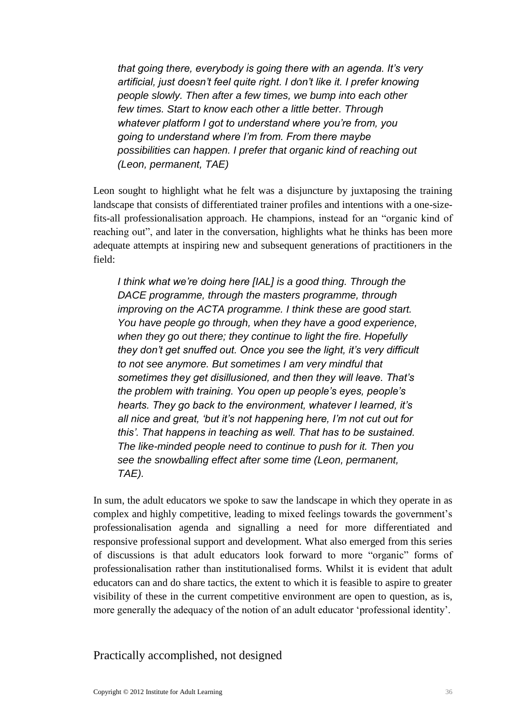*that going there, everybody is going there with an agenda. It's very artificial, just doesn't feel quite right. I don't like it. I prefer knowing people slowly. Then after a few times, we bump into each other few times. Start to know each other a little better. Through whatever platform I got to understand where you're from, you going to understand where I'm from. From there maybe possibilities can happen. I prefer that organic kind of reaching out (Leon, permanent, TAE)*

Leon sought to highlight what he felt was a disjuncture by juxtaposing the training landscape that consists of differentiated trainer profiles and intentions with a one-size-fits-all professionalisation approach. He champions, instead for an "organic kind of reaching out", and later in the conversation, highlights what he thinks has been more adequate attempts at inspiring new and subsequent generations of practitioners in the field:

*I think what we're doing here [IAL] is a good thing. Through the DACE programme, through the masters programme, through improving on the ACTA programme. I think these are good start. You have people go through, when they have a good experience, when they go out there; they continue to light the fire. Hopefully they don't get snuffed out. Once you see the light, it's very difficult to not see anymore. But sometimes I am very mindful that sometimes they get disillusioned, and then they will leave. That's the problem with training. You open up people's eyes, people's hearts. They go back to the environment, whatever I learned, it's all nice and great, 'but it's not happening here, I'm not cut out for this'. That happens in teaching as well. That has to be sustained. The like-minded people need to continue to push for it. Then you see the snowballing effect after some time (Leon, permanent, TAE).*

In sum, the adult educators we spoke to saw the landscape in which they operate in as complex and highly competitive, leading to mixed feelings towards the government's professionalisation agenda and signalling a need for more differentiated and responsive professional support and development. What also emerged from this series of discussions is that adult educators look forward to more "organic" forms of professionalisation rather than institutionalised forms. Whilst it is evident that adult educators can and do share tactics, the extent to which it is feasible to aspire to greater visibility of these in the current competitive environment are open to question, as is, more generally the adequacy of the notion of an adult educator 'professional identity'.

## Practically accomplished, not designed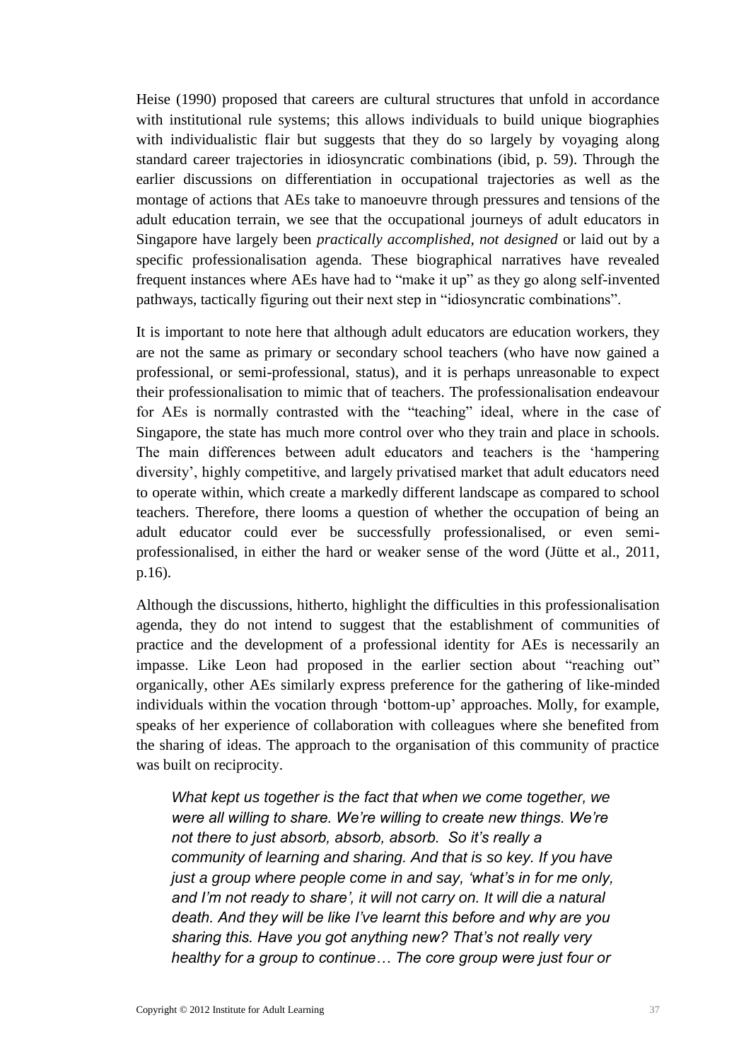Heise (1990) proposed that careers are cultural structures that unfold in accordance with institutional rule systems; this allows individuals to build unique biographies with individualistic flair but suggests that they do so largely by voyaging along standard career trajectories in idiosyncratic combinations (ibid, p. 59). Through the earlier discussions on differentiation in occupational trajectories as well as the montage of actions that AEs take to manoeuvre through pressures and tensions of the adult education terrain, we see that the occupational journeys of adult educators in Singapore have largely been *practically accomplished, not designed* or laid out by a specific professionalisation agenda. These biographical narratives have revealed frequent instances where AEs have had to "make it up" as they go along self-invented pathways, tactically figuring out their next step in "idiosyncratic combinations".

It is important to note here that although adult educators are education workers, they are not the same as primary or secondary school teachers (who have now gained a professional, or semi-professional, status), and it is perhaps unreasonable to expect their professionalisation to mimic that of teachers. The professionalisation endeavour for AEs is normally contrasted with the "teaching" ideal, where in the case of Singapore, the state has much more control over who they train and place in schools. The main differences between adult educators and teachers is the 'hampering diversity', highly competitive, and largely privatised market that adult educators need to operate within, which create a markedly different landscape as compared to school teachers. Therefore, there looms a question of whether the occupation of being an adult educator could ever be successfully professionalised, or even semi-professionalised, in either the hard or weaker sense of the word (Jütte et al., 2011, p.16).

Although the discussions, hitherto, highlight the difficulties in this professionalisation agenda, they do not intend to suggest that the establishment of communities of practice and the development of a professional identity for AEs is necessarily an impasse. Like Leon had proposed in the earlier section about "reaching out" organically, other AEs similarly express preference for the gathering of like-minded individuals within the vocation through 'bottom-up' approaches. Molly, for example, speaks of her experience of collaboration with colleagues where she benefited from the sharing of ideas. The approach to the organisation of this community of practice was built on reciprocity.

> *What kept us together is the fact that when we come together, we were all willing to share. We're willing to create new things. We're not there to just absorb, absorb, absorb. So it's really a community of learning and sharing. And that is so key. If you have just a group where people come in and say, 'what's in for me only, and I'm not ready to share', it will not carry on. It will die a natural death. And they will be like I've learnt this before and why are you sharing this. Have you got anything new? That's not really very healthy for a group to continue… The core group were just four or*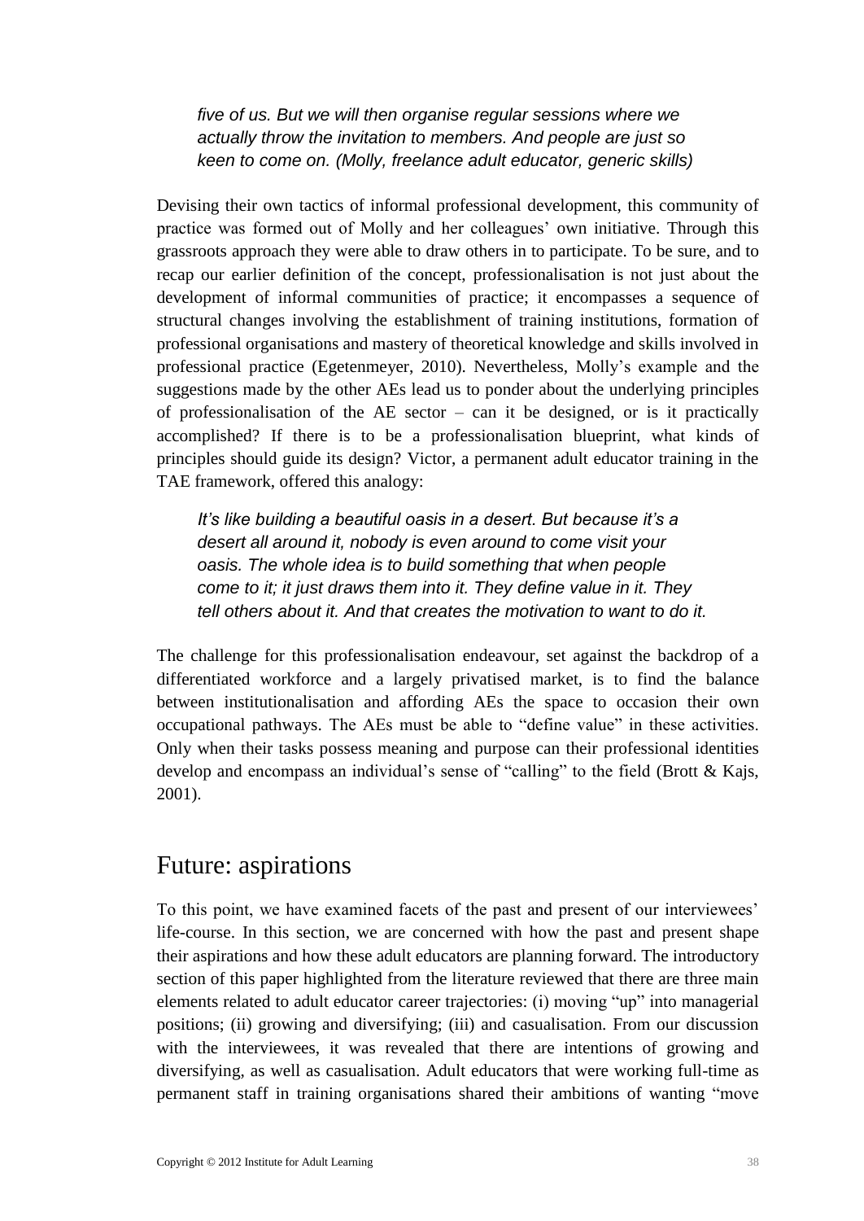*five of us. But we will then organise regular sessions where we actually throw the invitation to members. And people are just so keen to come on. (Molly, freelance adult educator, generic skills)*

Devising their own tactics of informal professional development, this community of practice was formed out of Molly and her colleagues' own initiative. Through this grassroots approach they were able to draw others in to participate. To be sure, and to recap our earlier definition of the concept, professionalisation is not just about the development of informal communities of practice; it encompasses a sequence of structural changes involving the establishment of training institutions, formation of professional organisations and mastery of theoretical knowledge and skills involved in professional practice (Egetenmeyer, 2010). Nevertheless, Molly's example and the suggestions made by the other AEs lead us to ponder about the underlying principles of professionalisation of the AE sector – can it be designed, or is it practically accomplished? If there is to be a professionalisation blueprint, what kinds of principles should guide its design? Victor, a permanent adult educator training in the TAE framework, offered this analogy:

*It's like building a beautiful oasis in a desert. But because it's a desert all around it, nobody is even around to come visit your oasis. The whole idea is to build something that when people come to it; it just draws them into it. They define value in it. They tell others about it. And that creates the motivation to want to do it.*

The challenge for this professionalisation endeavour, set against the backdrop of a differentiated workforce and a largely privatised market, is to find the balance between institutionalisation and affording AEs the space to occasion their own occupational pathways. The AEs must be able to "define value" in these activities. Only when their tasks possess meaning and purpose can their professional identities develop and encompass an individual's sense of "calling" to the field (Brott & Kajs, 2001).

## Future: aspirations

To this point, we have examined facets of the past and present of our interviewees' life-course. In this section, we are concerned with how the past and present shape their aspirations and how these adult educators are planning forward. The introductory section of this paper highlighted from the literature reviewed that there are three main elements related to adult educator career trajectories: (i) moving "up" into managerial positions; (ii) growing and diversifying; (iii) and casualisation. From our discussion with the interviewees, it was revealed that there are intentions of growing and diversifying, as well as casualisation. Adult educators that were working full-time as permanent staff in training organisations shared their ambitions of wanting "move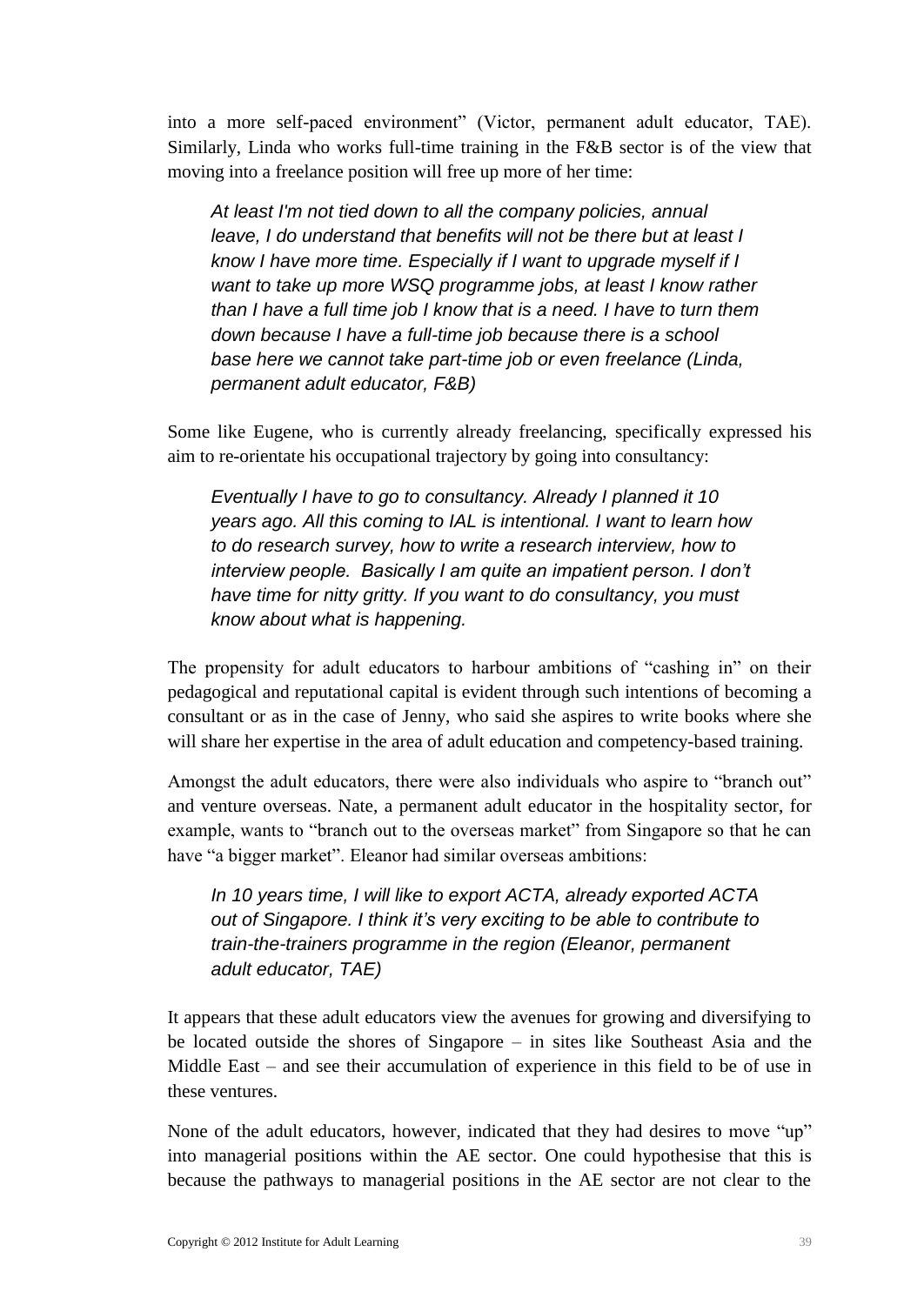into a more self-paced environment" (Victor, permanent adult educator, TAE). Similarly, Linda who works full-time training in the F&B sector is of the view that moving into a freelance position will free up more of her time:

> *At least I'm not tied down to all the company policies, annual leave, I do understand that benefits will not be there but at least I know I have more time. Especially if I want to upgrade myself if I want to take up more WSQ programme jobs, at least I know rather than I have a full time job I know that is a need. I have to turn them down because I have a full-time job because there is a school base here we cannot take part-time job or even freelance (Linda, permanent adult educator, F&B)*

Some like Eugene, who is currently already freelancing, specifically expressed his aim to re-orientate his occupational trajectory by going into consultancy:

> *Eventually I have to go to consultancy. Already I planned it 10 years ago. All this coming to IAL is intentional. I want to learn how to do research survey, how to write a research interview, how to interview people. Basically I am quite an impatient person. I don't have time for nitty gritty. If you want to do consultancy, you must know about what is happening.*

The propensity for adult educators to harbour ambitions of "cashing in" on their pedagogical and reputational capital is evident through such intentions of becoming a consultant or as in the case of Jenny, who said she aspires to write books where she will share her expertise in the area of adult education and competency-based training.

Amongst the adult educators, there were also individuals who aspire to "branch out" and venture overseas. Nate, a permanent adult educator in the hospitality sector, for example, wants to "branch out to the overseas market" from Singapore so that he can have "a bigger market". Eleanor had similar overseas ambitions:

> *In 10 years time, I will like to export ACTA, already exported ACTA out of Singapore. I think it's very exciting to be able to contribute to train-the-trainers programme in the region (Eleanor, permanent adult educator, TAE)*

It appears that these adult educators view the avenues for growing and diversifying to be located outside the shores of Singapore – in sites like Southeast Asia and the Middle East – and see their accumulation of experience in this field to be of use in these ventures.

None of the adult educators, however, indicated that they had desires to move "up" into managerial positions within the AE sector. One could hypothesise that this is because the pathways to managerial positions in the AE sector are not clear to the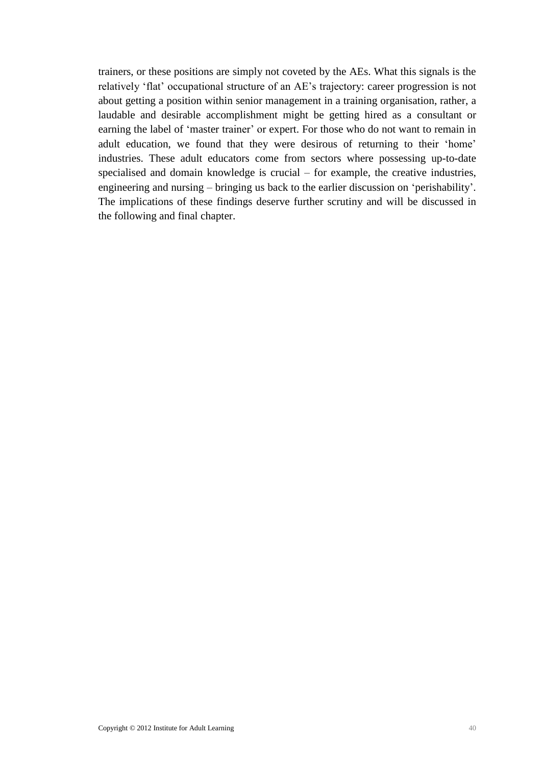trainers, or these positions are simply not coveted by the AEs. What this signals is the relatively 'flat' occupational structure of an AE's trajectory: career progression is not about getting a position within senior management in a training organisation, rather, a laudable and desirable accomplishment might be getting hired as a consultant or earning the label of 'master trainer' or expert. For those who do not want to remain in adult education, we found that they were desirous of returning to their 'home' industries. These adult educators come from sectors where possessing up-to-date specialised and domain knowledge is crucial – for example, the creative industries, engineering and nursing – bringing us back to the earlier discussion on 'perishability'. The implications of these findings deserve further scrutiny and will be discussed in the following and final chapter.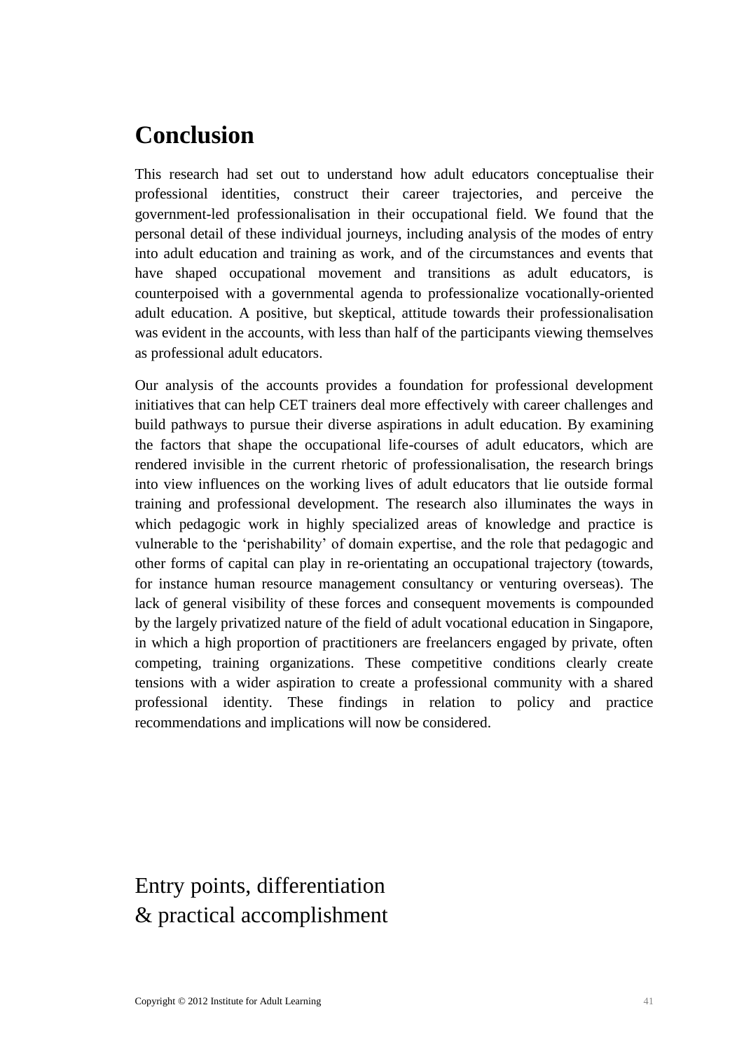# Conclusion

This research had set out to understand how adult educators conceptualise their professional identities, construct their career trajectories, and perceive the government-led professionalisation in their occupational field. We found that the personal detail of these individual journeys, including analysis of the modes of entry into adult education and training as work, and of the circumstances and events that have shaped occupational movement and transitions as adult educators, is counterpoised with a governmental agenda to professionalize vocationally-oriented adult education. A positive, but skeptical, attitude towards their professionalisation was evident in the accounts, with less than half of the participants viewing themselves as professional adult educators.

Our analysis of the accounts provides a foundation for professional development initiatives that can help CET trainers deal more effectively with career challenges and build pathways to pursue their diverse aspirations in adult education. By examining the factors that shape the occupational life-courses of adult educators, which are rendered invisible in the current rhetoric of professionalisation, the research brings into view influences on the working lives of adult educators that lie outside formal training and professional development. The research also illuminates the ways in which pedagogic work in highly specialized areas of knowledge and practice is vulnerable to the 'perishability' of domain expertise, and the role that pedagogic and other forms of capital can play in re-orientating an occupational trajectory (towards, for instance human resource management consultancy or venturing overseas). The lack of general visibility of these forces and consequent movements is compounded by the largely privatized nature of the field of adult vocational education in Singapore, in which a high proportion of practitioners are freelancers engaged by private, often competing, training organizations. These competitive conditions clearly create tensions with a wider aspiration to create a professional community with a shared professional identity. These findings in relation to policy and practice recommendations and implications will now be considered.

## Entry points, differentiation & practical accomplishment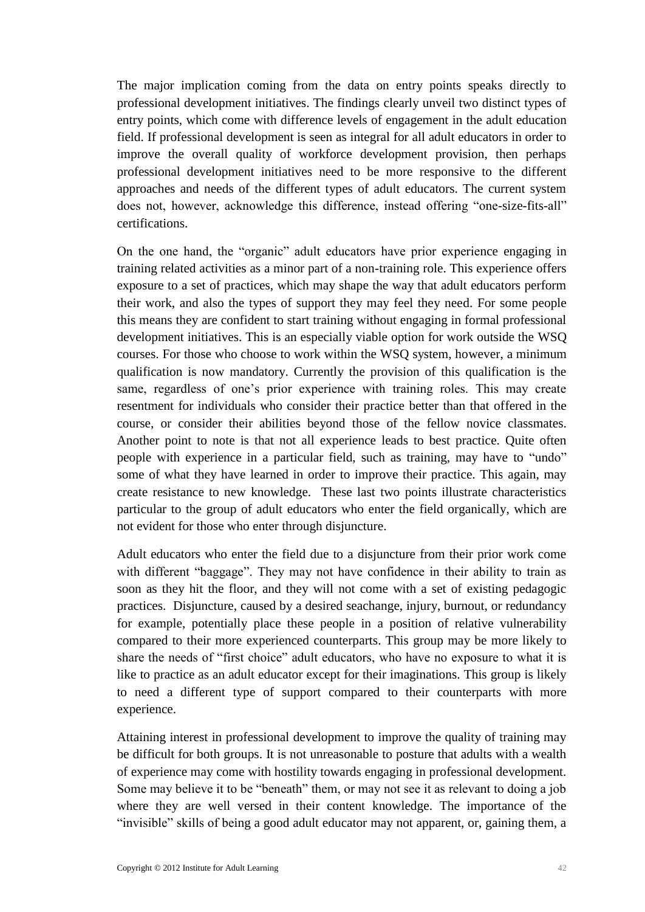The major implication coming from the data on entry points speaks directly to professional development initiatives. The findings clearly unveil two distinct types of entry points, which come with difference levels of engagement in the adult education field. If professional development is seen as integral for all adult educators in order to improve the overall quality of workforce development provision, then perhaps professional development initiatives need to be more responsive to the different approaches and needs of the different types of adult educators. The current system does not, however, acknowledge this difference, instead offering "one-size-fits-all" certifications.

On the one hand, the "organic" adult educators have prior experience engaging in training related activities as a minor part of a non-training role. This experience offers exposure to a set of practices, which may shape the way that adult educators perform their work, and also the types of support they may feel they need. For some people this means they are confident to start training without engaging in formal professional development initiatives. This is an especially viable option for work outside the WSQ courses. For those who choose to work within the WSQ system, however, a minimum qualification is now mandatory. Currently the provision of this qualification is the same, regardless of one's prior experience with training roles. This may create resentment for individuals who consider their practice better than that offered in the course, or consider their abilities beyond those of the fellow novice classmates. Another point to note is that not all experience leads to best practice. Quite often people with experience in a particular field, such as training, may have to "undo" some of what they have learned in order to improve their practice. This again, may create resistance to new knowledge. These last two points illustrate characteristics particular to the group of adult educators who enter the field organically, which are not evident for those who enter through disjuncture.

Adult educators who enter the field due to a disjuncture from their prior work come with different "baggage". They may not have confidence in their ability to train as soon as they hit the floor, and they will not come with a set of existing pedagogic practices. Disjuncture, caused by a desired seachange, injury, burnout, or redundancy for example, potentially place these people in a position of relative vulnerability compared to their more experienced counterparts. This group may be more likely to share the needs of "first choice" adult educators, who have no exposure to what it is like to practice as an adult educator except for their imaginations. This group is likely to need a different type of support compared to their counterparts with more experience.

Attaining interest in professional development to improve the quality of training may be difficult for both groups. It is not unreasonable to posture that adults with a wealth of experience may come with hostility towards engaging in professional development. Some may believe it to be "beneath" them, or may not see it as relevant to doing a job where they are well versed in their content knowledge. The importance of the "invisible" skills of being a good adult educator may not apparent, or, gaining them, a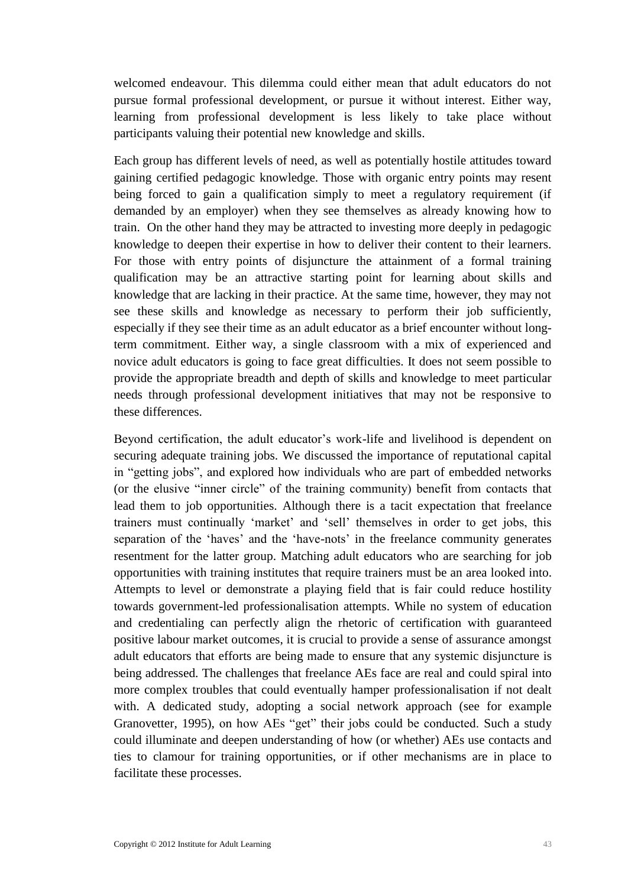welcomed endeavour. This dilemma could either mean that adult educators do not pursue formal professional development, or pursue it without interest. Either way, learning from professional development is less likely to take place without participants valuing their potential new knowledge and skills.

Each group has different levels of need, as well as potentially hostile attitudes toward gaining certified pedagogic knowledge. Those with organic entry points may resent being forced to gain a qualification simply to meet a regulatory requirement (if demanded by an employer) when they see themselves as already knowing how to train. On the other hand they may be attracted to investing more deeply in pedagogic knowledge to deepen their expertise in how to deliver their content to their learners. For those with entry points of disjuncture the attainment of a formal training qualification may be an attractive starting point for learning about skills and knowledge that are lacking in their practice. At the same time, however, they may not see these skills and knowledge as necessary to perform their job sufficiently, especially if they see their time as an adult educator as a brief encounter without long-term commitment. Either way, a single classroom with a mix of experienced and novice adult educators is going to face great difficulties. It does not seem possible to provide the appropriate breadth and depth of skills and knowledge to meet particular needs through professional development initiatives that may not be responsive to these differences.

Beyond certification, the adult educator's work-life and livelihood is dependent on securing adequate training jobs. We discussed the importance of reputational capital in "getting jobs", and explored how individuals who are part of embedded networks (or the elusive "inner circle" of the training community) benefit from contacts that lead them to job opportunities. Although there is a tacit expectation that freelance trainers must continually 'market' and 'sell' themselves in order to get jobs, this separation of the 'haves' and the 'have-nots' in the freelance community generates resentment for the latter group. Matching adult educators who are searching for job opportunities with training institutes that require trainers must be an area looked into. Attempts to level or demonstrate a playing field that is fair could reduce hostility towards government-led professionalisation attempts. While no system of education and credentialing can perfectly align the rhetoric of certification with guaranteed positive labour market outcomes, it is crucial to provide a sense of assurance amongst adult educators that efforts are being made to ensure that any systemic disjuncture is being addressed. The challenges that freelance AEs face are real and could spiral into more complex troubles that could eventually hamper professionalisation if not dealt with. A dedicated study, adopting a social network approach (see for example Granovetter, 1995), on how AEs "get" their jobs could be conducted. Such a study could illuminate and deepen understanding of how (or whether) AEs use contacts and ties to clamour for training opportunities, or if other mechanisms are in place to facilitate these processes.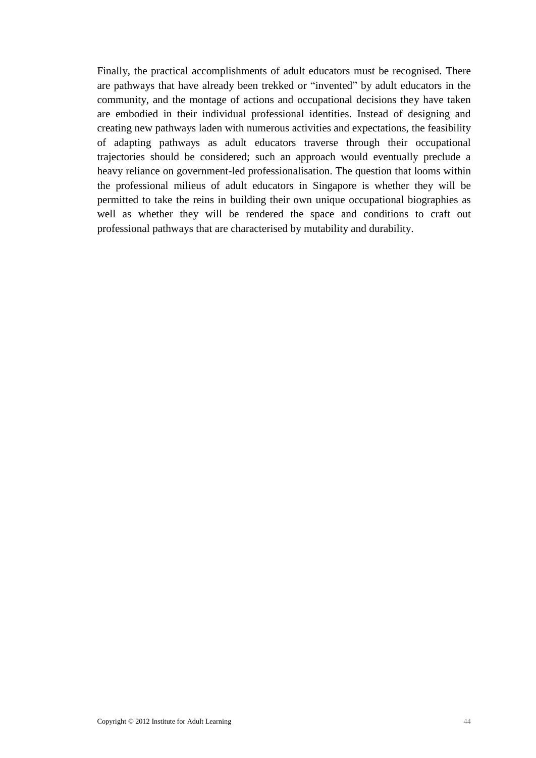Finally, the practical accomplishments of adult educators must be recognised. There are pathways that have already been trekked or "invented" by adult educators in the community, and the montage of actions and occupational decisions they have taken are embodied in their individual professional identities. Instead of designing and creating new pathways laden with numerous activities and expectations, the feasibility of adapting pathways as adult educators traverse through their occupational trajectories should be considered; such an approach would eventually preclude a heavy reliance on government-led professionalisation. The question that looms within the professional milieus of adult educators in Singapore is whether they will be permitted to take the reins in building their own unique occupational biographies as well as whether they will be rendered the space and conditions to craft out professional pathways that are characterised by mutability and durability.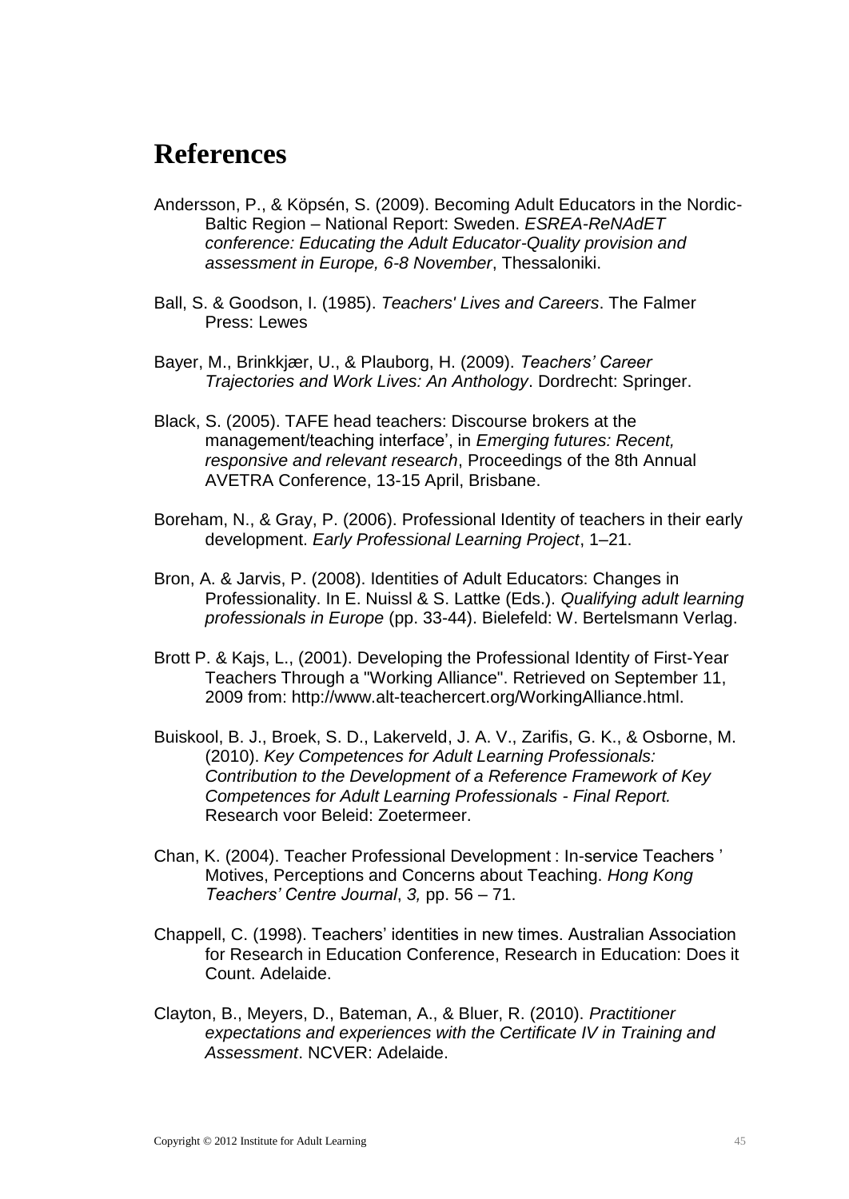# References

Andersson, P., & Köpsén, S. (2009). Becoming Adult Educators in the Nordic-Baltic Region – National Report: Sweden. *ESREA-ReNAdET conference: Educating the Adult Educator-Quality provision and assessment in Europe, 6-8 November*, Thessaloniki.

Ball, S. & Goodson, I. (1985). *Teachers' Lives and Careers*. The Falmer Press: Lewes

Bayer, M., Brinkkjær, U., & Plauborg, H. (2009). *Teachers' Career Trajectories and Work Lives: An Anthology*. Dordrecht: Springer.

Black, S. (2005). TAFE head teachers: Discourse brokers at the management/teaching interface', in *Emerging futures: Recent, responsive and relevant research*, Proceedings of the 8th Annual AVETRA Conference, 13-15 April, Brisbane.

Boreham, N., & Gray, P. (2006). Professional Identity of teachers in their early development. *Early Professional Learning Project*, 1–21.

Bron, A. & Jarvis, P. (2008). Identities of Adult Educators: Changes in Professionality. In E. Nuissl & S. Lattke (Eds.). *Qualifying adult learning professionals in Europe* (pp. 33-44). Bielefeld: W. Bertelsmann Verlag.

Brott P. & Kajs, L., (2001). Developing the Professional Identity of First-Year Teachers Through a "Working Alliance". Retrieved on September 11, 2009 from: http://www.alt-teachercert.org/WorkingAlliance.html.

Buiskool, B. J., Broek, S. D., Lakerveld, J. A. V., Zarifis, G. K., & Osborne, M. (2010). *Key Competences for Adult Learning Professionals: Contribution to the Development of a Reference Framework of Key Competences for Adult Learning Professionals - Final Report.* Research voor Beleid: Zoetermeer.

Chan, K. (2004). Teacher Professional Development : In-service Teachers ' Motives, Perceptions and Concerns about Teaching. *Hong Kong Teachers' Centre Journal*, *3,* pp. 56 – 71.

Chappell, C. (1998). Teachers' identities in new times. Australian Association for Research in Education Conference, Research in Education: Does it Count. Adelaide.

Clayton, B., Meyers, D., Bateman, A., & Bluer, R. (2010). *Practitioner expectations and experiences with the Certificate IV in Training and Assessment*. NCVER: Adelaide.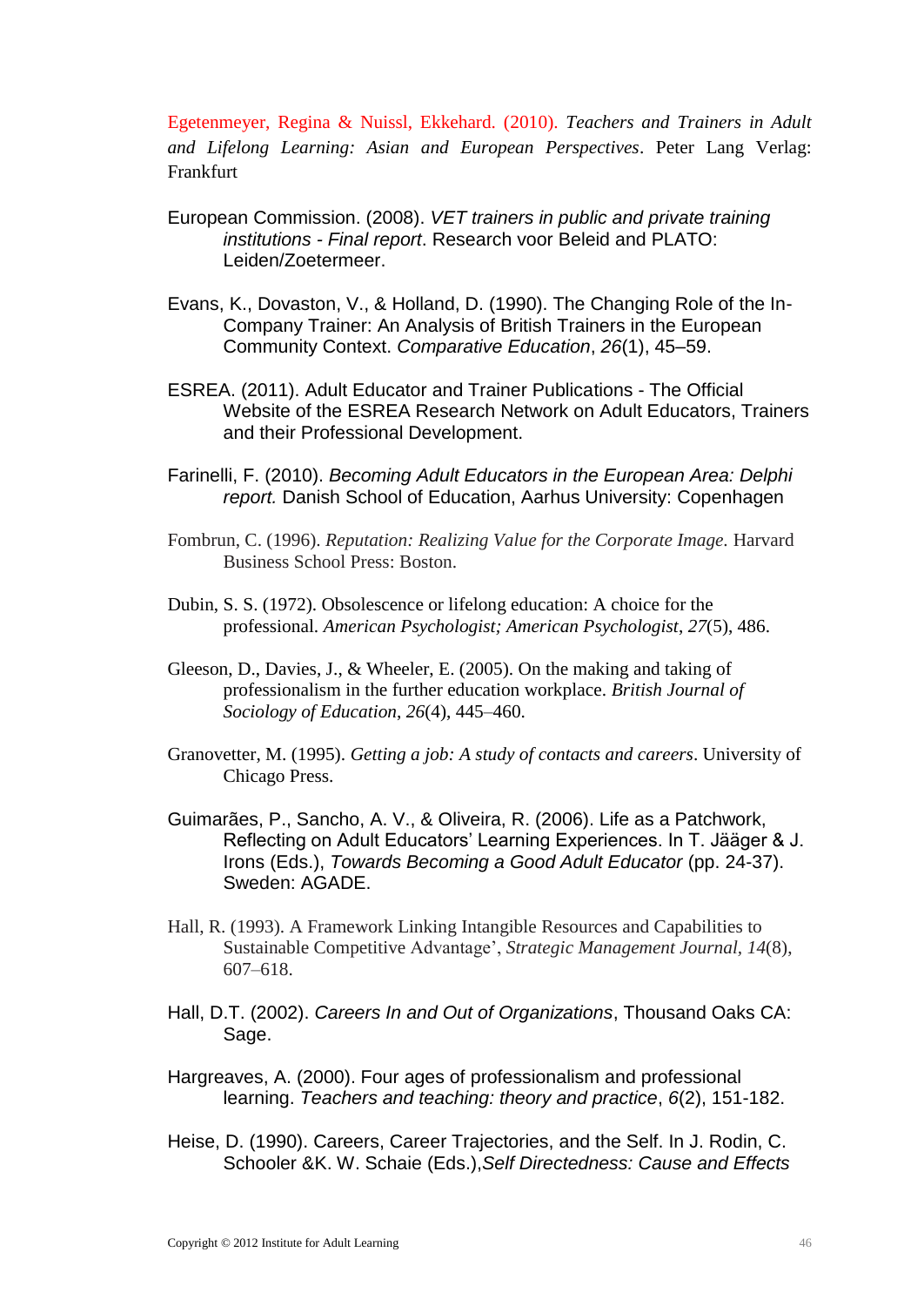Egetenmeyer, Regina & Nuissl, Ekkehard. (2010). *Teachers and Trainers in Adult and Lifelong Learning: Asian and European Perspectives*. Peter Lang Verlag: Frankfurt

European Commission. (2008). *VET trainers in public and private training institutions - Final report*. Research voor Beleid and PLATO: Leiden/Zoetermeer.

Evans, K., Dovaston, V., & Holland, D. (1990). The Changing Role of the In-Company Trainer: An Analysis of British Trainers in the European Community Context. *Comparative Education*, *26*(1), 45–59.

ESREA. (2011). Adult Educator and Trainer Publications - The Official Website of the ESREA Research Network on Adult Educators, Trainers and their Professional Development.

Farinelli, F. (2010). *Becoming Adult Educators in the European Area: Delphi report.* Danish School of Education, Aarhus University: Copenhagen

Fombrun, C. (1996). *Reputation: Realizing Value for the Corporate Image.* Harvard Business School Press: Boston.

Dubin, S. S. (1972). Obsolescence or lifelong education: A choice for the professional. *American Psychologist; American Psychologist*, *27*(5), 486.

Gleeson, D., Davies, J., & Wheeler, E. (2005). On the making and taking of professionalism in the further education workplace. *British Journal of Sociology of Education*, *26*(4), 445–460.

Granovetter, M. (1995). *Getting a job: A study of contacts and careers*. University of Chicago Press.

Guimarães, P., Sancho, A. V., & Oliveira, R. (2006). Life as a Patchwork, Reflecting on Adult Educators' Learning Experiences. In T. Jääger & J. Irons (Eds.), *Towards Becoming a Good Adult Educator* (pp. 24-37). Sweden: AGADE.

Hall, R. (1993). A Framework Linking Intangible Resources and Capabilities to Sustainable Competitive Advantage', *Strategic Management Journal*, *14*(8), 607–618.

Hall, D.T. (2002). *Careers In and Out of Organizations*, Thousand Oaks CA: Sage.

Hargreaves, A. (2000). Four ages of professionalism and professional learning. *Teachers and teaching: theory and practice*, *6*(2), 151-182.

Heise, D. (1990). Careers, Career Trajectories, and the Self. In J. Rodin, C. Schooler &K. W. Schaie (Eds.),*Self Directedness: Cause and Effects*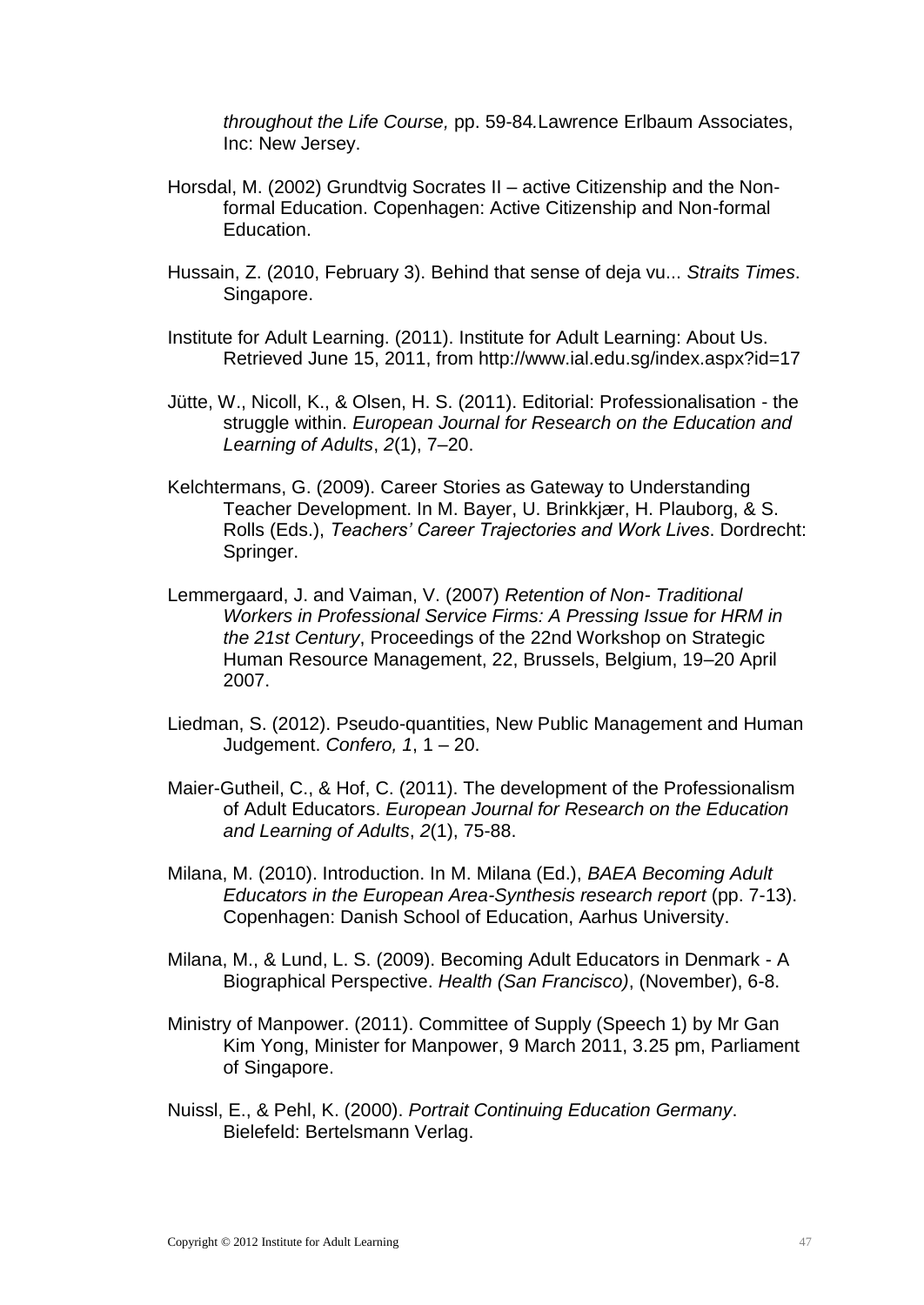*throughout the Life Course,* pp. 59-84*.*Lawrence Erlbaum Associates, Inc: New Jersey.

Horsdal, M. (2002) Grundtvig Socrates II – active Citizenship and the Non-formal Education. Copenhagen: Active Citizenship and Non-formal Education.

Hussain, Z. (2010, February 3). Behind that sense of deja vu... *Straits Times*. Singapore.

Institute for Adult Learning. (2011). Institute for Adult Learning: About Us. Retrieved June 15, 2011, from http://www.ial.edu.sg/index.aspx?id=17

Jütte, W., Nicoll, K., & Olsen, H. S. (2011). Editorial: Professionalisation - the struggle within. *European Journal for Research on the Education and Learning of Adults*, *2*(1), 7–20.

Kelchtermans, G. (2009). Career Stories as Gateway to Understanding Teacher Development. In M. Bayer, U. Brinkkjær, H. Plauborg, & S. Rolls (Eds.), *Teachers' Career Trajectories and Work Lives*. Dordrecht: Springer.

Lemmergaard, J. and Vaiman, V. (2007) *Retention of Non- Traditional Workers in Professional Service Firms: A Pressing Issue for HRM in the 21st Century*, Proceedings of the 22nd Workshop on Strategic Human Resource Management, 22, Brussels, Belgium, 19–20 April 2007.

Liedman, S. (2012). Pseudo-quantities, New Public Management and Human Judgement. *Confero, 1*, 1 – 20.

Maier-Gutheil, C., & Hof, C. (2011). The development of the Professionalism of Adult Educators. *European Journal for Research on the Education and Learning of Adults*, *2*(1), 75-88.

Milana, M. (2010). Introduction. In M. Milana (Ed.), *BAEA Becoming Adult Educators in the European Area-Synthesis research report* (pp. 7-13). Copenhagen: Danish School of Education, Aarhus University.

Milana, M., & Lund, L. S. (2009). Becoming Adult Educators in Denmark - A Biographical Perspective. *Health (San Francisco)*, (November), 6-8.

Ministry of Manpower. (2011). Committee of Supply (Speech 1) by Mr Gan Kim Yong, Minister for Manpower, 9 March 2011, 3.25 pm, Parliament of Singapore.

Nuissl, E., & Pehl, K. (2000). *Portrait Continuing Education Germany*. Bielefeld: Bertelsmann Verlag.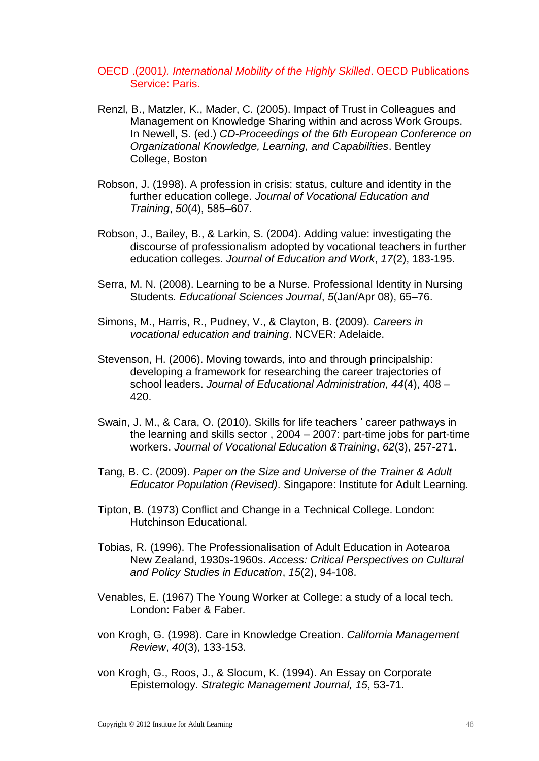OECD .(2001*). International Mobility of the Highly Skilled*. OECD Publications Service: Paris.

Renzl, B., Matzler, K., Mader, C. (2005). Impact of Trust in Colleagues and Management on Knowledge Sharing within and across Work Groups. In Newell, S. (ed.) *CD-Proceedings of the 6th European Conference on Organizational Knowledge, Learning, and Capabilities*. Bentley College, Boston

Robson, J. (1998). A profession in crisis: status, culture and identity in the further education college. *Journal of Vocational Education and Training*, *50*(4), 585–607.

Robson, J., Bailey, B., & Larkin, S. (2004). Adding value: investigating the discourse of professionalism adopted by vocational teachers in further education colleges. *Journal of Education and Work*, *17*(2), 183-195.

Serra, M. N. (2008). Learning to be a Nurse. Professional Identity in Nursing Students. *Educational Sciences Journal*, *5*(Jan/Apr 08), 65–76.

Simons, M., Harris, R., Pudney, V., & Clayton, B. (2009). *Careers in vocational education and training*. NCVER: Adelaide.

Stevenson, H. (2006). Moving towards, into and through principalship: developing a framework for researching the career trajectories of school leaders. *Journal of Educational Administration, 44*(4), 408 – 420.

Swain, J. M., & Cara, O. (2010). Skills for life teachers ' career pathways in the learning and skills sector , 2004 – 2007: part-time jobs for part-time workers. *Journal of Vocational Education &Training*, *62*(3), 257-271.

Tang, B. C. (2009). *Paper on the Size and Universe of the Trainer & Adult Educator Population (Revised)*. Singapore: Institute for Adult Learning.

Tipton, B. (1973) Conflict and Change in a Technical College. London: Hutchinson Educational.

Tobias, R. (1996). The Professionalisation of Adult Education in Aotearoa New Zealand, 1930s-1960s. *Access: Critical Perspectives on Cultural and Policy Studies in Education*, *15*(2), 94-108.

Venables, E. (1967) The Young Worker at College: a study of a local tech. London: Faber & Faber.

von Krogh, G. (1998). Care in Knowledge Creation. *California Management Review*, *40*(3), 133-153.

von Krogh, G., Roos, J., & Slocum, K. (1994). An Essay on Corporate Epistemology. *Strategic Management Journal, 15*, 53-71.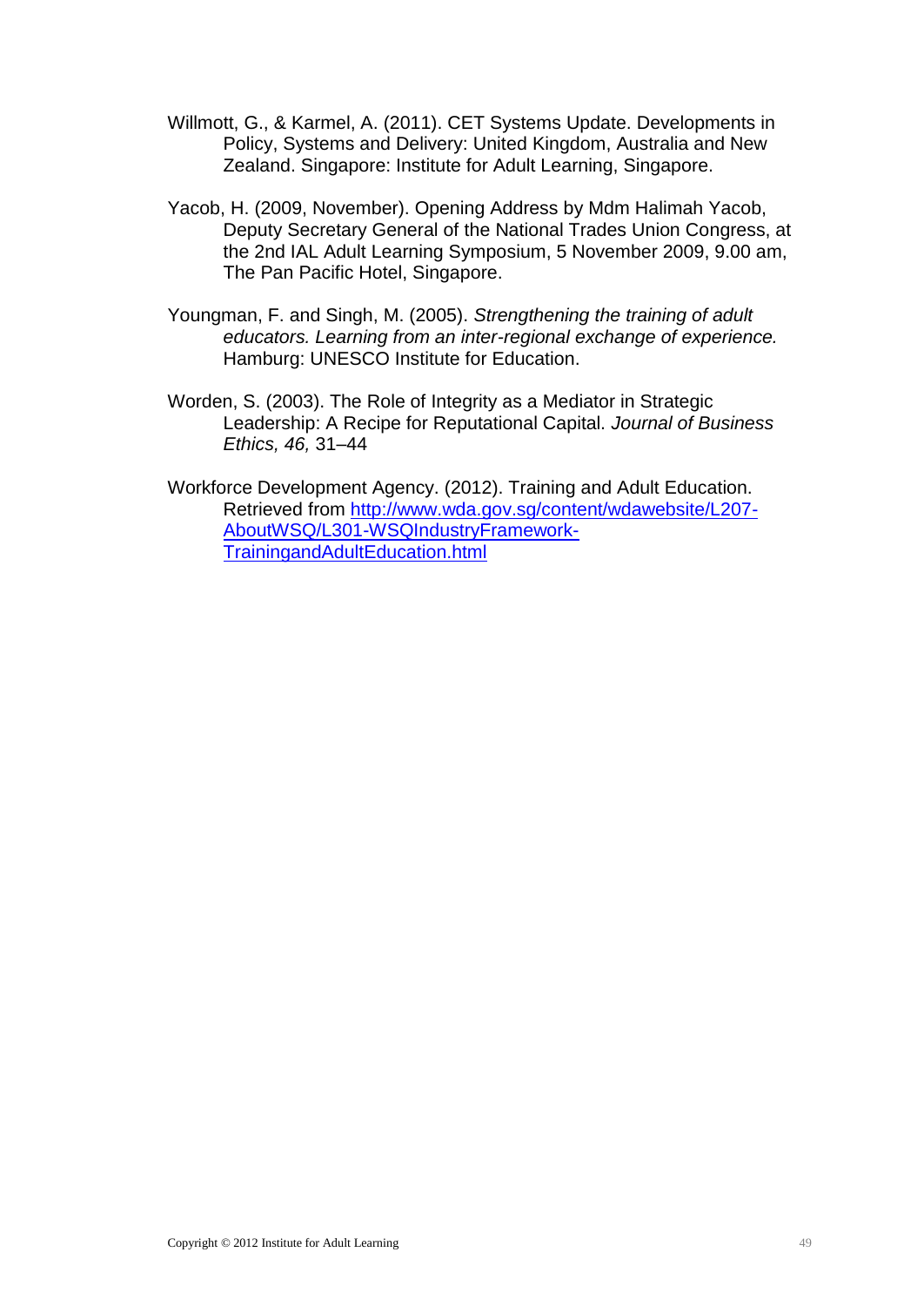Willmott, G., & Karmel, A. (2011). CET Systems Update. Developments in Policy, Systems and Delivery: United Kingdom, Australia and New Zealand. Singapore: Institute for Adult Learning, Singapore.

Yacob, H. (2009, November). Opening Address by Mdm Halimah Yacob, Deputy Secretary General of the National Trades Union Congress, at the 2nd IAL Adult Learning Symposium, 5 November 2009, 9.00 am, The Pan Pacific Hotel, Singapore.

Youngman, F. and Singh, M. (2005). *Strengthening the training of adult educators. Learning from an inter-regional exchange of experience.* Hamburg: UNESCO Institute for Education.

Worden, S. (2003). The Role of Integrity as a Mediator in Strategic Leadership: A Recipe for Reputational Capital. *Journal of Business Ethics, 46,* 31–44

Workforce Development Agency. (2012). Training and Adult Education. Retrieved from [http://www.wda.gov.sg/content/wdawebsite/L207-AboutWSQ/L301-WSQIndustryFramework-TrainingandAdultEducation.html](http://www.wda.gov.sg/content/wdawebsite/L207-AboutWSQ/L301-WSQIndustryFramework-TrainingandAdultEducation.html)